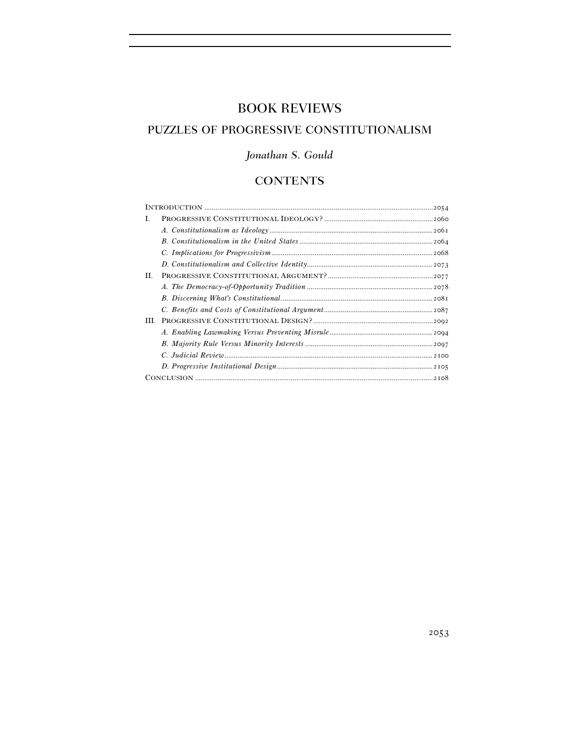# BOOK REVIEWS

## PUZZLES OF PROGRESSIVE CONSTITUTIONALISM

*Jonathan S. Gould*

## CONTENTS

INTRODUCTION .......... 2054

I. PROGRESSIVE CONSTITUTIONAL IDEOLOGY? .......... 2060
   - *A. Constitutionalism as Ideology* .......... 2061
   - *B. Constitutionalism in the United States* .......... 2064
   - *C. Implications for Progressivism* .......... 2068
   - *D. Constitutionalism and Collective Identity* .......... 2073

II. PROGRESSIVE CONSTITUTIONAL ARGUMENT? .......... 2077
   - *A. The Democracy-of-Opportunity Tradition* .......... 2078
   - *B. Discerning What's Constitutional* .......... 2081
   - *C. Benefits and Costs of Constitutional Argument* .......... 2087

III. PROGRESSIVE CONSTITUTIONAL DESIGN? .......... 2092
   - *A. Enabling Lawmaking Versus Preventing Misrule* .......... 2094
   - *B. Majority Rule Versus Minority Interests* .......... 2097
   - *C. Judicial Review* .......... 2100
   - *D. Progressive Institutional Design* .......... 2105

CONCLUSION .......... 2108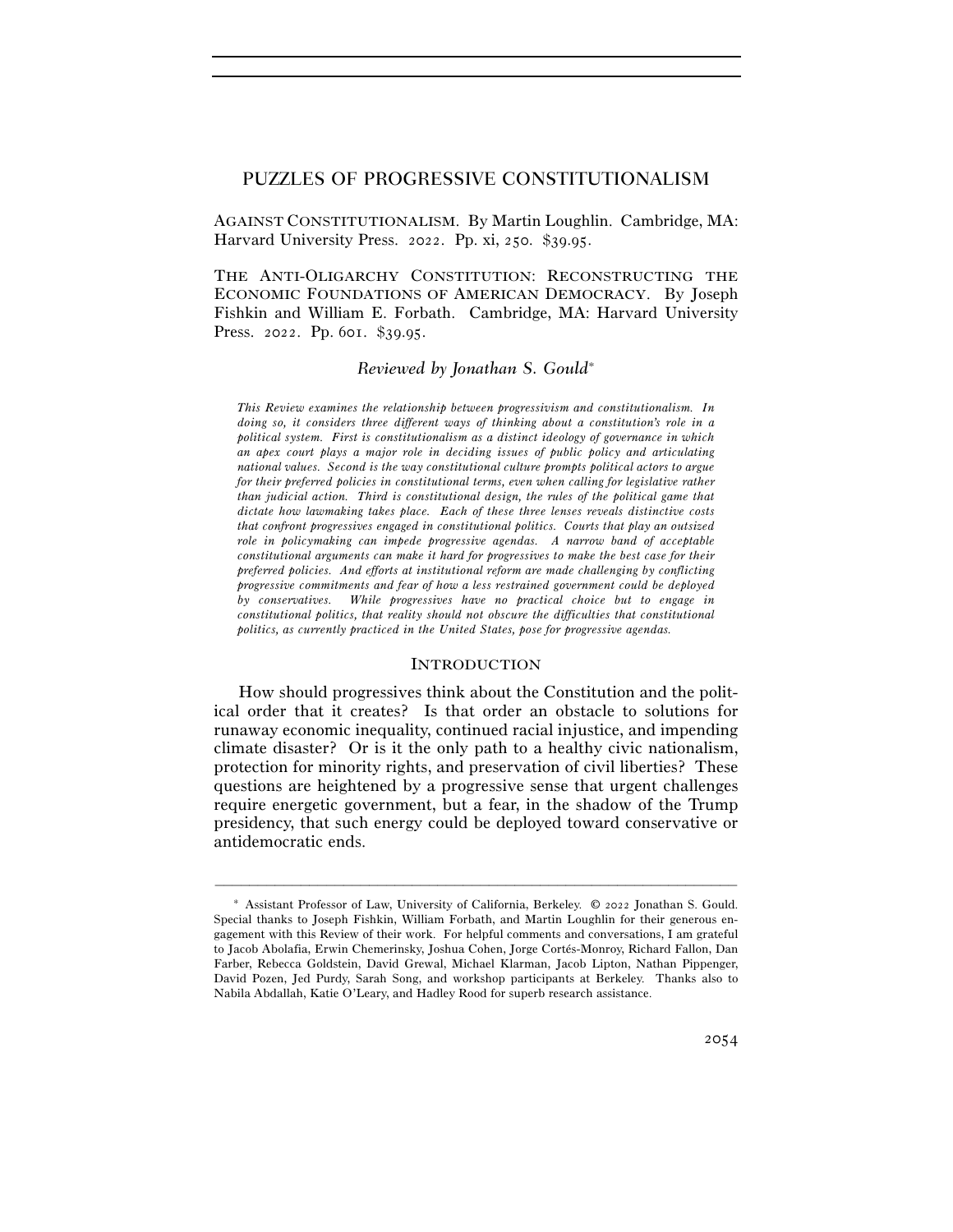# PUZZLES OF PROGRESSIVE CONSTITUTIONALISM

AGAINST CONSTITUTIONALISM. By Martin Loughlin. Cambridge, MA: Harvard University Press. 2022. Pp. xi, 250. $39.95.

THE ANTI-OLIGARCHY CONSTITUTION: RECONSTRUCTING THE ECONOMIC FOUNDATIONS OF AMERICAN DEMOCRACY. By Joseph Fishkin and William E. Forbath. Cambridge, MA: Harvard University Press. 2022. Pp. 601. $39.95.

*Reviewed by Jonathan S. Gould*[*]

*This Review examines the relationship between progressivism and constitutionalism. In doing so, it considers three different ways of thinking about a constitution's role in a political system. First is constitutionalism as a distinct ideology of governance in which an apex court plays a major role in deciding issues of public policy and articulating national values. Second is the way constitutional culture prompts political actors to argue for their preferred policies in constitutional terms, even when calling for legislative rather than judicial action. Third is constitutional design, the rules of the political game that dictate how lawmaking takes place. Each of these three lenses reveals distinctive costs that confront progressives engaged in constitutional politics. Courts that play an outsized role in policymaking can impede progressive agendas. A narrow band of acceptable constitutional arguments can make it hard for progressives to make the best case for their preferred policies. And efforts at institutional reform are made challenging by conflicting progressive commitments and fear of how a less restrained government could be deployed by conservatives. While progressives have no practical choice but to engage in constitutional politics, that reality should not obscure the difficulties that constitutional politics, as currently practiced in the United States, pose for progressive agendas.*

## INTRODUCTION

How should progressives think about the Constitution and the political order that it creates? Is that order an obstacle to solutions for runaway economic inequality, continued racial injustice, and impending climate disaster? Or is it the only path to a healthy civic nationalism, protection for minority rights, and preservation of civil liberties? These questions are heightened by a progressive sense that urgent challenges require energetic government, but a fear, in the shadow of the Trump presidency, that such energy could be deployed toward conservative or antidemocratic ends.

---

[*] Assistant Professor of Law, University of California, Berkeley. © 2022 Jonathan S. Gould. Special thanks to Joseph Fishkin, William Forbath, and Martin Loughlin for their generous engagement with this Review of their work. For helpful comments and conversations, I am grateful to Jacob Abolafia, Erwin Chemerinsky, Joshua Cohen, Jorge Cortés-Monroy, Richard Fallon, Dan Farber, Rebecca Goldstein, David Grewal, Michael Klarman, Jacob Lipton, Nathan Pippenger, David Pozen, Jed Purdy, Sarah Song, and workshop participants at Berkeley. Thanks also to Nabila Abdallah, Katie O'Leary, and Hadley Rood for superb research assistance.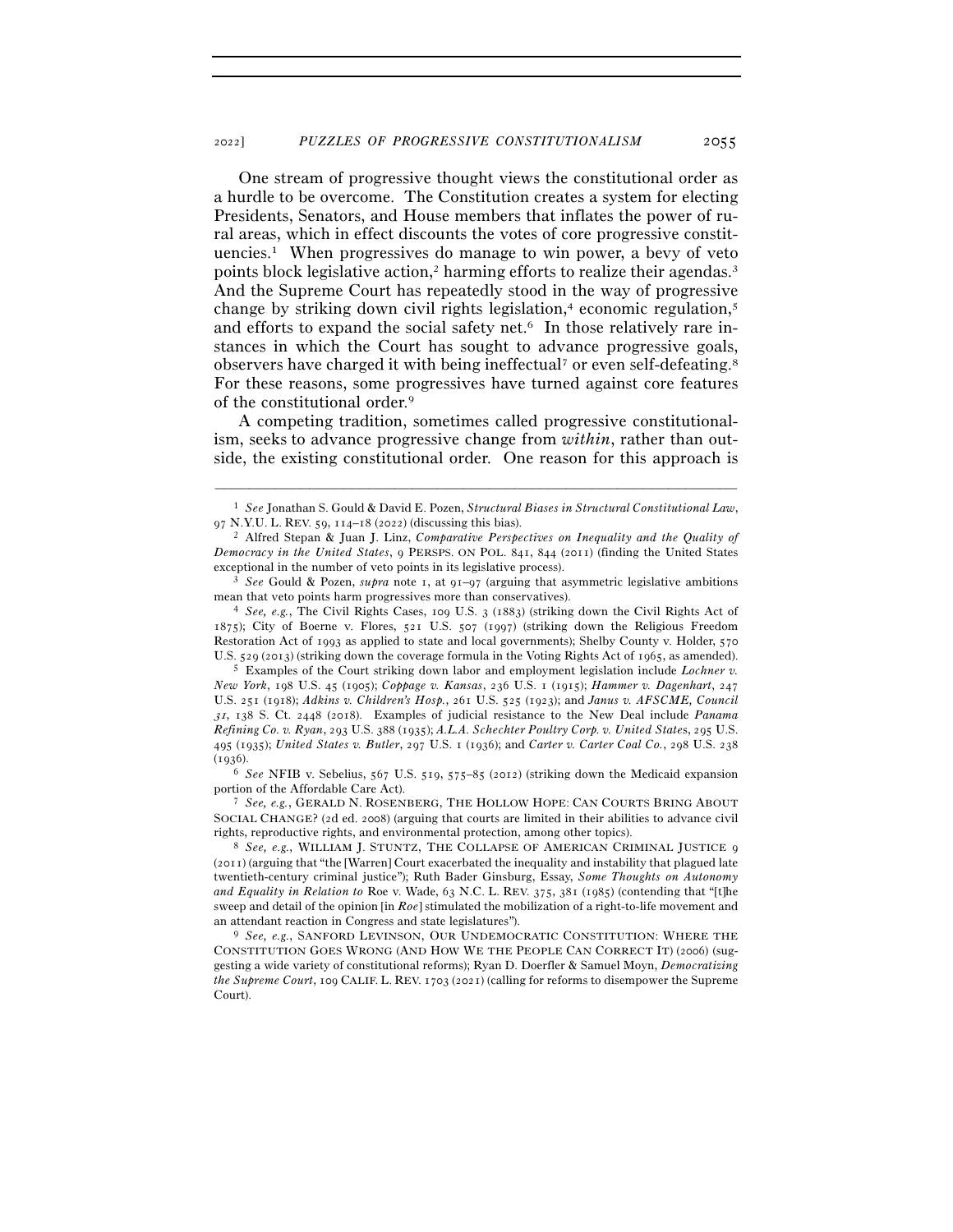One stream of progressive thought views the constitutional order as a hurdle to be overcome. The Constitution creates a system for electing Presidents, Senators, and House members that inflates the power of rural areas, which in effect discounts the votes of core progressive constituencies.[1] When progressives do manage to win power, a bevy of veto points block legislative action,[2] harming efforts to realize their agendas.[3] And the Supreme Court has repeatedly stood in the way of progressive change by striking down civil rights legislation,[4] economic regulation,[5] and efforts to expand the social safety net.[6] In those relatively rare instances in which the Court has sought to advance progressive goals, observers have charged it with being ineffectual[7] or even self-defeating.[8] For these reasons, some progressives have turned against core features of the constitutional order.[9]

A competing tradition, sometimes called progressive constitutionalism, seeks to advance progressive change from *within*, rather than outside, the existing constitutional order. One reason for this approach is

---

[1] *See* Jonathan S. Gould & David E. Pozen, *Structural Biases in Structural Constitutional Law*, 97 N.Y.U. L. REV. 59, 114–18 (2022) (discussing this bias).

[2] Alfred Stepan & Juan J. Linz, *Comparative Perspectives on Inequality and the Quality of Democracy in the United States*, 9 PERSPS. ON POL. 841, 844 (2011) (finding the United States exceptional in the number of veto points in its legislative process).

[3] *See* Gould & Pozen, *supra* note 1, at 91–97 (arguing that asymmetric legislative ambitions mean that veto points harm progressives more than conservatives).

[4] *See, e.g.*, The Civil Rights Cases, 109 U.S. 3 (1883) (striking down the Civil Rights Act of 1875); City of Boerne v. Flores, 521 U.S. 507 (1997) (striking down the Religious Freedom Restoration Act of 1993 as applied to state and local governments); Shelby County v. Holder, 570 U.S. 529 (2013) (striking down the coverage formula in the Voting Rights Act of 1965, as amended).

[5] Examples of the Court striking down labor and employment legislation include *Lochner v. New York*, 198 U.S. 45 (1905); *Coppage v. Kansas*, 236 U.S. 1 (1915); *Hammer v. Dagenhart*, 247 U.S. 251 (1918); *Adkins v. Children's Hosp.*, 261 U.S. 525 (1923); and *Janus v. AFSCME, Council 31*, 138 S. Ct. 2448 (2018). Examples of judicial resistance to the New Deal include *Panama Refining Co. v. Ryan*, 293 U.S. 388 (1935); *A.L.A. Schechter Poultry Corp. v. United States*, 295 U.S. 495 (1935); *United States v. Butler*, 297 U.S. 1 (1936); and *Carter v. Carter Coal Co.*, 298 U.S. 238 (1936).

[6] *See* NFIB v. Sebelius, 567 U.S. 519, 575–85 (2012) (striking down the Medicaid expansion portion of the Affordable Care Act).

[7] *See, e.g.*, GERALD N. ROSENBERG, THE HOLLOW HOPE: CAN COURTS BRING ABOUT SOCIAL CHANGE? (2d ed. 2008) (arguing that courts are limited in their abilities to advance civil rights, reproductive rights, and environmental protection, among other topics).

[8] *See, e.g.*, WILLIAM J. STUNTZ, THE COLLAPSE OF AMERICAN CRIMINAL JUSTICE 9 (2011) (arguing that "the [Warren] Court exacerbated the inequality and instability that plagued late twentieth-century criminal justice"); Ruth Bader Ginsburg, Essay, *Some Thoughts on Autonomy and Equality in Relation to* Roe v. Wade, 63 N.C. L. REV. 375, 381 (1985) (contending that "[t]he sweep and detail of the opinion [in *Roe*] stimulated the mobilization of a right-to-life movement and an attendant reaction in Congress and state legislatures").

[9] *See, e.g.*, SANFORD LEVINSON, OUR UNDEMOCRATIC CONSTITUTION: WHERE THE CONSTITUTION GOES WRONG (AND HOW WE THE PEOPLE CAN CORRECT IT) (2006) (suggesting a wide variety of constitutional reforms); Ryan D. Doerfler & Samuel Moyn, *Democratizing the Supreme Court*, 109 CALIF. L. REV. 1703 (2021) (calling for reforms to disempower the Supreme Court).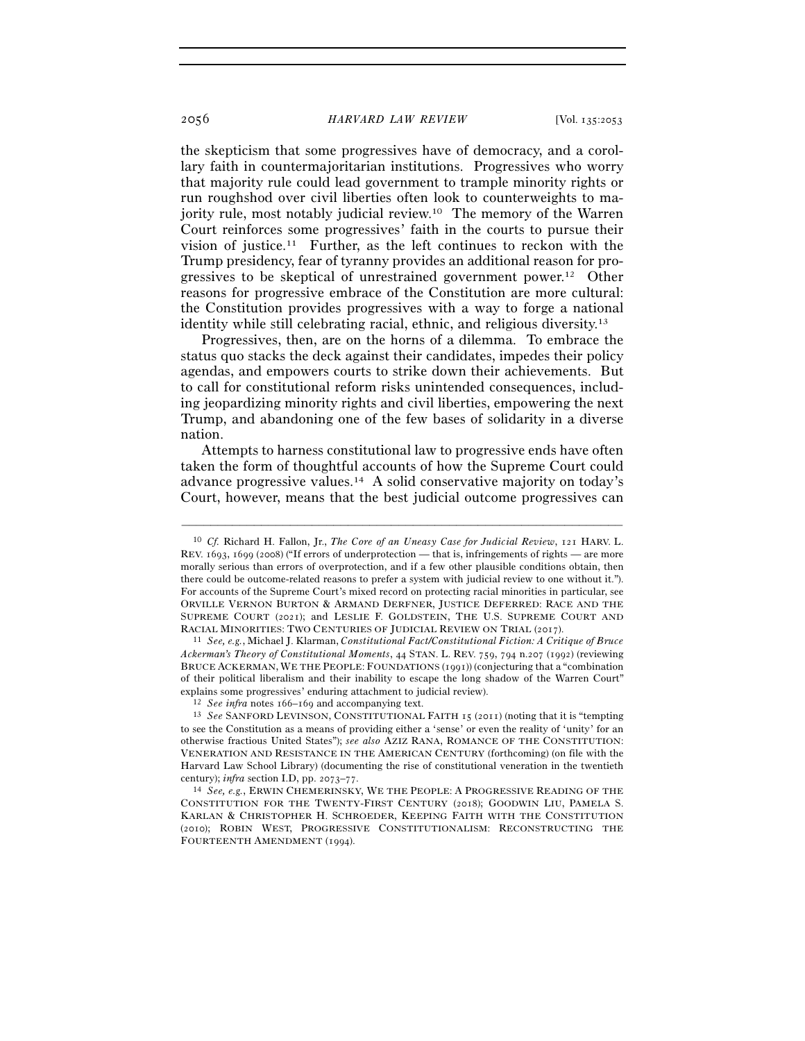the skepticism that some progressives have of democracy, and a corollary faith in countermajoritarian institutions. Progressives who worry that majority rule could lead government to trample minority rights or run roughshod over civil liberties often look to counterweights to majority rule, most notably judicial review.[10] The memory of the Warren Court reinforces some progressives' faith in the courts to pursue their vision of justice.[11] Further, as the left continues to reckon with the Trump presidency, fear of tyranny provides an additional reason for progressives to be skeptical of unrestrained government power.[12] Other reasons for progressive embrace of the Constitution are more cultural: the Constitution provides progressives with a way to forge a national identity while still celebrating racial, ethnic, and religious diversity.[13]

Progressives, then, are on the horns of a dilemma. To embrace the status quo stacks the deck against their candidates, impedes their policy agendas, and empowers courts to strike down their achievements. But to call for constitutional reform risks unintended consequences, including jeopardizing minority rights and civil liberties, empowering the next Trump, and abandoning one of the few bases of solidarity in a diverse nation.

Attempts to harness constitutional law to progressive ends have often taken the form of thoughtful accounts of how the Supreme Court could advance progressive values.[14] A solid conservative majority on today's Court, however, means that the best judicial outcome progressives can

---

[10] *Cf.* Richard H. Fallon, Jr., *The Core of an Uneasy Case for Judicial Review*, 121 HARV. L. REV. 1693, 1699 (2008) ("If errors of underprotection — that is, infringements of rights — are more morally serious than errors of overprotection, and if a few other plausible conditions obtain, then there could be outcome-related reasons to prefer a system with judicial review to one without it."). For accounts of the Supreme Court's mixed record on protecting racial minorities in particular, see ORVILLE VERNON BURTON & ARMAND DERFNER, JUSTICE DEFERRED: RACE AND THE SUPREME COURT (2021); and LESLIE F. GOLDSTEIN, THE U.S. SUPREME COURT AND RACIAL MINORITIES: TWO CENTURIES OF JUDICIAL REVIEW ON TRIAL (2017).

[11] *See, e.g.*, Michael J. Klarman, *Constitutional Fact/Constitutional Fiction: A Critique of Bruce Ackerman's Theory of Constitutional Moments*, 44 STAN. L. REV. 759, 794 n.207 (1992) (reviewing BRUCE ACKERMAN, WE THE PEOPLE: FOUNDATIONS (1991)) (conjecturing that a "combination of their political liberalism and their inability to escape the long shadow of the Warren Court" explains some progressives' enduring attachment to judicial review).

[12] *See infra* notes 166–169 and accompanying text.

[13] *See* SANFORD LEVINSON, CONSTITUTIONAL FAITH 15 (2011) (noting that it is "tempting to see the Constitution as a means of providing either a 'sense' or even the reality of 'unity' for an otherwise fractious United States"); *see also* AZIZ RANA, ROMANCE OF THE CONSTITUTION: VENERATION AND RESISTANCE IN THE AMERICAN CENTURY (forthcoming) (on file with the Harvard Law School Library) (documenting the rise of constitutional veneration in the twentieth century); *infra* section I.D, pp. 2073–77.

[14] *See, e.g.*, ERWIN CHEMERINSKY, WE THE PEOPLE: A PROGRESSIVE READING OF THE CONSTITUTION FOR THE TWENTY-FIRST CENTURY (2018); GOODWIN LIU, PAMELA S. KARLAN & CHRISTOPHER H. SCHROEDER, KEEPING FAITH WITH THE CONSTITUTION (2010); ROBIN WEST, PROGRESSIVE CONSTITUTIONALISM: RECONSTRUCTING THE FOURTEENTH AMENDMENT (1994).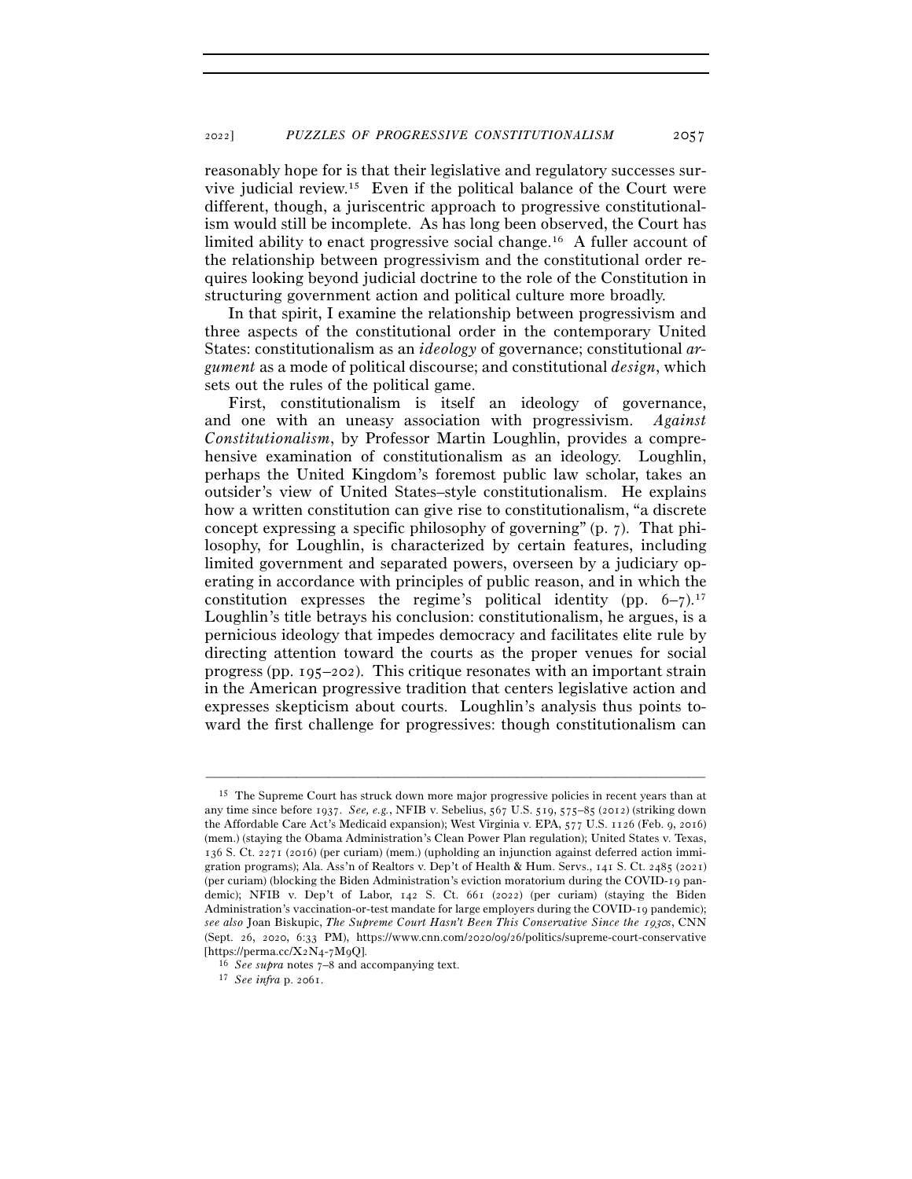reasonably hope for is that their legislative and regulatory successes survive judicial review.[15] Even if the political balance of the Court were different, though, a juriscentric approach to progressive constitutionalism would still be incomplete. As has long been observed, the Court has limited ability to enact progressive social change.[16] A fuller account of the relationship between progressivism and the constitutional order requires looking beyond judicial doctrine to the role of the Constitution in structuring government action and political culture more broadly.

In that spirit, I examine the relationship between progressivism and three aspects of the constitutional order in the contemporary United States: constitutionalism as an *ideology* of governance; constitutional *argument* as a mode of political discourse; and constitutional *design*, which sets out the rules of the political game.

First, constitutionalism is itself an ideology of governance, and one with an uneasy association with progressivism. *Against Constitutionalism*, by Professor Martin Loughlin, provides a comprehensive examination of constitutionalism as an ideology. Loughlin, perhaps the United Kingdom's foremost public law scholar, takes an outsider's view of United States–style constitutionalism. He explains how a written constitution can give rise to constitutionalism, "a discrete concept expressing a specific philosophy of governing" (p. 7). That philosophy, for Loughlin, is characterized by certain features, including limited government and separated powers, overseen by a judiciary operating in accordance with principles of public reason, and in which the constitution expresses the regime's political identity (pp. 6–7).[17] Loughlin's title betrays his conclusion: constitutionalism, he argues, is a pernicious ideology that impedes democracy and facilitates elite rule by directing attention toward the courts as the proper venues for social progress (pp. 195–202). This critique resonates with an important strain in the American progressive tradition that centers legislative action and expresses skepticism about courts. Loughlin's analysis thus points toward the first challenge for progressives: though constitutionalism can

---

[15] The Supreme Court has struck down more major progressive policies in recent years than at any time since before 1937. *See, e.g.*, NFIB v. Sebelius, 567 U.S. 519, 575–85 (2012) (striking down the Affordable Care Act's Medicaid expansion); West Virginia v. EPA, 577 U.S. 1126 (Feb. 9, 2016) (mem.) (staying the Obama Administration's Clean Power Plan regulation); United States v. Texas, 136 S. Ct. 2271 (2016) (per curiam) (mem.) (upholding an injunction against deferred action immigration programs); Ala. Ass'n of Realtors v. Dep't of Health & Hum. Servs., 141 S. Ct. 2485 (2021) (per curiam) (blocking the Biden Administration's eviction moratorium during the COVID-19 pandemic); NFIB v. Dep't of Labor, 142 S. Ct. 661 (2022) (per curiam) (staying the Biden Administration's vaccination-or-test mandate for large employers during the COVID-19 pandemic); *see also* Joan Biskupic, *The Supreme Court Hasn't Been This Conservative Since the 1930s*, CNN (Sept. 26, 2020, 6:33 PM), https://www.cnn.com/2020/09/26/politics/supreme-court-conservative [https://perma.cc/X2N4-7M9Q].

[16] *See supra* notes 7–8 and accompanying text.

[17] *See infra* p. 2061.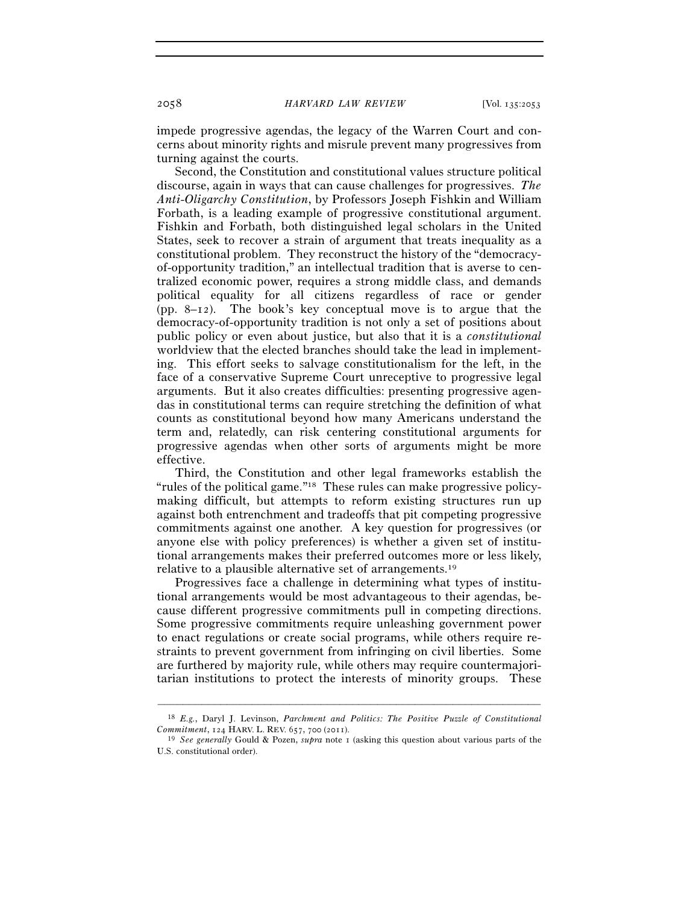impede progressive agendas, the legacy of the Warren Court and concerns about minority rights and misrule prevent many progressives from turning against the courts.

Second, the Constitution and constitutional values structure political discourse, again in ways that can cause challenges for progressives. *The Anti-Oligarchy Constitution*, by Professors Joseph Fishkin and William Forbath, is a leading example of progressive constitutional argument. Fishkin and Forbath, both distinguished legal scholars in the United States, seek to recover a strain of argument that treats inequality as a constitutional problem. They reconstruct the history of the "democracy-of-opportunity tradition," an intellectual tradition that is averse to centralized economic power, requires a strong middle class, and demands political equality for all citizens regardless of race or gender (pp. 8–12). The book's key conceptual move is to argue that the democracy-of-opportunity tradition is not only a set of positions about public policy or even about justice, but also that it is a *constitutional* worldview that the elected branches should take the lead in implementing. This effort seeks to salvage constitutionalism for the left, in the face of a conservative Supreme Court unreceptive to progressive legal arguments. But it also creates difficulties: presenting progressive agendas in constitutional terms can require stretching the definition of what counts as constitutional beyond how many Americans understand the term and, relatedly, can risk centering constitutional arguments for progressive agendas when other sorts of arguments might be more effective.

Third, the Constitution and other legal frameworks establish the "rules of the political game."[18] These rules can make progressive policymaking difficult, but attempts to reform existing structures run up against both entrenchment and tradeoffs that pit competing progressive commitments against one another. A key question for progressives (or anyone else with policy preferences) is whether a given set of institutional arrangements makes their preferred outcomes more or less likely, relative to a plausible alternative set of arrangements.[19]

Progressives face a challenge in determining what types of institutional arrangements would be most advantageous to their agendas, because different progressive commitments pull in competing directions. Some progressive commitments require unleashing government power to enact regulations or create social programs, while others require restraints to prevent government from infringing on civil liberties. Some are furthered by majority rule, while others may require countermajoritarian institutions to protect the interests of minority groups. These

---

[18] *E.g.*, Daryl J. Levinson, *Parchment and Politics: The Positive Puzzle of Constitutional Commitment*, 124 HARV. L. REV. 657, 700 (2011).

[19] *See generally* Gould & Pozen, *supra* note 1 (asking this question about various parts of the U.S. constitutional order).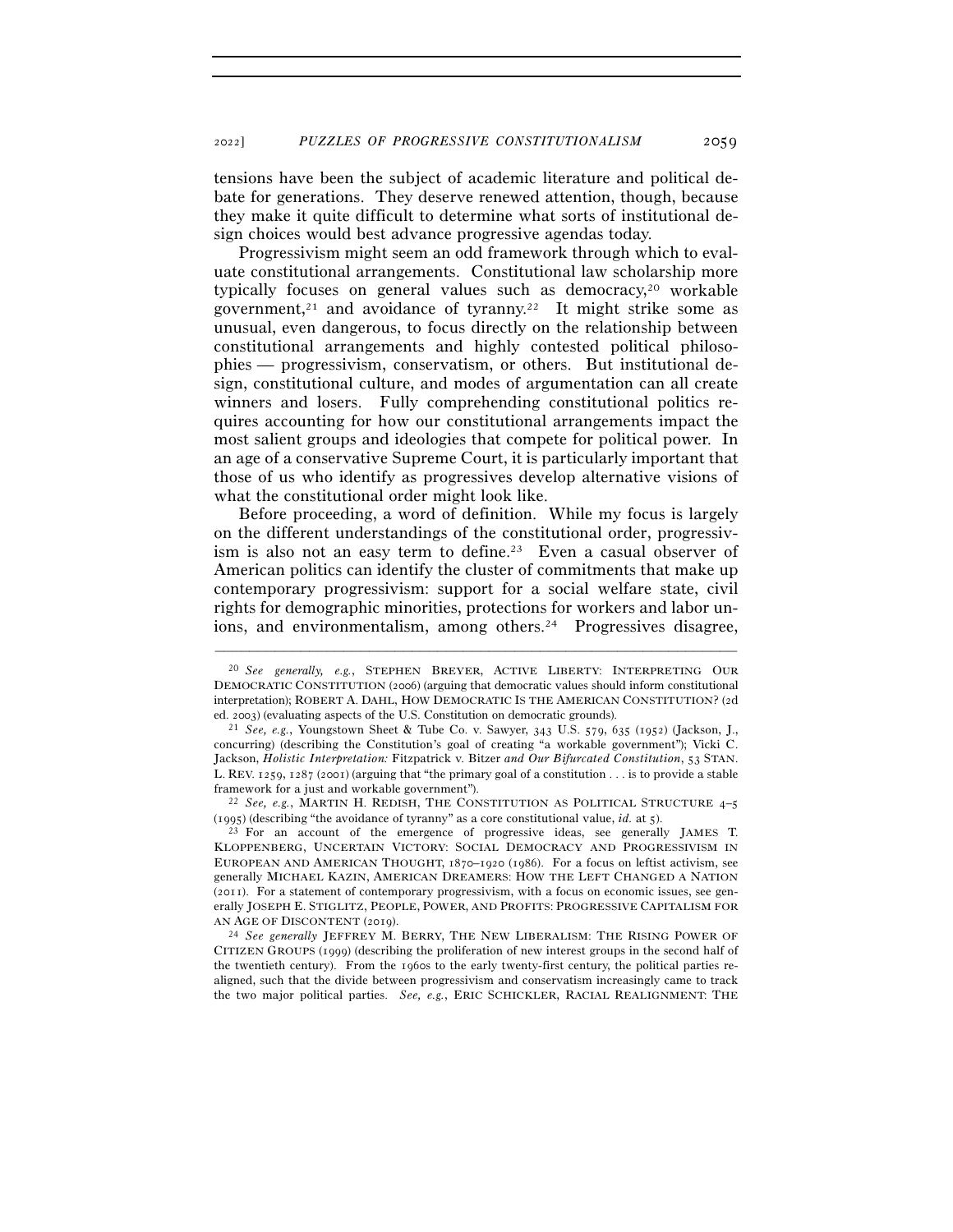tensions have been the subject of academic literature and political debate for generations. They deserve renewed attention, though, because they make it quite difficult to determine what sorts of institutional design choices would best advance progressive agendas today.

Progressivism might seem an odd framework through which to evaluate constitutional arrangements. Constitutional law scholarship more typically focuses on general values such as democracy,[20] workable government,[21] and avoidance of tyranny.[22] It might strike some as unusual, even dangerous, to focus directly on the relationship between constitutional arrangements and highly contested political philosophies — progressivism, conservatism, or others. But institutional design, constitutional culture, and modes of argumentation can all create winners and losers. Fully comprehending constitutional politics requires accounting for how our constitutional arrangements impact the most salient groups and ideologies that compete for political power. In an age of a conservative Supreme Court, it is particularly important that those of us who identify as progressives develop alternative visions of what the constitutional order might look like.

Before proceeding, a word of definition. While my focus is largely on the different understandings of the constitutional order, progressivism is also not an easy term to define.[23] Even a casual observer of American politics can identify the cluster of commitments that make up contemporary progressivism: support for a social welfare state, civil rights for demographic minorities, protections for workers and labor unions, and environmentalism, among others.[24] Progressives disagree,

---

[20] *See generally, e.g.*, STEPHEN BREYER, ACTIVE LIBERTY: INTERPRETING OUR DEMOCRATIC CONSTITUTION (2006) (arguing that democratic values should inform constitutional interpretation); ROBERT A. DAHL, HOW DEMOCRATIC IS THE AMERICAN CONSTITUTION? (2d ed. 2003) (evaluating aspects of the U.S. Constitution on democratic grounds).

[21] *See, e.g.*, Youngstown Sheet & Tube Co. v. Sawyer, 343 U.S. 579, 635 (1952) (Jackson, J., concurring) (describing the Constitution's goal of creating "a workable government"); Vicki C. Jackson, *Holistic Interpretation:* Fitzpatrick v. Bitzer *and Our Bifurcated Constitution*, 53 STAN. L. REV. 1259, 1287 (2001) (arguing that "the primary goal of a constitution . . . is to provide a stable framework for a just and workable government").

[22] *See, e.g.*, MARTIN H. REDISH, THE CONSTITUTION AS POLITICAL STRUCTURE 4–5 (1995) (describing "the avoidance of tyranny" as a core constitutional value, *id.* at 5).

[23] For an account of the emergence of progressive ideas, see generally JAMES T. KLOPPENBERG, UNCERTAIN VICTORY: SOCIAL DEMOCRACY AND PROGRESSIVISM IN EUROPEAN AND AMERICAN THOUGHT, 1870–1920 (1986). For a focus on leftist activism, see generally MICHAEL KAZIN, AMERICAN DREAMERS: HOW THE LEFT CHANGED A NATION (2011). For a statement of contemporary progressivism, with a focus on economic issues, see generally JOSEPH E. STIGLITZ, PEOPLE, POWER, AND PROFITS: PROGRESSIVE CAPITALISM FOR AN AGE OF DISCONTENT (2019).

[24] *See generally* JEFFREY M. BERRY, THE NEW LIBERALISM: THE RISING POWER OF CITIZEN GROUPS (1999) (describing the proliferation of new interest groups in the second half of the twentieth century). From the 1960s to the early twenty-first century, the political parties realigned, such that the divide between progressivism and conservatism increasingly came to track the two major political parties. *See, e.g.*, ERIC SCHICKLER, RACIAL REALIGNMENT: THE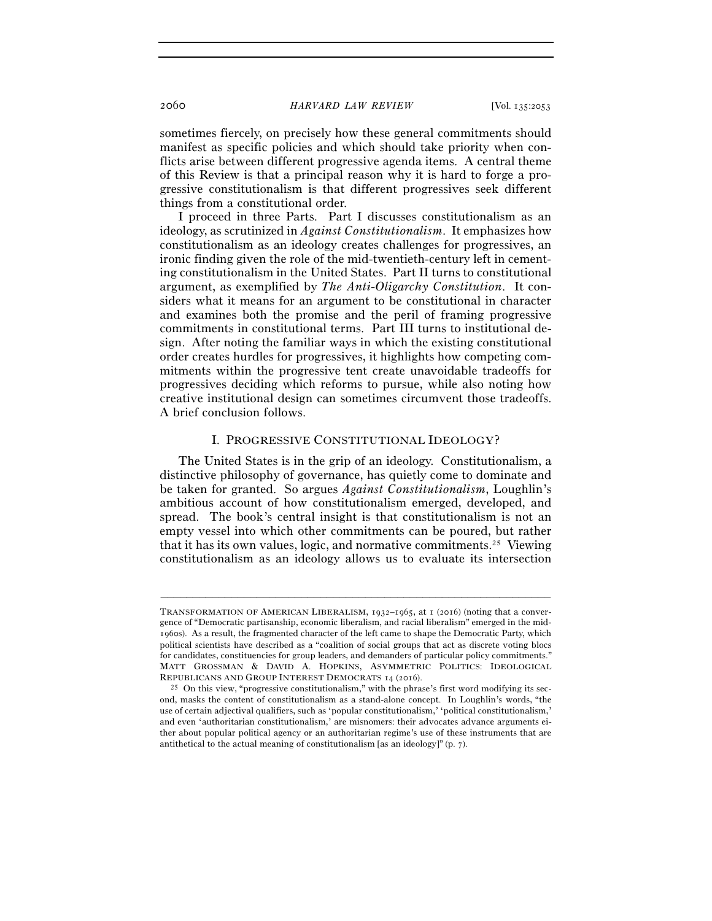sometimes fiercely, on precisely how these general commitments should manifest as specific policies and which should take priority when conflicts arise between different progressive agenda items. A central theme of this Review is that a principal reason why it is hard to forge a progressive constitutionalism is that different progressives seek different things from a constitutional order.

I proceed in three Parts. Part I discusses constitutionalism as an ideology, as scrutinized in *Against Constitutionalism*. It emphasizes how constitutionalism as an ideology creates challenges for progressives, an ironic finding given the role of the mid-twentieth-century left in cementing constitutionalism in the United States. Part II turns to constitutional argument, as exemplified by *The Anti-Oligarchy Constitution*. It considers what it means for an argument to be constitutional in character and examines both the promise and the peril of framing progressive commitments in constitutional terms. Part III turns to institutional design. After noting the familiar ways in which the existing constitutional order creates hurdles for progressives, it highlights how competing commitments within the progressive tent create unavoidable tradeoffs for progressives deciding which reforms to pursue, while also noting how creative institutional design can sometimes circumvent those tradeoffs. A brief conclusion follows.

## I. PROGRESSIVE CONSTITUTIONAL IDEOLOGY?

The United States is in the grip of an ideology. Constitutionalism, a distinctive philosophy of governance, has quietly come to dominate and be taken for granted. So argues *Against Constitutionalism*, Loughlin's ambitious account of how constitutionalism emerged, developed, and spread. The book's central insight is that constitutionalism is not an empty vessel into which other commitments can be poured, but rather that it has its own values, logic, and normative commitments.[25] Viewing constitutionalism as an ideology allows us to evaluate its intersection

---

TRANSFORMATION OF AMERICAN LIBERALISM, 1932–1965, at 1 (2016) (noting that a convergence of "Democratic partisanship, economic liberalism, and racial liberalism" emerged in the mid-1960s). As a result, the fragmented character of the left came to shape the Democratic Party, which political scientists have described as a "coalition of social groups that act as discrete voting blocs for candidates, constituencies for group leaders, and demanders of particular policy commitments." MATT GROSSMAN & DAVID A. HOPKINS, ASYMMETRIC POLITICS: IDEOLOGICAL REPUBLICANS AND GROUP INTEREST DEMOCRATS 14 (2016).

[25] On this view, "progressive constitutionalism," with the phrase's first word modifying its second, masks the content of constitutionalism as a stand-alone concept. In Loughlin's words, "the use of certain adjectival qualifiers, such as 'popular constitutionalism,' 'political constitutionalism,' and even 'authoritarian constitutionalism,' are misnomers: their advocates advance arguments either about popular political agency or an authoritarian regime's use of these instruments that are antithetical to the actual meaning of constitutionalism [as an ideology]" (p. 7).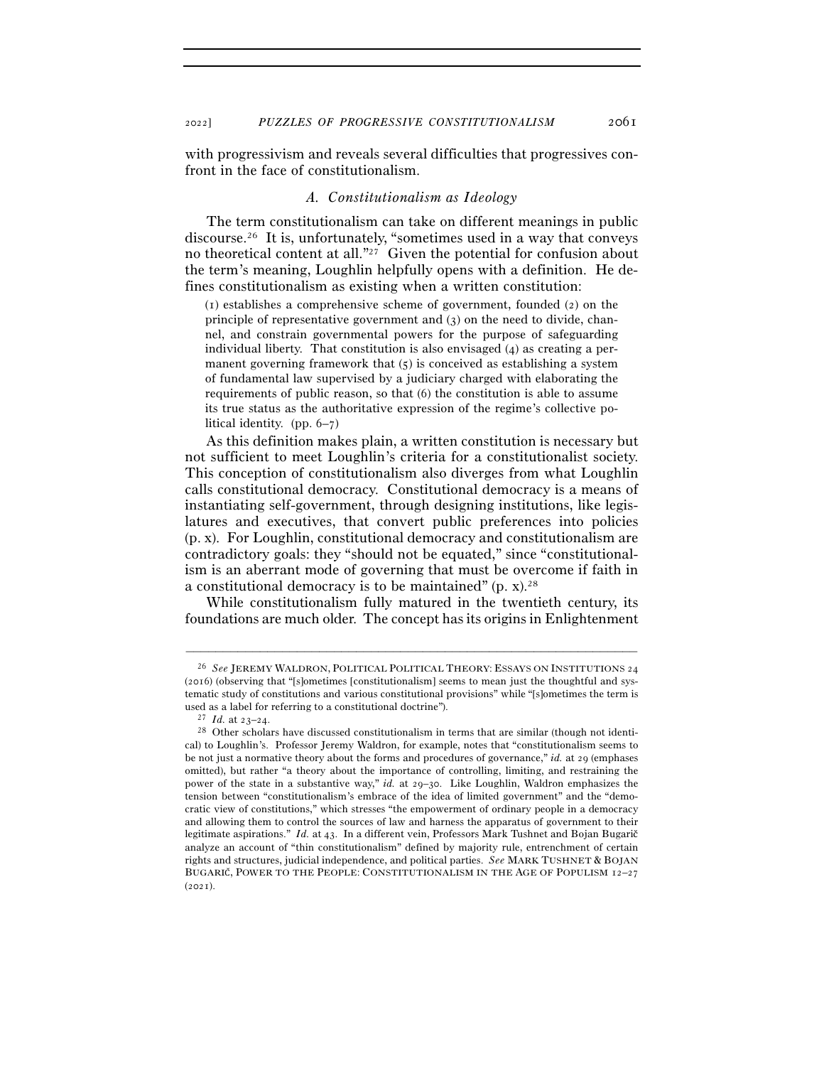with progressivism and reveals several difficulties that progressives confront in the face of constitutionalism.

### *A. Constitutionalism as Ideology*

The term constitutionalism can take on different meanings in public discourse.[26] It is, unfortunately, "sometimes used in a way that conveys no theoretical content at all."[27] Given the potential for confusion about the term's meaning, Loughlin helpfully opens with a definition. He defines constitutionalism as existing when a written constitution:

> (1) establishes a comprehensive scheme of government, founded (2) on the principle of representative government and (3) on the need to divide, channel, and constrain governmental powers for the purpose of safeguarding individual liberty. That constitution is also envisaged (4) as creating a permanent governing framework that (5) is conceived as establishing a system of fundamental law supervised by a judiciary charged with elaborating the requirements of public reason, so that (6) the constitution is able to assume its true status as the authoritative expression of the regime's collective political identity. (pp. 6–7)

As this definition makes plain, a written constitution is necessary but not sufficient to meet Loughlin's criteria for a constitutionalist society. This conception of constitutionalism also diverges from what Loughlin calls constitutional democracy. Constitutional democracy is a means of instantiating self-government, through designing institutions, like legislatures and executives, that convert public preferences into policies (p. x). For Loughlin, constitutional democracy and constitutionalism are contradictory goals: they "should not be equated," since "constitutionalism is an aberrant mode of governing that must be overcome if faith in a constitutional democracy is to be maintained" (p. x).[28]

While constitutionalism fully matured in the twentieth century, its foundations are much older. The concept has its origins in Enlightenment

---

[26] *See* JEREMY WALDRON, POLITICAL POLITICAL THEORY: ESSAYS ON INSTITUTIONS 24 (2016) (observing that "[s]ometimes [constitutionalism] seems to mean just the thoughtful and systematic study of constitutions and various constitutional provisions" while "[s]ometimes the term is used as a label for referring to a constitutional doctrine").

[27] *Id.* at 23–24.

[28] Other scholars have discussed constitutionalism in terms that are similar (though not identical) to Loughlin's. Professor Jeremy Waldron, for example, notes that "constitutionalism seems to be not just a normative theory about the forms and procedures of governance," *id.* at 29 (emphases omitted), but rather "a theory about the importance of controlling, limiting, and restraining the power of the state in a substantive way," *id.* at 29–30. Like Loughlin, Waldron emphasizes the tension between "constitutionalism's embrace of the idea of limited government" and the "democratic view of constitutions," which stresses "the empowerment of ordinary people in a democracy and allowing them to control the sources of law and harness the apparatus of government to their legitimate aspirations." *Id.* at 43. In a different vein, Professors Mark Tushnet and Bojan Bugarič analyze an account of "thin constitutionalism" defined by majority rule, entrenchment of certain rights and structures, judicial independence, and political parties. *See* MARK TUSHNET & BOJAN BUGARIČ, POWER TO THE PEOPLE: CONSTITUTIONALISM IN THE AGE OF POPULISM 12–27 (2021).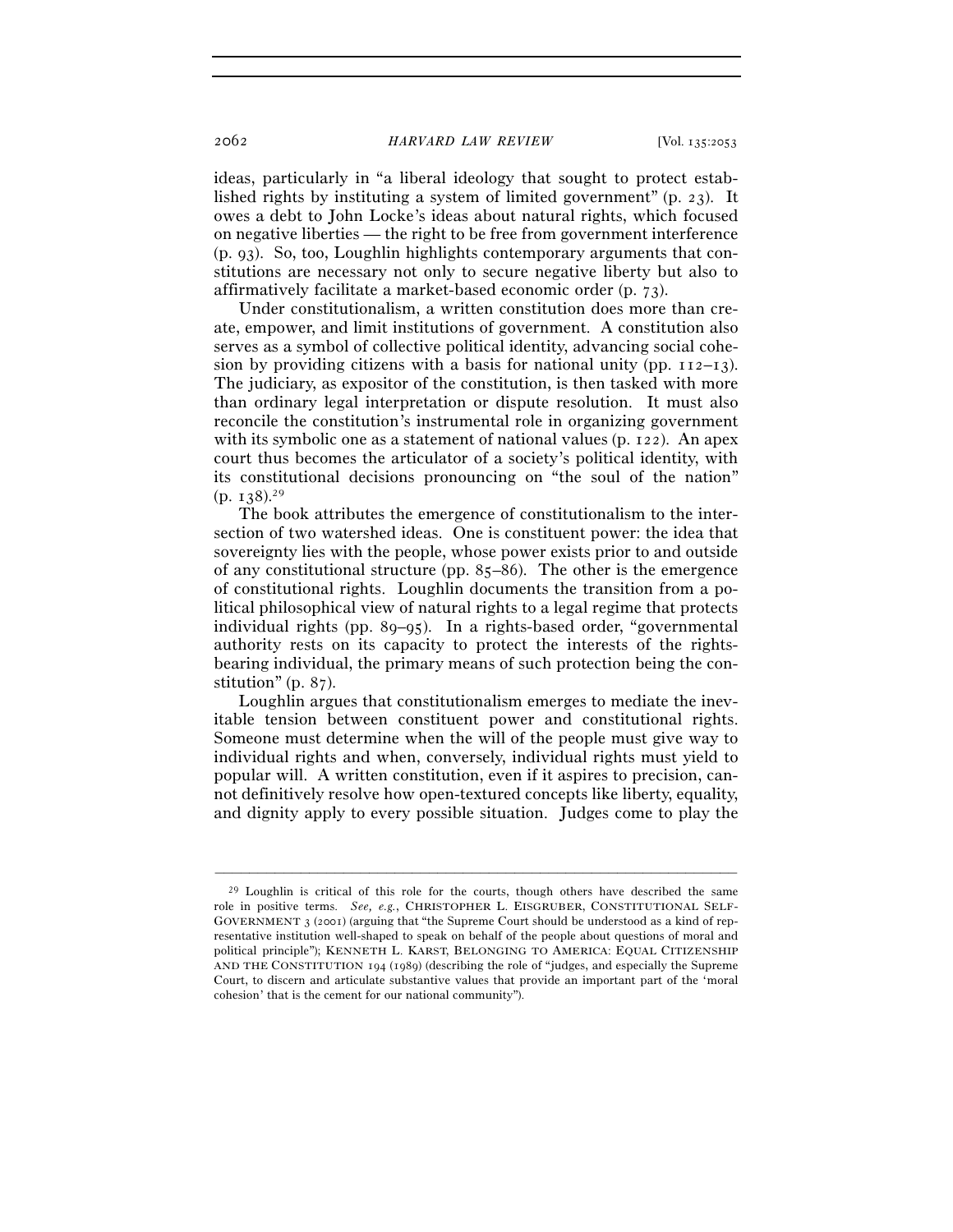ideas, particularly in "a liberal ideology that sought to protect established rights by instituting a system of limited government" (p. 23). It owes a debt to John Locke's ideas about natural rights, which focused on negative liberties — the right to be free from government interference (p. 93). So, too, Loughlin highlights contemporary arguments that constitutions are necessary not only to secure negative liberty but also to affirmatively facilitate a market-based economic order (p. 73).

Under constitutionalism, a written constitution does more than create, empower, and limit institutions of government. A constitution also serves as a symbol of collective political identity, advancing social cohesion by providing citizens with a basis for national unity (pp. 112–13). The judiciary, as expositor of the constitution, is then tasked with more than ordinary legal interpretation or dispute resolution. It must also reconcile the constitution's instrumental role in organizing government with its symbolic one as a statement of national values (p. 122). An apex court thus becomes the articulator of a society's political identity, with its constitutional decisions pronouncing on "the soul of the nation" (p. 138).[29]

The book attributes the emergence of constitutionalism to the intersection of two watershed ideas. One is constituent power: the idea that sovereignty lies with the people, whose power exists prior to and outside of any constitutional structure (pp. 85–86). The other is the emergence of constitutional rights. Loughlin documents the transition from a political philosophical view of natural rights to a legal regime that protects individual rights (pp. 89–95). In a rights-based order, "governmental authority rests on its capacity to protect the interests of the rights-bearing individual, the primary means of such protection being the constitution" (p. 87).

Loughlin argues that constitutionalism emerges to mediate the inevitable tension between constituent power and constitutional rights. Someone must determine when the will of the people must give way to individual rights and when, conversely, individual rights must yield to popular will. A written constitution, even if it aspires to precision, cannot definitively resolve how open-textured concepts like liberty, equality, and dignity apply to every possible situation. Judges come to play the

---

[29] Loughlin is critical of this role for the courts, though others have described the same role in positive terms. *See, e.g.*, CHRISTOPHER L. EISGRUBER, CONSTITUTIONAL SELF-GOVERNMENT 3 (2001) (arguing that "the Supreme Court should be understood as a kind of representative institution well-shaped to speak on behalf of the people about questions of moral and political principle"); KENNETH L. KARST, BELONGING TO AMERICA: EQUAL CITIZENSHIP AND THE CONSTITUTION 194 (1989) (describing the role of "judges, and especially the Supreme Court, to discern and articulate substantive values that provide an important part of the 'moral cohesion' that is the cement for our national community").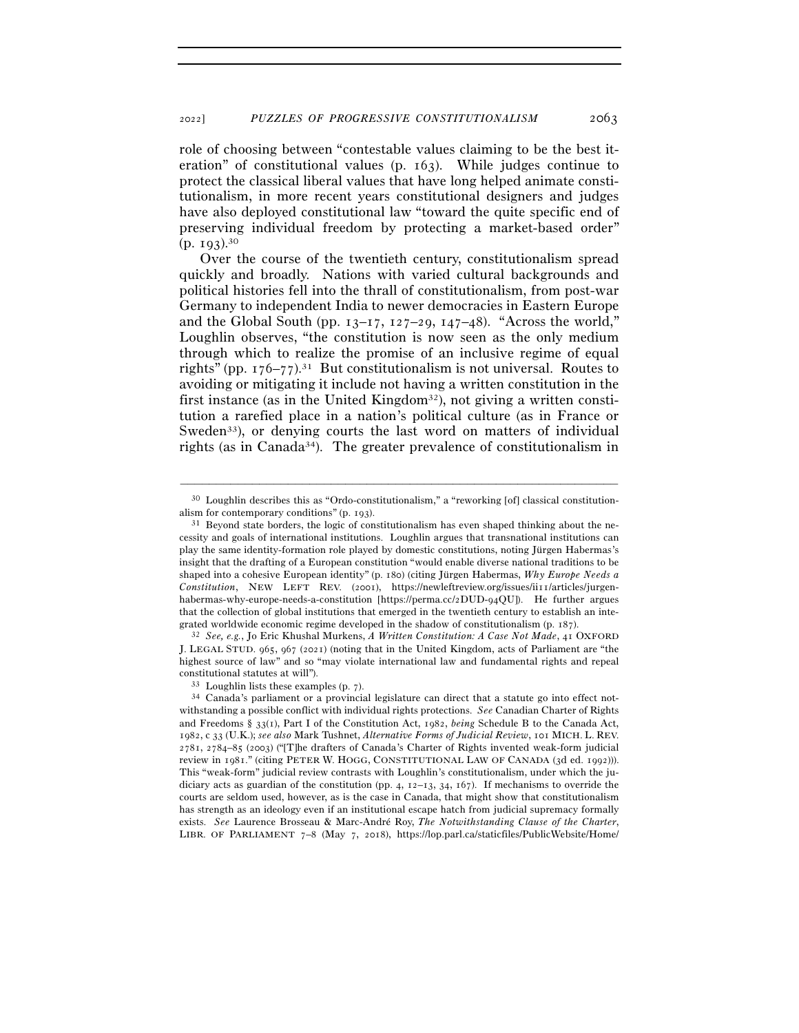role of choosing between "contestable values claiming to be the best iteration" of constitutional values (p. 163). While judges continue to protect the classical liberal values that have long helped animate constitutionalism, in more recent years constitutional designers and judges have also deployed constitutional law "toward the quite specific end of preserving individual freedom by protecting a market-based order" (p. 193).[30]

Over the course of the twentieth century, constitutionalism spread quickly and broadly. Nations with varied cultural backgrounds and political histories fell into the thrall of constitutionalism, from post-war Germany to independent India to newer democracies in Eastern Europe and the Global South (pp. 13–17, 127–29, 147–48). "Across the world," Loughlin observes, "the constitution is now seen as the only medium through which to realize the promise of an inclusive regime of equal rights" (pp. 176–77).[31] But constitutionalism is not universal. Routes to avoiding or mitigating it include not having a written constitution in the first instance (as in the United Kingdom[32]), not giving a written constitution a rarefied place in a nation's political culture (as in France or Sweden[33]), or denying courts the last word on matters of individual rights (as in Canada[34]). The greater prevalence of constitutionalism in

---

[30] Loughlin describes this as "Ordo-constitutionalism," a "reworking [of] classical constitutionalism for contemporary conditions" (p. 193).

[31] Beyond state borders, the logic of constitutionalism has even shaped thinking about the necessity and goals of international institutions. Loughlin argues that transnational institutions can play the same identity-formation role played by domestic constitutions, noting Jürgen Habermas's insight that the drafting of a European constitution "would enable diverse national traditions to be shaped into a cohesive European identity" (p. 180) (citing Jürgen Habermas, *Why Europe Needs a Constitution*, NEW LEFT REV. (2001), https://newleftreview.org/issues/ii11/articles/jurgen-habermas-why-europe-needs-a-constitution [https://perma.cc/2DUD-94QU]). He further argues that the collection of global institutions that emerged in the twentieth century to establish an integrated worldwide economic regime developed in the shadow of constitutionalism (p. 187).

[32] *See, e.g.*, Jo Eric Khushal Murkens, *A Written Constitution: A Case Not Made*, 41 OXFORD J. LEGAL STUD. 965, 967 (2021) (noting that in the United Kingdom, acts of Parliament are "the highest source of law" and so "may violate international law and fundamental rights and repeal constitutional statutes at will").

[33] Loughlin lists these examples (p. 7).

[34] Canada's parliament or a provincial legislature can direct that a statute go into effect notwithstanding a possible conflict with individual rights protections. *See* Canadian Charter of Rights and Freedoms § 33(1), Part I of the Constitution Act, 1982, *being* Schedule B to the Canada Act, 1982, c 33 (U.K.); *see also* Mark Tushnet, *Alternative Forms of Judicial Review*, 101 MICH. L. REV. 2781, 2784–85 (2003) ("[T]he drafters of Canada's Charter of Rights invented weak-form judicial review in 1981." (citing PETER W. HOGG, CONSTITUTIONAL LAW OF CANADA (3d ed. 1992))). This "weak-form" judicial review contrasts with Loughlin's constitutionalism, under which the judiciary acts as guardian of the constitution (pp. 4, 12–13, 34, 167). If mechanisms to override the courts are seldom used, however, as is the case in Canada, that might show that constitutionalism has strength as an ideology even if an institutional escape hatch from judicial supremacy formally exists. *See* Laurence Brosseau & Marc-André Roy, *The Notwithstanding Clause of the Charter*, LIBR. OF PARLIAMENT 7–8 (May 7, 2018), https://lop.parl.ca/staticfiles/PublicWebsite/Home/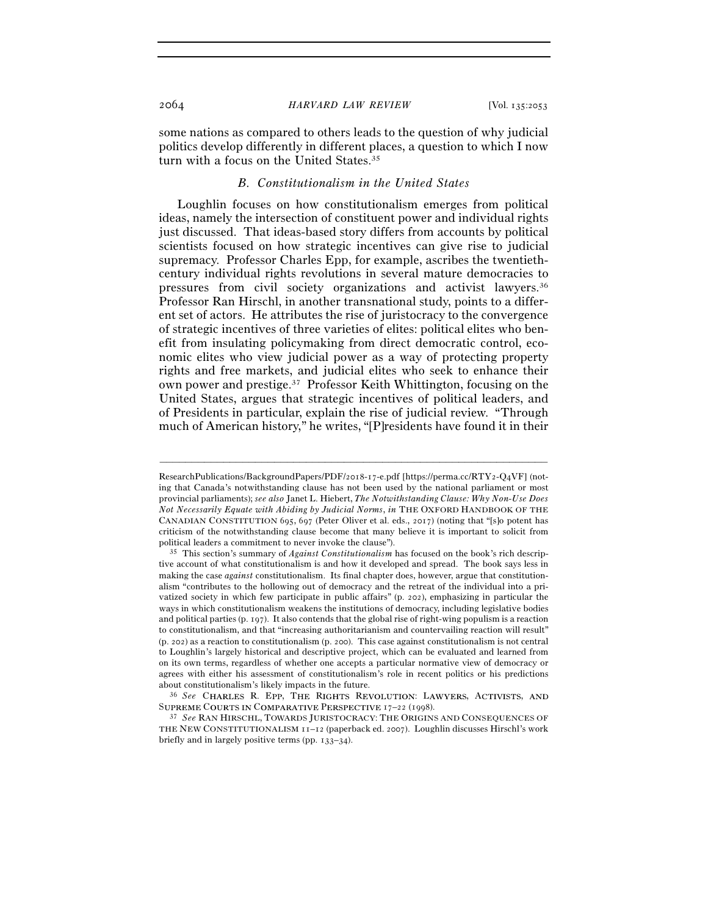some nations as compared to others leads to the question of why judicial politics develop differently in different places, a question to which I now turn with a focus on the United States.[35]

### *B. Constitutionalism in the United States*

Loughlin focuses on how constitutionalism emerges from political ideas, namely the intersection of constituent power and individual rights just discussed. That ideas-based story differs from accounts by political scientists focused on how strategic incentives can give rise to judicial supremacy. Professor Charles Epp, for example, ascribes the twentieth-century individual rights revolutions in several mature democracies to pressures from civil society organizations and activist lawyers.[36] Professor Ran Hirschl, in another transnational study, points to a different set of actors. He attributes the rise of juristocracy to the convergence of strategic incentives of three varieties of elites: political elites who benefit from insulating policymaking from direct democratic control, economic elites who view judicial power as a way of protecting property rights and free markets, and judicial elites who seek to enhance their own power and prestige.[37] Professor Keith Whittington, focusing on the United States, argues that strategic incentives of political leaders, and of Presidents in particular, explain the rise of judicial review. "Through much of American history," he writes, "[P]residents have found it in their

---

ResearchPublications/BackgroundPapers/PDF/2018-17-e.pdf [https://perma.cc/RTY2-Q4VF] (noting that Canada's notwithstanding clause has not been used by the national parliament or most provincial parliaments); *see also* Janet L. Hiebert, *The Notwithstanding Clause: Why Non-Use Does Not Necessarily Equate with Abiding by Judicial Norms*, *in* THE OXFORD HANDBOOK OF THE CANADIAN CONSTITUTION 695, 697 (Peter Oliver et al. eds., 2017) (noting that "[s]o potent has criticism of the notwithstanding clause become that many believe it is important to solicit from political leaders a commitment to never invoke the clause").

[35] This section's summary of *Against Constitutionalism* has focused on the book's rich descriptive account of what constitutionalism is and how it developed and spread. The book says less in making the case *against* constitutionalism. Its final chapter does, however, argue that constitutionalism "contributes to the hollowing out of democracy and the retreat of the individual into a privatized society in which few participate in public affairs" (p. 202), emphasizing in particular the ways in which constitutionalism weakens the institutions of democracy, including legislative bodies and political parties (p. 197). It also contends that the global rise of right-wing populism is a reaction to constitutionalism, and that "increasing authoritarianism and countervailing reaction will result" (p. 202) as a reaction to constitutionalism (p. 200). This case against constitutionalism is not central to Loughlin's largely historical and descriptive project, which can be evaluated and learned from on its own terms, regardless of whether one accepts a particular normative view of democracy or agrees with either his assessment of constitutionalism's role in recent politics or his predictions about constitutionalism's likely impacts in the future.

[36] *See* CHARLES R. EPP, THE RIGHTS REVOLUTION: LAWYERS, ACTIVISTS, AND SUPREME COURTS IN COMPARATIVE PERSPECTIVE 17–22 (1998).

[37] *See* RAN HIRSCHL, TOWARDS JURISTOCRACY: THE ORIGINS AND CONSEQUENCES OF THE NEW CONSTITUTIONALISM 11–12 (paperback ed. 2007). Loughlin discusses Hirschl's work briefly and in largely positive terms (pp. 133–34).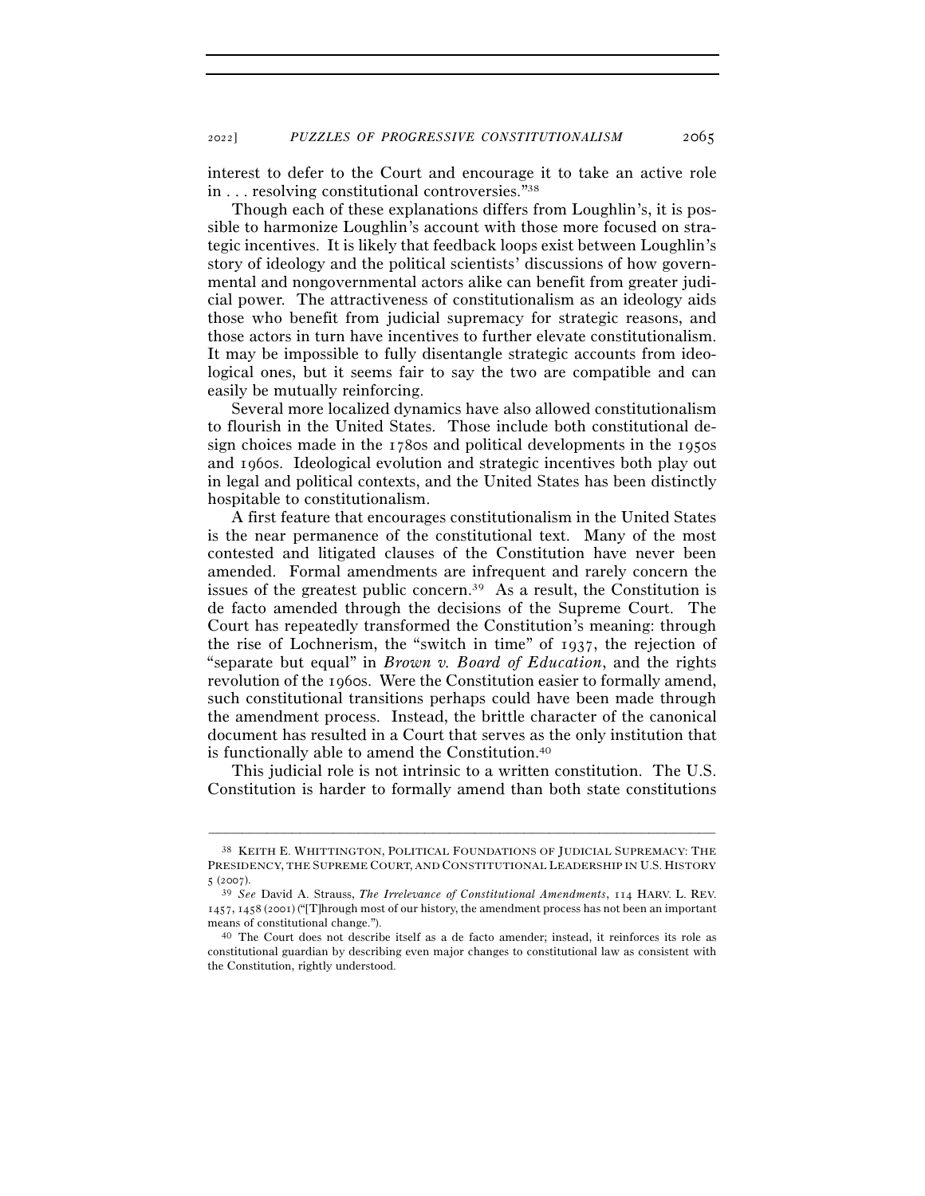interest to defer to the Court and encourage it to take an active role in . . . resolving constitutional controversies."[38]

Though each of these explanations differs from Loughlin's, it is possible to harmonize Loughlin's account with those more focused on strategic incentives. It is likely that feedback loops exist between Loughlin's story of ideology and the political scientists' discussions of how governmental and nongovernmental actors alike can benefit from greater judicial power. The attractiveness of constitutionalism as an ideology aids those who benefit from judicial supremacy for strategic reasons, and those actors in turn have incentives to further elevate constitutionalism. It may be impossible to fully disentangle strategic accounts from ideological ones, but it seems fair to say the two are compatible and can easily be mutually reinforcing.

Several more localized dynamics have also allowed constitutionalism to flourish in the United States. Those include both constitutional design choices made in the 1780s and political developments in the 1950s and 1960s. Ideological evolution and strategic incentives both play out in legal and political contexts, and the United States has been distinctly hospitable to constitutionalism.

A first feature that encourages constitutionalism in the United States is the near permanence of the constitutional text. Many of the most contested and litigated clauses of the Constitution have never been amended. Formal amendments are infrequent and rarely concern the issues of the greatest public concern.[39] As a result, the Constitution is de facto amended through the decisions of the Supreme Court. The Court has repeatedly transformed the Constitution's meaning: through the rise of Lochnerism, the "switch in time" of 1937, the rejection of "separate but equal" in *Brown v. Board of Education*, and the rights revolution of the 1960s. Were the Constitution easier to formally amend, such constitutional transitions perhaps could have been made through the amendment process. Instead, the brittle character of the canonical document has resulted in a Court that serves as the only institution that is functionally able to amend the Constitution.[40]

This judicial role is not intrinsic to a written constitution. The U.S. Constitution is harder to formally amend than both state constitutions

---

[38] KEITH E. WHITTINGTON, POLITICAL FOUNDATIONS OF JUDICIAL SUPREMACY: THE PRESIDENCY, THE SUPREME COURT, AND CONSTITUTIONAL LEADERSHIP IN U.S. HISTORY 5 (2007).

[39] *See* David A. Strauss, *The Irrelevance of Constitutional Amendments*, 114 HARV. L. REV. 1457, 1458 (2001) ("[T]hrough most of our history, the amendment process has not been an important means of constitutional change.").

[40] The Court does not describe itself as a de facto amender; instead, it reinforces its role as constitutional guardian by describing even major changes to constitutional law as consistent with the Constitution, rightly understood.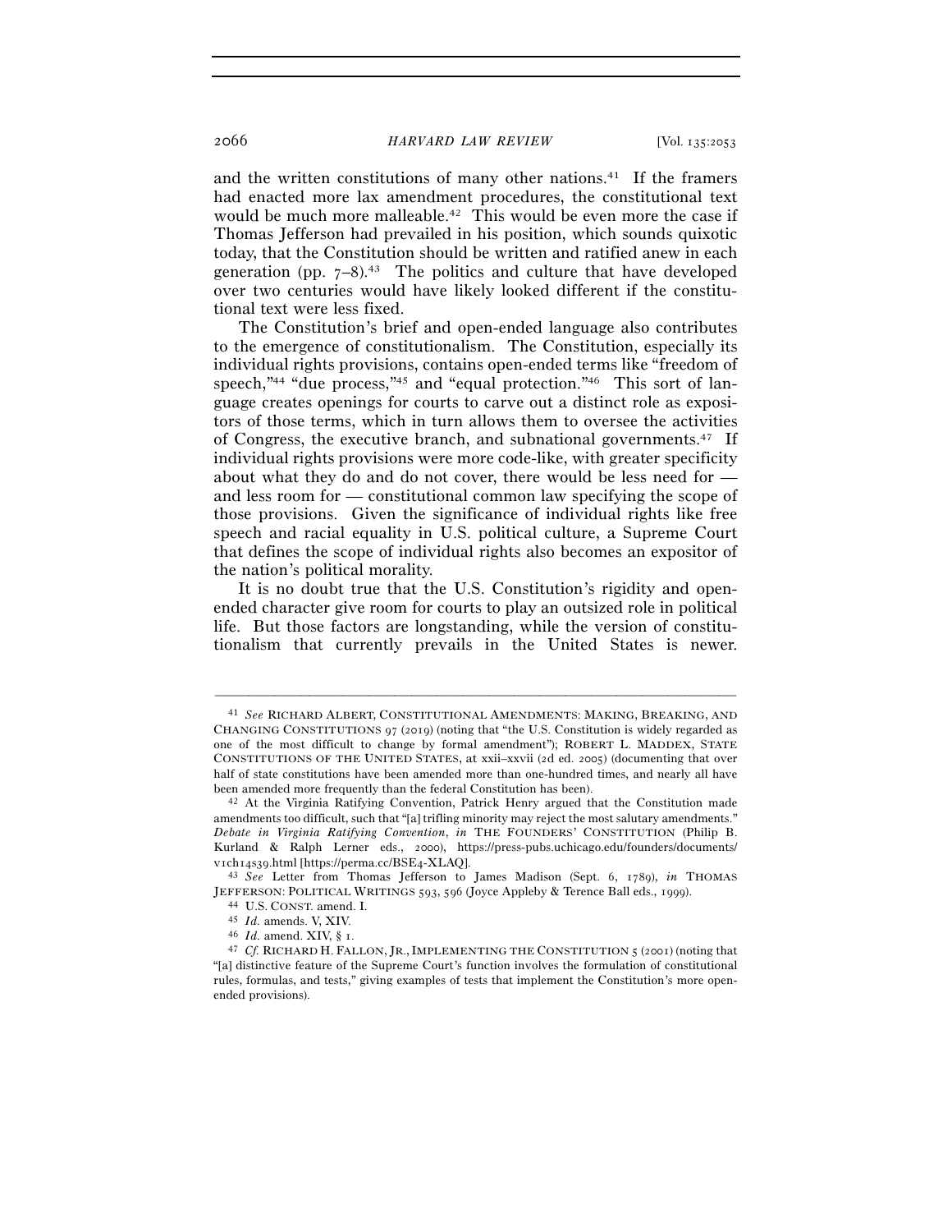and the written constitutions of many other nations.[41] If the framers had enacted more lax amendment procedures, the constitutional text would be much more malleable.[42] This would be even more the case if Thomas Jefferson had prevailed in his position, which sounds quixotic today, that the Constitution should be written and ratified anew in each generation (pp. 7–8).[43] The politics and culture that have developed over two centuries would have likely looked different if the constitutional text were less fixed.

The Constitution's brief and open-ended language also contributes to the emergence of constitutionalism. The Constitution, especially its individual rights provisions, contains open-ended terms like "freedom of speech,"[44] "due process,"[45] and "equal protection."[46] This sort of language creates openings for courts to carve out a distinct role as expositors of those terms, which in turn allows them to oversee the activities of Congress, the executive branch, and subnational governments.[47] If individual rights provisions were more code-like, with greater specificity about what they do and do not cover, there would be less need for — and less room for — constitutional common law specifying the scope of those provisions. Given the significance of individual rights like free speech and racial equality in U.S. political culture, a Supreme Court that defines the scope of individual rights also becomes an expositor of the nation's political morality.

It is no doubt true that the U.S. Constitution's rigidity and open-ended character give room for courts to play an outsized role in political life. But those factors are longstanding, while the version of constitutionalism that currently prevails in the United States is newer.

---

[41] *See* RICHARD ALBERT, CONSTITUTIONAL AMENDMENTS: MAKING, BREAKING, AND CHANGING CONSTITUTIONS 97 (2019) (noting that "the U.S. Constitution is widely regarded as one of the most difficult to change by formal amendment"); ROBERT L. MADDEX, STATE CONSTITUTIONS OF THE UNITED STATES, at xxii–xxvii (2d ed. 2005) (documenting that over half of state constitutions have been amended more than one-hundred times, and nearly all have been amended more frequently than the federal Constitution has been).

[42] At the Virginia Ratifying Convention, Patrick Henry argued that the Constitution made amendments too difficult, such that "[a] trifling minority may reject the most salutary amendments." *Debate in Virginia Ratifying Convention*, *in* THE FOUNDERS' CONSTITUTION (Philip B. Kurland & Ralph Lerner eds., 2000), https://press-pubs.uchicago.edu/founders/documents/v1ch14s39.html [https://perma.cc/BSE4-XLAQ].

[43] *See* Letter from Thomas Jefferson to James Madison (Sept. 6, 1789), *in* THOMAS JEFFERSON: POLITICAL WRITINGS 593, 596 (Joyce Appleby & Terence Ball eds., 1999).

[44] U.S. CONST. amend. I.

[45] *Id.* amends. V, XIV.

[46] *Id.* amend. XIV, § 1.

[47] *Cf.* RICHARD H. FALLON, JR., IMPLEMENTING THE CONSTITUTION 5 (2001) (noting that "[a] distinctive feature of the Supreme Court's function involves the formulation of constitutional rules, formulas, and tests," giving examples of tests that implement the Constitution's more open-ended provisions).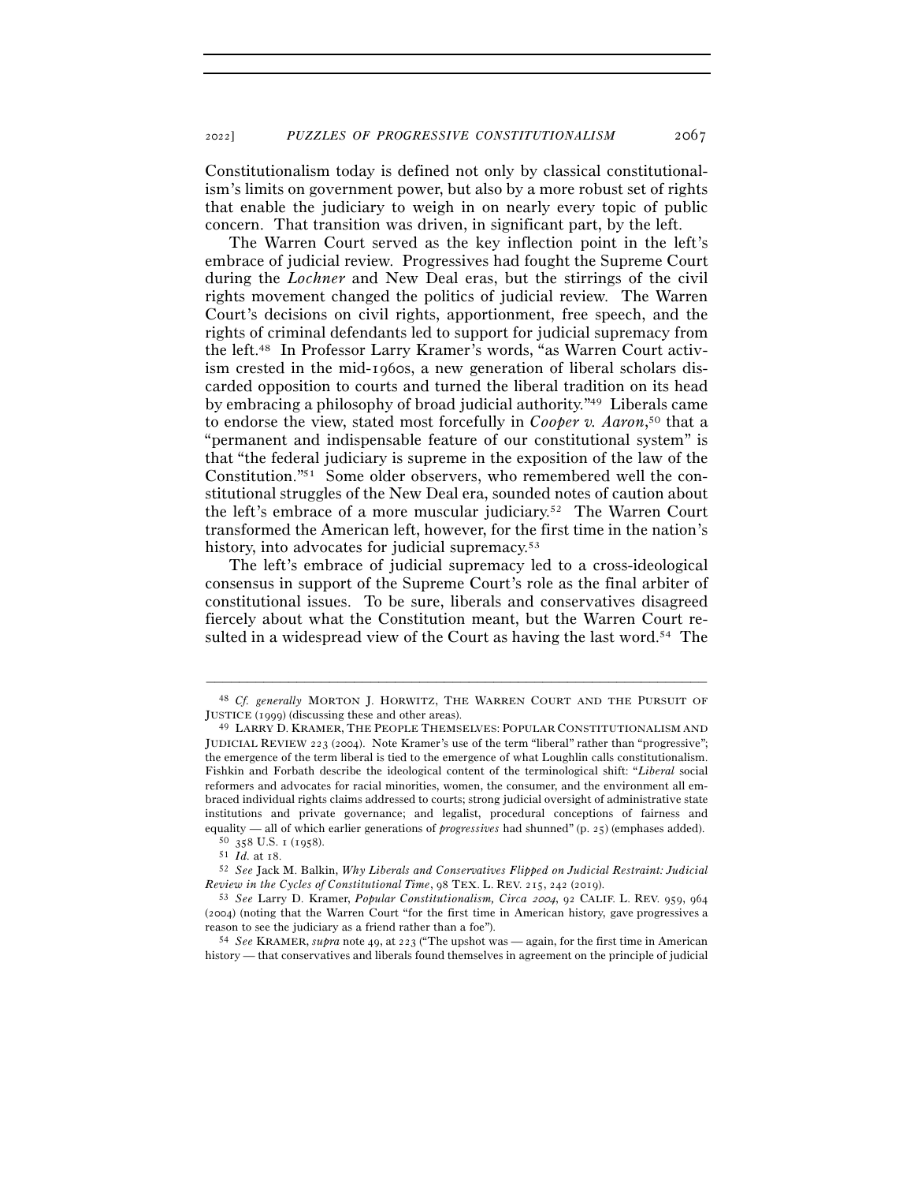Constitutionalism today is defined not only by classical constitutionalism's limits on government power, but also by a more robust set of rights that enable the judiciary to weigh in on nearly every topic of public concern. That transition was driven, in significant part, by the left.

The Warren Court served as the key inflection point in the left's embrace of judicial review. Progressives had fought the Supreme Court during the *Lochner* and New Deal eras, but the stirrings of the civil rights movement changed the politics of judicial review. The Warren Court's decisions on civil rights, apportionment, free speech, and the rights of criminal defendants led to support for judicial supremacy from the left.[48] In Professor Larry Kramer's words, "as Warren Court activism crested in the mid-1960s, a new generation of liberal scholars discarded opposition to courts and turned the liberal tradition on its head by embracing a philosophy of broad judicial authority."[49] Liberals came to endorse the view, stated most forcefully in *Cooper v. Aaron*,[50] that a "permanent and indispensable feature of our constitutional system" is that "the federal judiciary is supreme in the exposition of the law of the Constitution."[51] Some older observers, who remembered well the constitutional struggles of the New Deal era, sounded notes of caution about the left's embrace of a more muscular judiciary.[52] The Warren Court transformed the American left, however, for the first time in the nation's history, into advocates for judicial supremacy.[53]

The left's embrace of judicial supremacy led to a cross-ideological consensus in support of the Supreme Court's role as the final arbiter of constitutional issues. To be sure, liberals and conservatives disagreed fiercely about what the Constitution meant, but the Warren Court resulted in a widespread view of the Court as having the last word.[54] The

---

[48] *Cf. generally* MORTON J. HORWITZ, THE WARREN COURT AND THE PURSUIT OF JUSTICE (1999) (discussing these and other areas).

[49] LARRY D. KRAMER, THE PEOPLE THEMSELVES: POPULAR CONSTITUTIONALISM AND JUDICIAL REVIEW 223 (2004). Note Kramer's use of the term "liberal" rather than "progressive"; the emergence of the term liberal is tied to the emergence of what Loughlin calls constitutionalism. Fishkin and Forbath describe the ideological content of the terminological shift: "*Liberal* social reformers and advocates for racial minorities, women, the consumer, and the environment all embraced individual rights claims addressed to courts; strong judicial oversight of administrative state institutions and private governance; and legalist, procedural conceptions of fairness and equality — all of which earlier generations of *progressives* had shunned" (p. 25) (emphases added).

[50] 358 U.S. 1 (1958).

[51] *Id.* at 18.

[52] *See* Jack M. Balkin, *Why Liberals and Conservatives Flipped on Judicial Restraint: Judicial Review in the Cycles of Constitutional Time*, 98 TEX. L. REV. 215, 242 (2019).

[53] *See* Larry D. Kramer, *Popular Constitutionalism, Circa 2004*, 92 CALIF. L. REV. 959, 964 (2004) (noting that the Warren Court "for the first time in American history, gave progressives a reason to see the judiciary as a friend rather than a foe").

[54] *See* KRAMER, *supra* note 49, at 223 ("The upshot was — again, for the first time in American history — that conservatives and liberals found themselves in agreement on the principle of judicial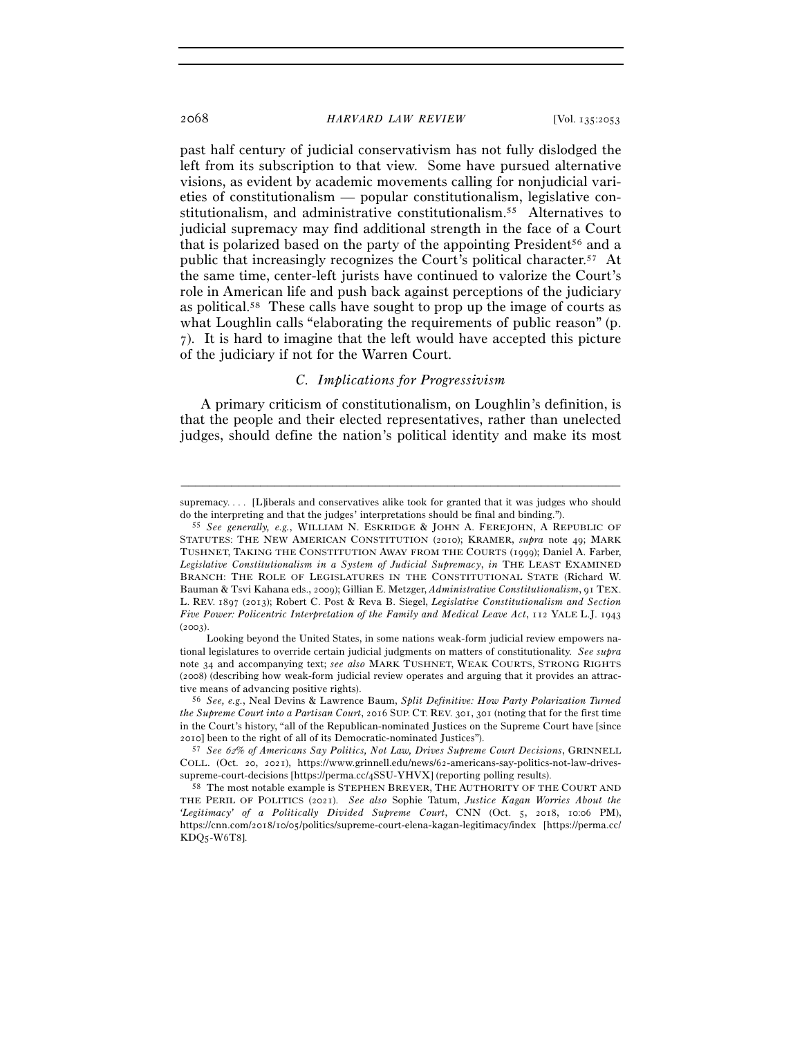past half century of judicial conservativism has not fully dislodged the left from its subscription to that view. Some have pursued alternative visions, as evident by academic movements calling for nonjudicial varieties of constitutionalism — popular constitutionalism, legislative constitutionalism, and administrative constitutionalism.[55] Alternatives to judicial supremacy may find additional strength in the face of a Court that is polarized based on the party of the appointing President[56] and a public that increasingly recognizes the Court's political character.[57] At the same time, center-left jurists have continued to valorize the Court's role in American life and push back against perceptions of the judiciary as political.[58] These calls have sought to prop up the image of courts as what Loughlin calls "elaborating the requirements of public reason" (p. 7). It is hard to imagine that the left would have accepted this picture of the judiciary if not for the Warren Court.

### *C. Implications for Progressivism*

A primary criticism of constitutionalism, on Loughlin's definition, is that the people and their elected representatives, rather than unelected judges, should define the nation's political identity and make its most

---

supremacy. . . . [L]iberals and conservatives alike took for granted that it was judges who should do the interpreting and that the judges' interpretations should be final and binding.").

[55] *See generally, e.g.*, WILLIAM N. ESKRIDGE & JOHN A. FEREJOHN, A REPUBLIC OF STATUTES: THE NEW AMERICAN CONSTITUTION (2010); KRAMER, *supra* note 49; MARK TUSHNET, TAKING THE CONSTITUTION AWAY FROM THE COURTS (1999); Daniel A. Farber, *Legislative Constitutionalism in a System of Judicial Supremacy*, *in* THE LEAST EXAMINED BRANCH: THE ROLE OF LEGISLATURES IN THE CONSTITUTIONAL STATE (Richard W. Bauman & Tsvi Kahana eds., 2009); Gillian E. Metzger, *Administrative Constitutionalism*, 91 TEX. L. REV. 1897 (2013); Robert C. Post & Reva B. Siegel, *Legislative Constitutionalism and Section Five Power: Policentric Interpretation of the Family and Medical Leave Act*, 112 YALE L.J. 1943 (2003).

Looking beyond the United States, in some nations weak-form judicial review empowers national legislatures to override certain judicial judgments on matters of constitutionality. *See supra* note 34 and accompanying text; *see also* MARK TUSHNET, WEAK COURTS, STRONG RIGHTS (2008) (describing how weak-form judicial review operates and arguing that it provides an attractive means of advancing positive rights).

[56] *See, e.g.*, Neal Devins & Lawrence Baum, *Split Definitive: How Party Polarization Turned the Supreme Court into a Partisan Court*, 2016 SUP. CT. REV. 301, 301 (noting that for the first time in the Court's history, "all of the Republican-nominated Justices on the Supreme Court have [since 2010] been to the right of all of its Democratic-nominated Justices").

[57] *See 62% of Americans Say Politics, Not Law, Drives Supreme Court Decisions*, GRINNELL COLL. (Oct. 20, 2021), https://www.grinnell.edu/news/62-americans-say-politics-not-law-drives-supreme-court-decisions [https://perma.cc/4SSU-YHVX] (reporting polling results).

[58] The most notable example is STEPHEN BREYER, THE AUTHORITY OF THE COURT AND THE PERIL OF POLITICS (2021). *See also* Sophie Tatum, *Justice Kagan Worries About the 'Legitimacy' of a Politically Divided Supreme Court*, CNN (Oct. 5, 2018, 10:06 PM), https://cnn.com/2018/10/05/politics/supreme-court-elena-kagan-legitimacy/index [https://perma.cc/KDQ5-W6T8].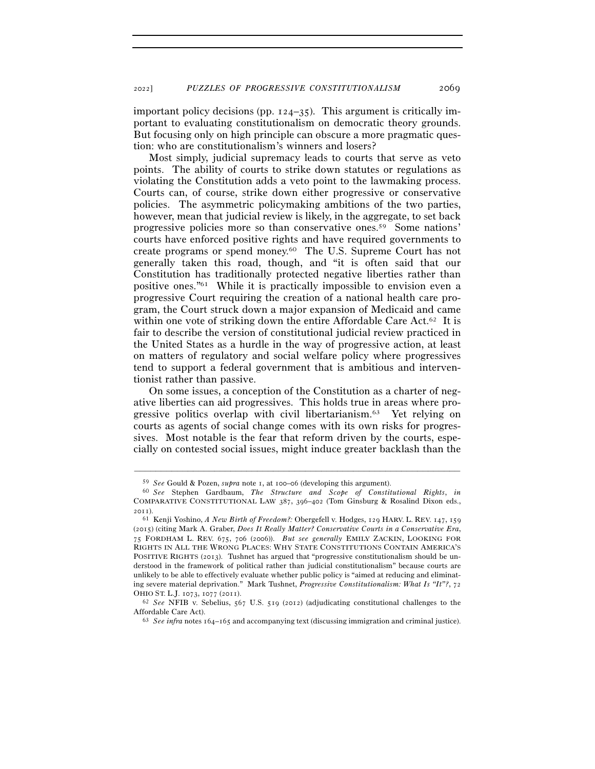important policy decisions (pp. 124–35). This argument is critically important to evaluating constitutionalism on democratic theory grounds. But focusing only on high principle can obscure a more pragmatic question: who are constitutionalism's winners and losers?

Most simply, judicial supremacy leads to courts that serve as veto points. The ability of courts to strike down statutes or regulations as violating the Constitution adds a veto point to the lawmaking process. Courts can, of course, strike down either progressive or conservative policies. The asymmetric policymaking ambitions of the two parties, however, mean that judicial review is likely, in the aggregate, to set back progressive policies more so than conservative ones.[59] Some nations' courts have enforced positive rights and have required governments to create programs or spend money.[60] The U.S. Supreme Court has not generally taken this road, though, and "it is often said that our Constitution has traditionally protected negative liberties rather than positive ones."[61] While it is practically impossible to envision even a progressive Court requiring the creation of a national health care program, the Court struck down a major expansion of Medicaid and came within one vote of striking down the entire Affordable Care Act.[62] It is fair to describe the version of constitutional judicial review practiced in the United States as a hurdle in the way of progressive action, at least on matters of regulatory and social welfare policy where progressives tend to support a federal government that is ambitious and interventionist rather than passive.

On some issues, a conception of the Constitution as a charter of negative liberties can aid progressives. This holds true in areas where progressive politics overlap with civil libertarianism.[63] Yet relying on courts as agents of social change comes with its own risks for progressives. Most notable is the fear that reform driven by the courts, especially on contested social issues, might induce greater backlash than the

---

[59] *See* Gould & Pozen, *supra* note 1, at 100–06 (developing this argument).

[60] *See* Stephen Gardbaum, *The Structure and Scope of Constitutional Rights*, *in* COMPARATIVE CONSTITUTIONAL LAW 387, 396–402 (Tom Ginsburg & Rosalind Dixon eds., 2011).

[61] Kenji Yoshino, *A New Birth of Freedom?:* Obergefell v. Hodges, 129 HARV. L. REV. 147, 159 (2015) (citing Mark A. Graber, *Does It Really Matter? Conservative Courts in a Conservative Era*, 75 FORDHAM L. REV. 675, 706 (2006)). *But see generally* EMILY ZACKIN, LOOKING FOR RIGHTS IN ALL THE WRONG PLACES: WHY STATE CONSTITUTIONS CONTAIN AMERICA'S POSITIVE RIGHTS (2013). Tushnet has argued that "progressive constitutionalism should be understood in the framework of political rather than judicial constitutionalism" because courts are unlikely to be able to effectively evaluate whether public policy is "aimed at reducing and eliminating severe material deprivation." Mark Tushnet, *Progressive Constitutionalism: What Is "It"?*, 72 OHIO ST. L.J. 1073, 1077 (2011).

[62] *See* NFIB v. Sebelius, 567 U.S. 519 (2012) (adjudicating constitutional challenges to the Affordable Care Act).

[63] *See infra* notes 164–165 and accompanying text (discussing immigration and criminal justice).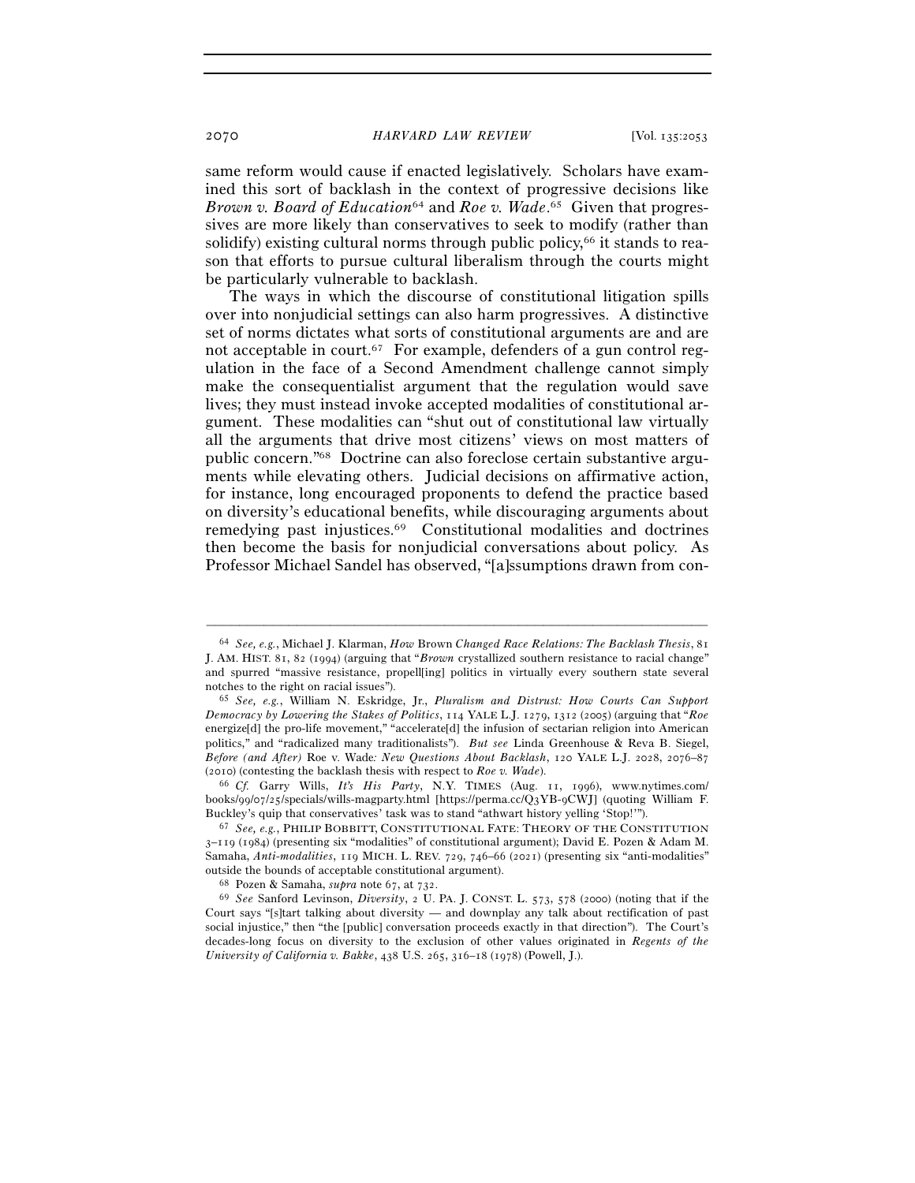same reform would cause if enacted legislatively. Scholars have examined this sort of backlash in the context of progressive decisions like *Brown v. Board of Education*[64] and *Roe v. Wade*.[65] Given that progressives are more likely than conservatives to seek to modify (rather than solidify) existing cultural norms through public policy,[66] it stands to reason that efforts to pursue cultural liberalism through the courts might be particularly vulnerable to backlash.

The ways in which the discourse of constitutional litigation spills over into nonjudicial settings can also harm progressives. A distinctive set of norms dictates what sorts of constitutional arguments are and are not acceptable in court.[67] For example, defenders of a gun control regulation in the face of a Second Amendment challenge cannot simply make the consequentialist argument that the regulation would save lives; they must instead invoke accepted modalities of constitutional argument. These modalities can "shut out of constitutional law virtually all the arguments that drive most citizens' views on most matters of public concern."[68] Doctrine can also foreclose certain substantive arguments while elevating others. Judicial decisions on affirmative action, for instance, long encouraged proponents to defend the practice based on diversity's educational benefits, while discouraging arguments about remedying past injustices.[69] Constitutional modalities and doctrines then become the basis for nonjudicial conversations about policy. As Professor Michael Sandel has observed, "[a]ssumptions drawn from con-

---

[64] *See, e.g.*, Michael J. Klarman, *How* Brown *Changed Race Relations: The Backlash Thesis*, 81 J. AM. HIST. 81, 82 (1994) (arguing that "*Brown* crystallized southern resistance to racial change" and spurred "massive resistance, propell[ing] politics in virtually every southern state several notches to the right on racial issues").

[65] *See, e.g.*, William N. Eskridge, Jr., *Pluralism and Distrust: How Courts Can Support Democracy by Lowering the Stakes of Politics*, 114 YALE L.J. 1279, 1312 (2005) (arguing that "*Roe* energize[d] the pro-life movement," "accelerate[d] the infusion of sectarian religion into American politics," and "radicalized many traditionalists"). *But see* Linda Greenhouse & Reva B. Siegel, *Before (and After)* Roe v. Wade*: New Questions About Backlash*, 120 YALE L.J. 2028, 2076–87 (2010) (contesting the backlash thesis with respect to *Roe v. Wade*).

[66] *Cf.* Garry Wills, *It's His Party*, N.Y. TIMES (Aug. 11, 1996), www.nytimes.com/books/99/07/25/specials/wills-magparty.html [https://perma.cc/Q3YB-9CWJ] (quoting William F. Buckley's quip that conservatives' task was to stand "athwart history yelling 'Stop!'").

[67] *See, e.g.*, PHILIP BOBBITT, CONSTITUTIONAL FATE: THEORY OF THE CONSTITUTION 3–119 (1984) (presenting six "modalities" of constitutional argument); David E. Pozen & Adam M. Samaha, *Anti-modalities*, 119 MICH. L. REV. 729, 746–66 (2021) (presenting six "anti-modalities" outside the bounds of acceptable constitutional argument).

[68] Pozen & Samaha, *supra* note 67, at 732.

[69] *See* Sanford Levinson, *Diversity*, 2 U. PA. J. CONST. L. 573, 578 (2000) (noting that if the Court says "[s]tart talking about diversity — and downplay any talk about rectification of past social injustice," then "the [public] conversation proceeds exactly in that direction"). The Court's decades-long focus on diversity to the exclusion of other values originated in *Regents of the University of California v. Bakke*, 438 U.S. 265, 316–18 (1978) (Powell, J.).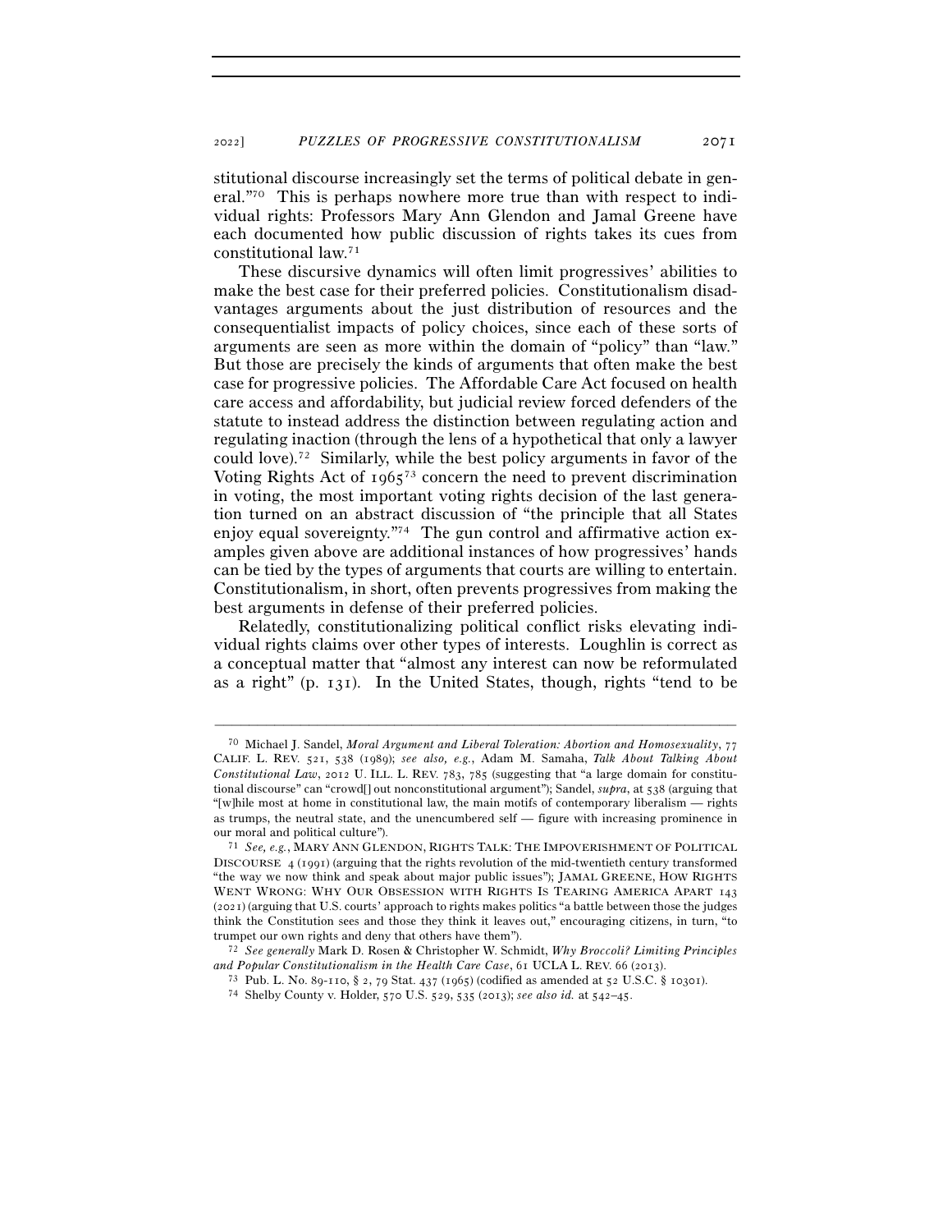stitutional discourse increasingly set the terms of political debate in general."[70] This is perhaps nowhere more true than with respect to individual rights: Professors Mary Ann Glendon and Jamal Greene have each documented how public discussion of rights takes its cues from constitutional law.[71]

These discursive dynamics will often limit progressives' abilities to make the best case for their preferred policies. Constitutionalism disadvantages arguments about the just distribution of resources and the consequentialist impacts of policy choices, since each of these sorts of arguments are seen as more within the domain of "policy" than "law." But those are precisely the kinds of arguments that often make the best case for progressive policies. The Affordable Care Act focused on health care access and affordability, but judicial review forced defenders of the statute to instead address the distinction between regulating action and regulating inaction (through the lens of a hypothetical that only a lawyer could love).[72] Similarly, while the best policy arguments in favor of the Voting Rights Act of 1965[73] concern the need to prevent discrimination in voting, the most important voting rights decision of the last generation turned on an abstract discussion of "the principle that all States enjoy equal sovereignty."[74] The gun control and affirmative action examples given above are additional instances of how progressives' hands can be tied by the types of arguments that courts are willing to entertain. Constitutionalism, in short, often prevents progressives from making the best arguments in defense of their preferred policies.

Relatedly, constitutionalizing political conflict risks elevating individual rights claims over other types of interests. Loughlin is correct as a conceptual matter that "almost any interest can now be reformulated as a right" (p. 131). In the United States, though, rights "tend to be

---

[70] Michael J. Sandel, *Moral Argument and Liberal Toleration: Abortion and Homosexuality*, 77 CALIF. L. REV. 521, 538 (1989); *see also, e.g.*, Adam M. Samaha, *Talk About Talking About Constitutional Law*, 2012 U. ILL. L. REV. 783, 785 (suggesting that "a large domain for constitutional discourse" can "crowd[] out nonconstitutional argument"); Sandel, *supra*, at 538 (arguing that "[w]hile most at home in constitutional law, the main motifs of contemporary liberalism — rights as trumps, the neutral state, and the unencumbered self — figure with increasing prominence in our moral and political culture").

[71] *See, e.g.*, MARY ANN GLENDON, RIGHTS TALK: THE IMPOVERISHMENT OF POLITICAL DISCOURSE 4 (1991) (arguing that the rights revolution of the mid-twentieth century transformed "the way we now think and speak about major public issues"); JAMAL GREENE, HOW RIGHTS WENT WRONG: WHY OUR OBSESSION WITH RIGHTS IS TEARING AMERICA APART 143 (2021) (arguing that U.S. courts' approach to rights makes politics "a battle between those the judges think the Constitution sees and those they think it leaves out," encouraging citizens, in turn, "to trumpet our own rights and deny that others have them").

[72] *See generally* Mark D. Rosen & Christopher W. Schmidt, *Why Broccoli? Limiting Principles and Popular Constitutionalism in the Health Care Case*, 61 UCLA L. REV. 66 (2013).

[73] Pub. L. No. 89-110, § 2, 79 Stat. 437 (1965) (codified as amended at 52 U.S.C. § 10301).

[74] Shelby County v. Holder, 570 U.S. 529, 535 (2013); *see also id.* at 542–45.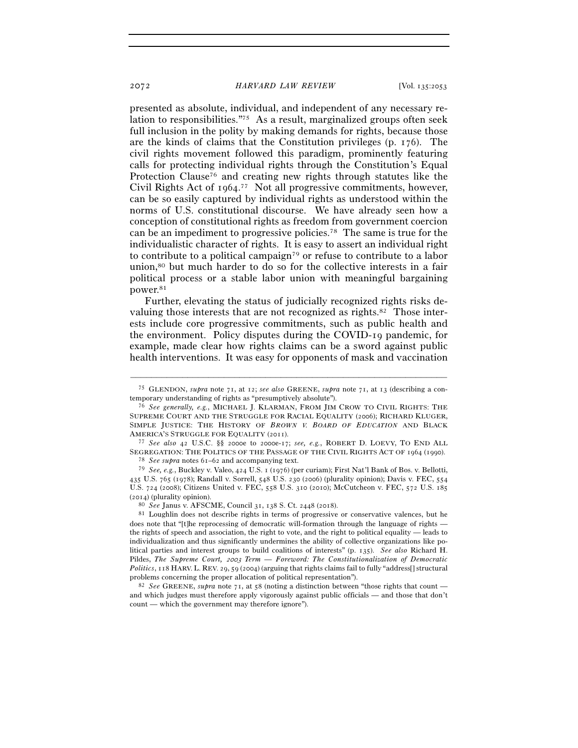presented as absolute, individual, and independent of any necessary relation to responsibilities."[75] As a result, marginalized groups often seek full inclusion in the polity by making demands for rights, because those are the kinds of claims that the Constitution privileges (p. 176). The civil rights movement followed this paradigm, prominently featuring calls for protecting individual rights through the Constitution's Equal Protection Clause[76] and creating new rights through statutes like the Civil Rights Act of 1964.[77] Not all progressive commitments, however, can be so easily captured by individual rights as understood within the norms of U.S. constitutional discourse. We have already seen how a conception of constitutional rights as freedom from government coercion can be an impediment to progressive policies.[78] The same is true for the individualistic character of rights. It is easy to assert an individual right to contribute to a political campaign[79] or refuse to contribute to a labor union,[80] but much harder to do so for the collective interests in a fair political process or a stable labor union with meaningful bargaining power.[81]

Further, elevating the status of judicially recognized rights risks devaluing those interests that are not recognized as rights.[82] Those interests include core progressive commitments, such as public health and the environment. Policy disputes during the COVID-19 pandemic, for example, made clear how rights claims can be a sword against public health interventions. It was easy for opponents of mask and vaccination

---

[75] GLENDON, *supra* note 71, at 12; *see also* GREENE, *supra* note 71, at 13 (describing a contemporary understanding of rights as "presumptively absolute").

[76] *See generally, e.g.*, MICHAEL J. KLARMAN, FROM JIM CROW TO CIVIL RIGHTS: THE SUPREME COURT AND THE STRUGGLE FOR RACIAL EQUALITY (2006); RICHARD KLUGER, SIMPLE JUSTICE: THE HISTORY OF *BROWN V. BOARD OF EDUCATION* AND BLACK AMERICA'S STRUGGLE FOR EQUALITY (2011).

[77] *See also* 42 U.S.C. §§ 2000e to 2000e-17; *see, e.g.*, ROBERT D. LOEVY, TO END ALL SEGREGATION: THE POLITICS OF THE PASSAGE OF THE CIVIL RIGHTS ACT OF 1964 (1990).

[78] *See supra* notes 61–62 and accompanying text.

[79] *See, e.g.*, Buckley v. Valeo, 424 U.S. 1 (1976) (per curiam); First Nat'l Bank of Bos. v. Bellotti, 435 U.S. 765 (1978); Randall v. Sorrell, 548 U.S. 230 (2006) (plurality opinion); Davis v. FEC, 554 U.S. 724 (2008); Citizens United v. FEC, 558 U.S. 310 (2010); McCutcheon v. FEC, 572 U.S. 185 (2014) (plurality opinion).

[80] *See* Janus v. AFSCME, Council 31, 138 S. Ct. 2448 (2018).

[81] Loughlin does not describe rights in terms of progressive or conservative valences, but he does note that "[t]he reprocessing of democratic will-formation through the language of rights — the rights of speech and association, the right to vote, and the right to political equality — leads to individualization and thus significantly undermines the ability of collective organizations like political parties and interest groups to build coalitions of interests" (p. 135). *See also* Richard H. Pildes, *The Supreme Court, 2003 Term — Foreword: The Constitutionalization of Democratic Politics*, 118 HARV. L. REV. 29, 59 (2004) (arguing that rights claims fail to fully "address[] structural problems concerning the proper allocation of political representation").

[82] *See* GREENE, *supra* note 71, at 58 (noting a distinction between "those rights that count — and which judges must therefore apply vigorously against public officials — and those that don't count — which the government may therefore ignore").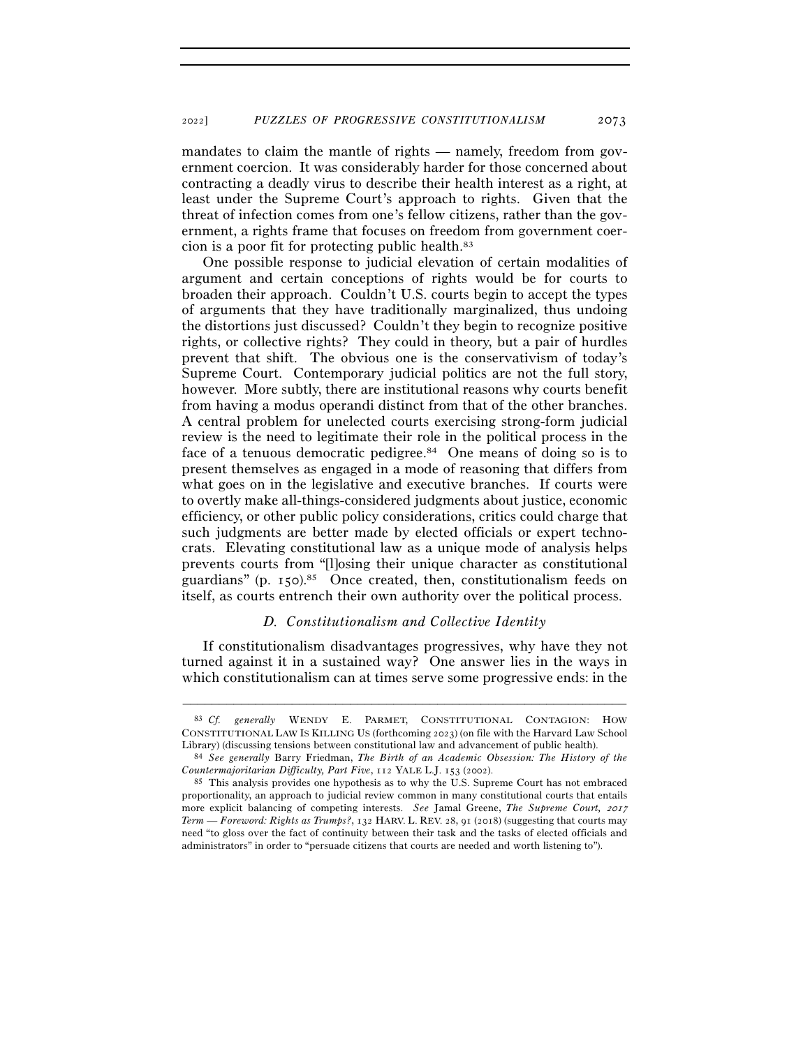mandates to claim the mantle of rights — namely, freedom from government coercion. It was considerably harder for those concerned about contracting a deadly virus to describe their health interest as a right, at least under the Supreme Court's approach to rights. Given that the threat of infection comes from one's fellow citizens, rather than the government, a rights frame that focuses on freedom from government coercion is a poor fit for protecting public health.[83]

One possible response to judicial elevation of certain modalities of argument and certain conceptions of rights would be for courts to broaden their approach. Couldn't U.S. courts begin to accept the types of arguments that they have traditionally marginalized, thus undoing the distortions just discussed? Couldn't they begin to recognize positive rights, or collective rights? They could in theory, but a pair of hurdles prevent that shift. The obvious one is the conservativism of today's Supreme Court. Contemporary judicial politics are not the full story, however. More subtly, there are institutional reasons why courts benefit from having a modus operandi distinct from that of the other branches. A central problem for unelected courts exercising strong-form judicial review is the need to legitimate their role in the political process in the face of a tenuous democratic pedigree.[84] One means of doing so is to present themselves as engaged in a mode of reasoning that differs from what goes on in the legislative and executive branches. If courts were to overtly make all-things-considered judgments about justice, economic efficiency, or other public policy considerations, critics could charge that such judgments are better made by elected officials or expert technocrats. Elevating constitutional law as a unique mode of analysis helps prevents courts from "[l]osing their unique character as constitutional guardians" (p. 150).[85] Once created, then, constitutionalism feeds on itself, as courts entrench their own authority over the political process.

### *D. Constitutionalism and Collective Identity*

If constitutionalism disadvantages progressives, why have they not turned against it in a sustained way? One answer lies in the ways in which constitutionalism can at times serve some progressive ends: in the

---

[83] *Cf. generally* WENDY E. PARMET, CONSTITUTIONAL CONTAGION: HOW CONSTITUTIONAL LAW IS KILLING US (forthcoming 2023) (on file with the Harvard Law School Library) (discussing tensions between constitutional law and advancement of public health).

[84] *See generally* Barry Friedman, *The Birth of an Academic Obsession: The History of the Countermajoritarian Difficulty, Part Five*, 112 YALE L.J. 153 (2002).

[85] This analysis provides one hypothesis as to why the U.S. Supreme Court has not embraced proportionality, an approach to judicial review common in many constitutional courts that entails more explicit balancing of competing interests. *See* Jamal Greene, *The Supreme Court, 2017 Term — Foreword: Rights as Trumps?*, 132 HARV. L. REV. 28, 91 (2018) (suggesting that courts may need "to gloss over the fact of continuity between their task and the tasks of elected officials and administrators" in order to "persuade citizens that courts are needed and worth listening to").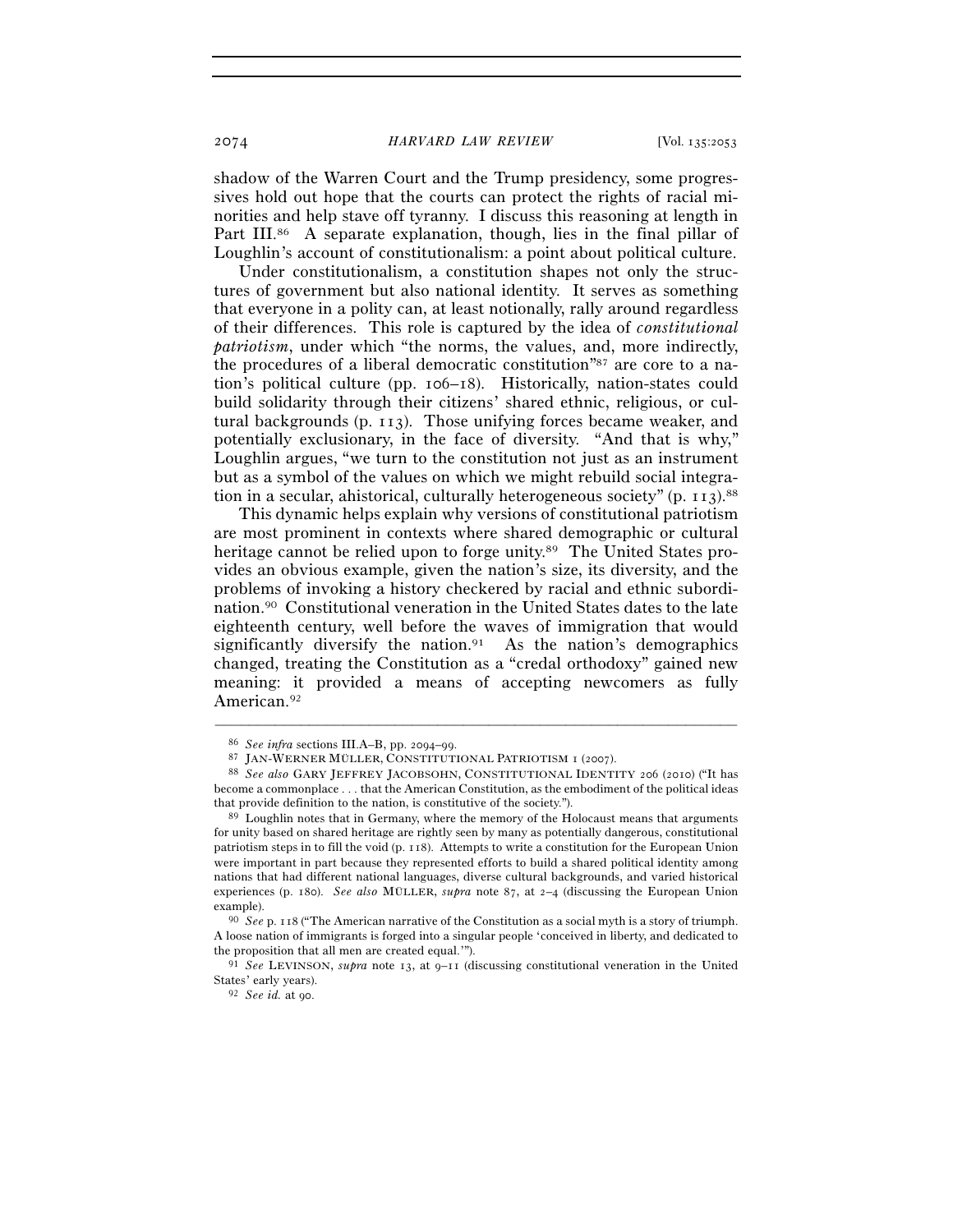shadow of the Warren Court and the Trump presidency, some progressives hold out hope that the courts can protect the rights of racial minorities and help stave off tyranny. I discuss this reasoning at length in Part III.[86] A separate explanation, though, lies in the final pillar of Loughlin's account of constitutionalism: a point about political culture.

Under constitutionalism, a constitution shapes not only the structures of government but also national identity. It serves as something that everyone in a polity can, at least notionally, rally around regardless of their differences. This role is captured by the idea of *constitutional patriotism*, under which "the norms, the values, and, more indirectly, the procedures of a liberal democratic constitution"[87] are core to a nation's political culture (pp. 106–18). Historically, nation-states could build solidarity through their citizens' shared ethnic, religious, or cultural backgrounds (p. 113). Those unifying forces became weaker, and potentially exclusionary, in the face of diversity. "And that is why," Loughlin argues, "we turn to the constitution not just as an instrument but as a symbol of the values on which we might rebuild social integration in a secular, ahistorical, culturally heterogeneous society" (p. 113).[88]

This dynamic helps explain why versions of constitutional patriotism are most prominent in contexts where shared demographic or cultural heritage cannot be relied upon to forge unity.[89] The United States provides an obvious example, given the nation's size, its diversity, and the problems of invoking a history checkered by racial and ethnic subordination.[90] Constitutional veneration in the United States dates to the late eighteenth century, well before the waves of immigration that would significantly diversify the nation.[91] As the nation's demographics changed, treating the Constitution as a "credal orthodoxy" gained new meaning: it provided a means of accepting newcomers as fully American.[92]

---

[86] *See infra* sections III.A–B, pp. 2094–99.

[87] JAN-WERNER MÜLLER, CONSTITUTIONAL PATRIOTISM 1 (2007).

[88] *See also* GARY JEFFREY JACOBSOHN, CONSTITUTIONAL IDENTITY 206 (2010) ("It has become a commonplace . . . that the American Constitution, as the embodiment of the political ideas that provide definition to the nation, is constitutive of the society.").

[89] Loughlin notes that in Germany, where the memory of the Holocaust means that arguments for unity based on shared heritage are rightly seen by many as potentially dangerous, constitutional patriotism steps in to fill the void (p. 118). Attempts to write a constitution for the European Union were important in part because they represented efforts to build a shared political identity among nations that had different national languages, diverse cultural backgrounds, and varied historical experiences (p. 180). *See also* MÜLLER, *supra* note 87, at 2–4 (discussing the European Union example).

[90] *See* p. 118 ("The American narrative of the Constitution as a social myth is a story of triumph. A loose nation of immigrants is forged into a singular people 'conceived in liberty, and dedicated to the proposition that all men are created equal.'").

[91] *See* LEVINSON, *supra* note 13, at 9–11 (discussing constitutional veneration in the United States' early years).

[92] *See id.* at 90.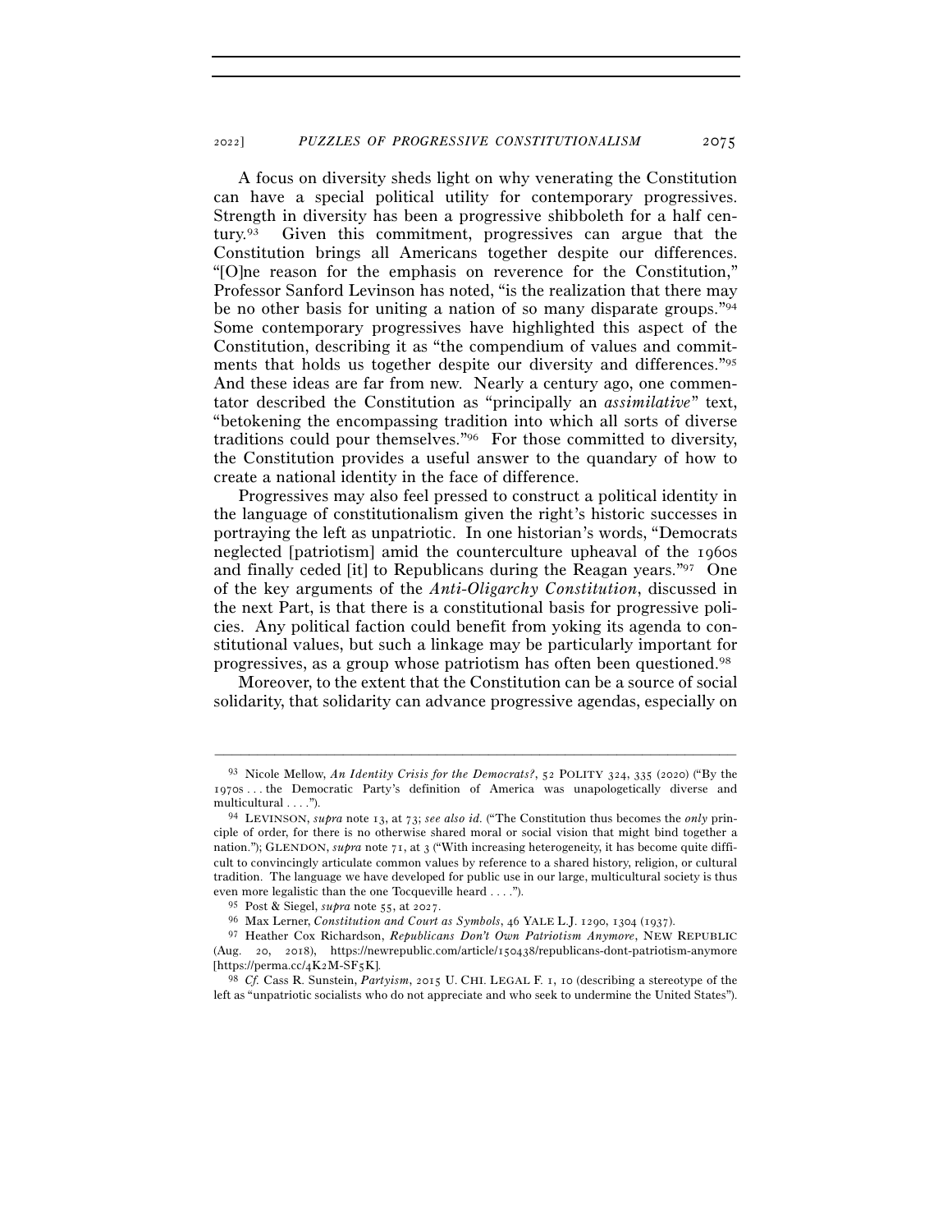A focus on diversity sheds light on why venerating the Constitution can have a special political utility for contemporary progressives. Strength in diversity has been a progressive shibboleth for a half century.[93] Given this commitment, progressives can argue that the Constitution brings all Americans together despite our differences. "[O]ne reason for the emphasis on reverence for the Constitution," Professor Sanford Levinson has noted, "is the realization that there may be no other basis for uniting a nation of so many disparate groups."[94] Some contemporary progressives have highlighted this aspect of the Constitution, describing it as "the compendium of values and commitments that holds us together despite our diversity and differences."[95] And these ideas are far from new. Nearly a century ago, one commentator described the Constitution as "principally an *assimilative*" text, "betokening the encompassing tradition into which all sorts of diverse traditions could pour themselves."[96] For those committed to diversity, the Constitution provides a useful answer to the quandary of how to create a national identity in the face of difference.

Progressives may also feel pressed to construct a political identity in the language of constitutionalism given the right's historic successes in portraying the left as unpatriotic. In one historian's words, "Democrats neglected [patriotism] amid the counterculture upheaval of the 1960s and finally ceded [it] to Republicans during the Reagan years."[97] One of the key arguments of the *Anti-Oligarchy Constitution*, discussed in the next Part, is that there is a constitutional basis for progressive policies. Any political faction could benefit from yoking its agenda to constitutional values, but such a linkage may be particularly important for progressives, as a group whose patriotism has often been questioned.[98]

Moreover, to the extent that the Constitution can be a source of social solidarity, that solidarity can advance progressive agendas, especially on

---

[93] Nicole Mellow, *An Identity Crisis for the Democrats?*, 52 POLITY 324, 335 (2020) ("By the 1970s . . . the Democratic Party's definition of America was unapologetically diverse and multicultural . . . .").

[94] LEVINSON, *supra* note 13, at 73; *see also id.* ("The Constitution thus becomes the *only* principle of order, for there is no otherwise shared moral or social vision that might bind together a nation."); GLENDON, *supra* note 71, at 3 ("With increasing heterogeneity, it has become quite difficult to convincingly articulate common values by reference to a shared history, religion, or cultural tradition. The language we have developed for public use in our large, multicultural society is thus even more legalistic than the one Tocqueville heard . . . .").

[95] Post & Siegel, *supra* note 55, at 2027.

[96] Max Lerner, *Constitution and Court as Symbols*, 46 YALE L.J. 1290, 1304 (1937).

[97] Heather Cox Richardson, *Republicans Don't Own Patriotism Anymore*, NEW REPUBLIC (Aug. 20, 2018), https://newrepublic.com/article/150438/republicans-dont-patriotism-anymore [https://perma.cc/4K2M-SF5K].

[98] *Cf.* Cass R. Sunstein, *Partyism*, 2015 U. CHI. LEGAL F. 1, 10 (describing a stereotype of the left as "unpatriotic socialists who do not appreciate and who seek to undermine the United States").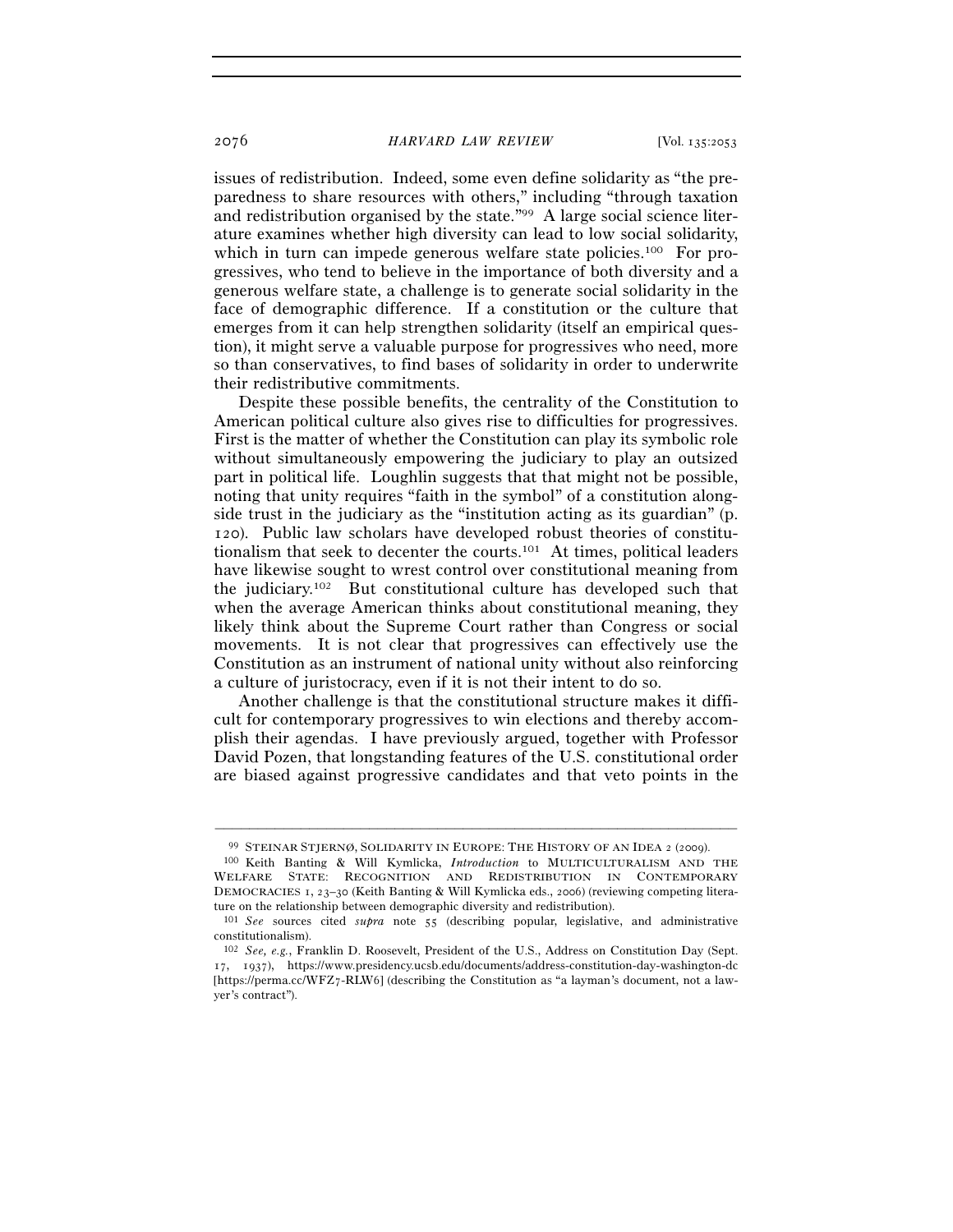issues of redistribution. Indeed, some even define solidarity as "the preparedness to share resources with others," including "through taxation and redistribution organised by the state."[99] A large social science literature examines whether high diversity can lead to low social solidarity, which in turn can impede generous welfare state policies.[100] For progressives, who tend to believe in the importance of both diversity and a generous welfare state, a challenge is to generate social solidarity in the face of demographic difference. If a constitution or the culture that emerges from it can help strengthen solidarity (itself an empirical question), it might serve a valuable purpose for progressives who need, more so than conservatives, to find bases of solidarity in order to underwrite their redistributive commitments.

Despite these possible benefits, the centrality of the Constitution to American political culture also gives rise to difficulties for progressives. First is the matter of whether the Constitution can play its symbolic role without simultaneously empowering the judiciary to play an outsized part in political life. Loughlin suggests that that might not be possible, noting that unity requires "faith in the symbol" of a constitution alongside trust in the judiciary as the "institution acting as its guardian" (p. 120). Public law scholars have developed robust theories of constitutionalism that seek to decenter the courts.[101] At times, political leaders have likewise sought to wrest control over constitutional meaning from the judiciary.[102] But constitutional culture has developed such that when the average American thinks about constitutional meaning, they likely think about the Supreme Court rather than Congress or social movements. It is not clear that progressives can effectively use the Constitution as an instrument of national unity without also reinforcing a culture of juristocracy, even if it is not their intent to do so.

Another challenge is that the constitutional structure makes it difficult for contemporary progressives to win elections and thereby accomplish their agendas. I have previously argued, together with Professor David Pozen, that longstanding features of the U.S. constitutional order are biased against progressive candidates and that veto points in the

---

[99] STEINAR STJERNØ, SOLIDARITY IN EUROPE: THE HISTORY OF AN IDEA 2 (2009).

[100] Keith Banting & Will Kymlicka, *Introduction* to MULTICULTURALISM AND THE WELFARE STATE: RECOGNITION AND REDISTRIBUTION IN CONTEMPORARY DEMOCRACIES 1, 23–30 (Keith Banting & Will Kymlicka eds., 2006) (reviewing competing literature on the relationship between demographic diversity and redistribution).

[101] *See* sources cited *supra* note 55 (describing popular, legislative, and administrative constitutionalism).

[102] *See, e.g.*, Franklin D. Roosevelt, President of the U.S., Address on Constitution Day (Sept. 17, 1937), https://www.presidency.ucsb.edu/documents/address-constitution-day-washington-dc [https://perma.cc/WFZ7-RLW6] (describing the Constitution as "a layman's document, not a lawyer's contract").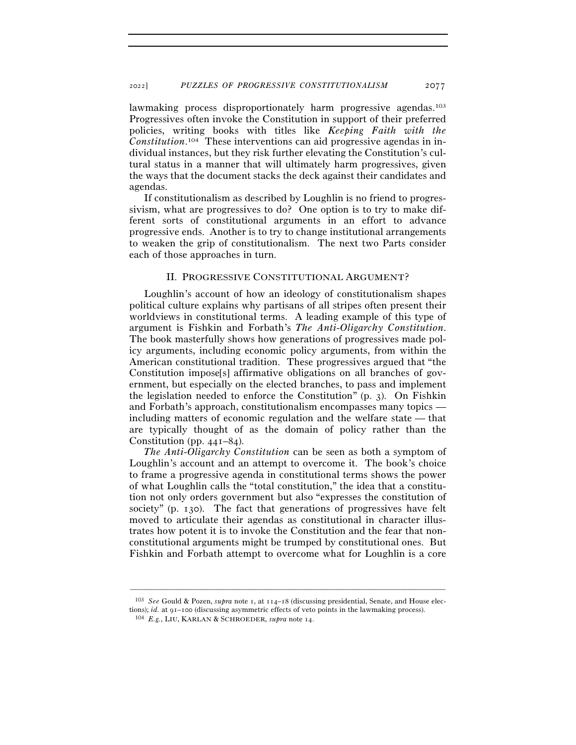lawmaking process disproportionately harm progressive agendas.[103] Progressives often invoke the Constitution in support of their preferred policies, writing books with titles like *Keeping Faith with the Constitution*.[104] These interventions can aid progressive agendas in individual instances, but they risk further elevating the Constitution's cultural status in a manner that will ultimately harm progressives, given the ways that the document stacks the deck against their candidates and agendas.

If constitutionalism as described by Loughlin is no friend to progressivism, what are progressives to do? One option is to try to make different sorts of constitutional arguments in an effort to advance progressive ends. Another is to try to change institutional arrangements to weaken the grip of constitutionalism. The next two Parts consider each of those approaches in turn.

## II. Progressive Constitutional Argument?

Loughlin's account of how an ideology of constitutionalism shapes political culture explains why partisans of all stripes often present their worldviews in constitutional terms. A leading example of this type of argument is Fishkin and Forbath's *The Anti-Oligarchy Constitution*. The book masterfully shows how generations of progressives made policy arguments, including economic policy arguments, from within the American constitutional tradition. These progressives argued that "the Constitution impose[s] affirmative obligations on all branches of government, but especially on the elected branches, to pass and implement the legislation needed to enforce the Constitution" (p. 3). On Fishkin and Forbath's approach, constitutionalism encompasses many topics — including matters of economic regulation and the welfare state — that are typically thought of as the domain of policy rather than the Constitution (pp. 441–84).

*The Anti-Oligarchy Constitution* can be seen as both a symptom of Loughlin's account and an attempt to overcome it. The book's choice to frame a progressive agenda in constitutional terms shows the power of what Loughlin calls the "total constitution," the idea that a constitution not only orders government but also "expresses the constitution of society" (p. 130). The fact that generations of progressives have felt moved to articulate their agendas as constitutional in character illustrates how potent it is to invoke the Constitution and the fear that nonconstitutional arguments might be trumped by constitutional ones. But Fishkin and Forbath attempt to overcome what for Loughlin is a core

---

[103] *See* Gould & Pozen, *supra* note 1, at 114–18 (discussing presidential, Senate, and House elections); *id.* at 91–100 (discussing asymmetric effects of veto points in the lawmaking process).

[104] *E.g.*, Liu, Karlan & Schroeder, *supra* note 14.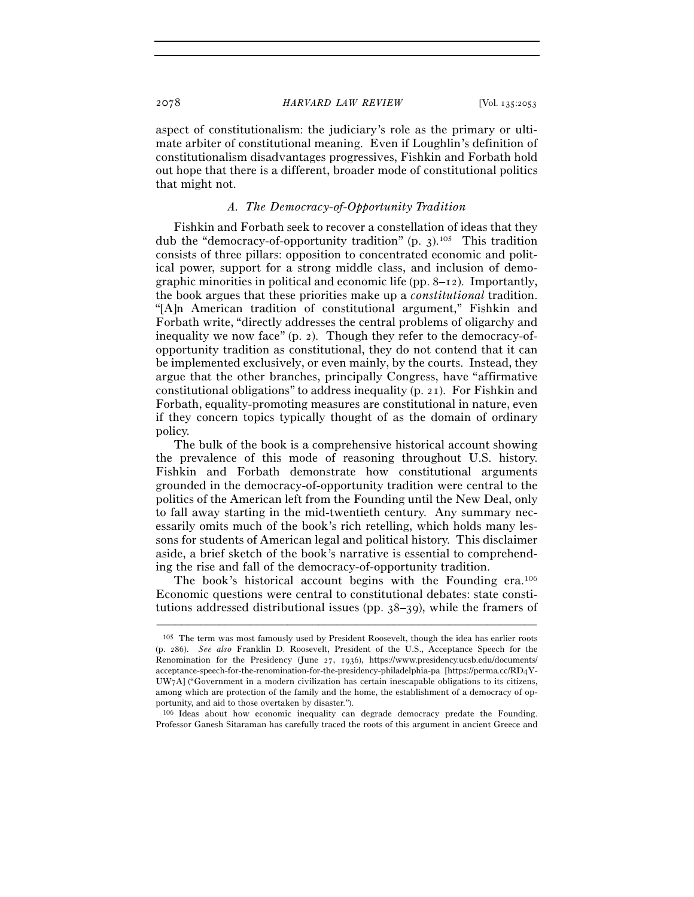aspect of constitutionalism: the judiciary's role as the primary or ultimate arbiter of constitutional meaning. Even if Loughlin's definition of constitutionalism disadvantages progressives, Fishkin and Forbath hold out hope that there is a different, broader mode of constitutional politics that might not.

### A. *The Democracy-of-Opportunity Tradition*

Fishkin and Forbath seek to recover a constellation of ideas that they dub the "democracy-of-opportunity tradition" (p. 3).[105] This tradition consists of three pillars: opposition to concentrated economic and political power, support for a strong middle class, and inclusion of demographic minorities in political and economic life (pp. 8–12). Importantly, the book argues that these priorities make up a *constitutional* tradition. "[A]n American tradition of constitutional argument," Fishkin and Forbath write, "directly addresses the central problems of oligarchy and inequality we now face" (p. 2). Though they refer to the democracy-of-opportunity tradition as constitutional, they do not contend that it can be implemented exclusively, or even mainly, by the courts. Instead, they argue that the other branches, principally Congress, have "affirmative constitutional obligations" to address inequality (p. 21). For Fishkin and Forbath, equality-promoting measures are constitutional in nature, even if they concern topics typically thought of as the domain of ordinary policy.

The bulk of the book is a comprehensive historical account showing the prevalence of this mode of reasoning throughout U.S. history. Fishkin and Forbath demonstrate how constitutional arguments grounded in the democracy-of-opportunity tradition were central to the politics of the American left from the Founding until the New Deal, only to fall away starting in the mid-twentieth century. Any summary necessarily omits much of the book's rich retelling, which holds many lessons for students of American legal and political history. This disclaimer aside, a brief sketch of the book's narrative is essential to comprehending the rise and fall of the democracy-of-opportunity tradition.

The book's historical account begins with the Founding era.[106] Economic questions were central to constitutional debates: state constitutions addressed distributional issues (pp. 38–39), while the framers of

---

[105] The term was most famously used by President Roosevelt, though the idea has earlier roots (p. 286). *See also* Franklin D. Roosevelt, President of the U.S., Acceptance Speech for the Renomination for the Presidency (June 27, 1936), https://www.presidency.ucsb.edu/documents/acceptance-speech-for-the-renomination-for-the-presidency-philadelphia-pa [https://perma.cc/RD4Y-UW7A] ("Government in a modern civilization has certain inescapable obligations to its citizens, among which are protection of the family and the home, the establishment of a democracy of opportunity, and aid to those overtaken by disaster.").

[106] Ideas about how economic inequality can degrade democracy predate the Founding. Professor Ganesh Sitaraman has carefully traced the roots of this argument in ancient Greece and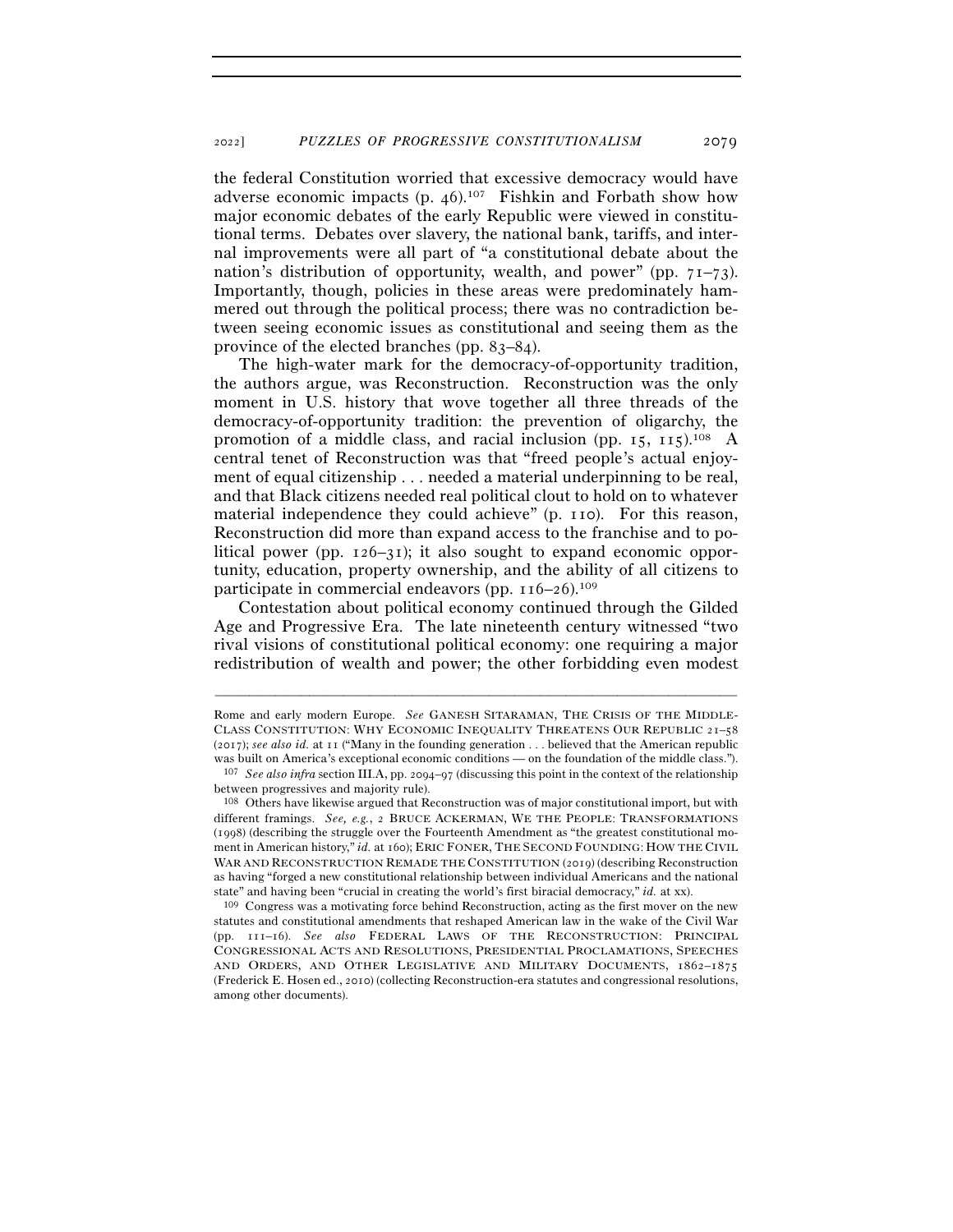the federal Constitution worried that excessive democracy would have adverse economic impacts (p. 46).[107] Fishkin and Forbath show how major economic debates of the early Republic were viewed in constitutional terms. Debates over slavery, the national bank, tariffs, and internal improvements were all part of "a constitutional debate about the nation's distribution of opportunity, wealth, and power" (pp. 71–73). Importantly, though, policies in these areas were predominately hammered out through the political process; there was no contradiction between seeing economic issues as constitutional and seeing them as the province of the elected branches (pp. 83–84).

The high-water mark for the democracy-of-opportunity tradition, the authors argue, was Reconstruction. Reconstruction was the only moment in U.S. history that wove together all three threads of the democracy-of-opportunity tradition: the prevention of oligarchy, the promotion of a middle class, and racial inclusion (pp. 15, 115).[108] A central tenet of Reconstruction was that "freed people's actual enjoyment of equal citizenship . . . needed a material underpinning to be real, and that Black citizens needed real political clout to hold on to whatever material independence they could achieve" (p. 110). For this reason, Reconstruction did more than expand access to the franchise and to political power (pp. 126–31); it also sought to expand economic opportunity, education, property ownership, and the ability of all citizens to participate in commercial endeavors (pp. 116–26).[109]

Contestation about political economy continued through the Gilded Age and Progressive Era. The late nineteenth century witnessed "two rival visions of constitutional political economy: one requiring a major redistribution of wealth and power; the other forbidding even modest

---

Rome and early modern Europe. *See* GANESH SITARAMAN, THE CRISIS OF THE MIDDLE-CLASS CONSTITUTION: WHY ECONOMIC INEQUALITY THREATENS OUR REPUBLIC 21–58 (2017); *see also id.* at 11 ("Many in the founding generation . . . believed that the American republic was built on America's exceptional economic conditions — on the foundation of the middle class.").

[107] *See also infra* section III.A, pp. 2094–97 (discussing this point in the context of the relationship between progressives and majority rule).

[108] Others have likewise argued that Reconstruction was of major constitutional import, but with different framings. *See, e.g.*, 2 BRUCE ACKERMAN, WE THE PEOPLE: TRANSFORMATIONS (1998) (describing the struggle over the Fourteenth Amendment as "the greatest constitutional moment in American history," *id.* at 160); ERIC FONER, THE SECOND FOUNDING: HOW THE CIVIL WAR AND RECONSTRUCTION REMADE THE CONSTITUTION (2019) (describing Reconstruction as having "forged a new constitutional relationship between individual Americans and the national state" and having been "crucial in creating the world's first biracial democracy," *id.* at xx).

[109] Congress was a motivating force behind Reconstruction, acting as the first mover on the new statutes and constitutional amendments that reshaped American law in the wake of the Civil War (pp. 111–16). *See also* FEDERAL LAWS OF THE RECONSTRUCTION: PRINCIPAL CONGRESSIONAL ACTS AND RESOLUTIONS, PRESIDENTIAL PROCLAMATIONS, SPEECHES AND ORDERS, AND OTHER LEGISLATIVE AND MILITARY DOCUMENTS, 1862–1875 (Frederick E. Hosen ed., 2010) (collecting Reconstruction-era statutes and congressional resolutions, among other documents).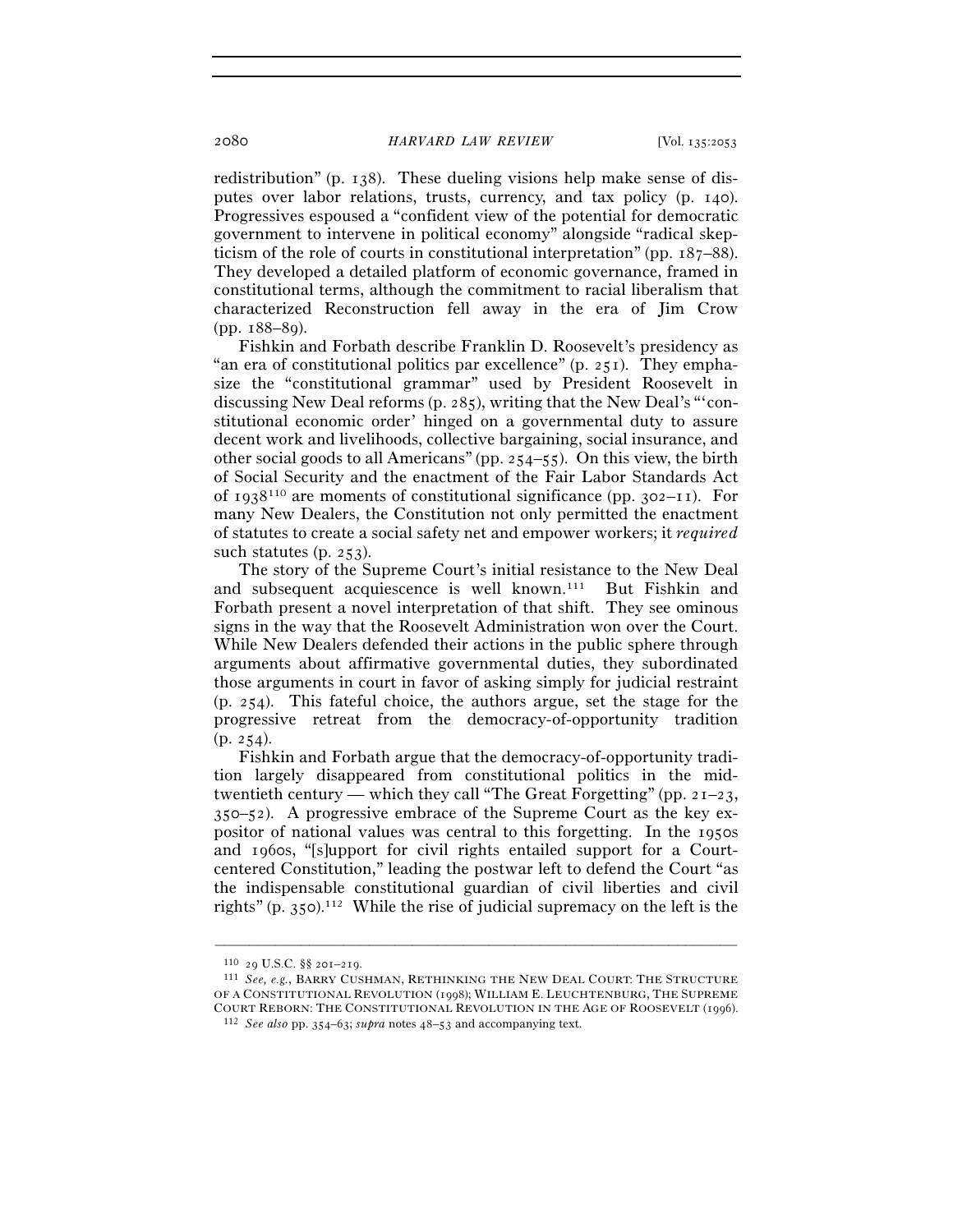redistribution" (p. 138). These dueling visions help make sense of disputes over labor relations, trusts, currency, and tax policy (p. 140). Progressives espoused a "confident view of the potential for democratic government to intervene in political economy" alongside "radical skepticism of the role of courts in constitutional interpretation" (pp. 187–88). They developed a detailed platform of economic governance, framed in constitutional terms, although the commitment to racial liberalism that characterized Reconstruction fell away in the era of Jim Crow (pp. 188–89).

Fishkin and Forbath describe Franklin D. Roosevelt's presidency as "an era of constitutional politics par excellence" (p. 251). They emphasize the "constitutional grammar" used by President Roosevelt in discussing New Deal reforms (p. 285), writing that the New Deal's "'constitutional economic order' hinged on a governmental duty to assure decent work and livelihoods, collective bargaining, social insurance, and other social goods to all Americans" (pp. 254–55). On this view, the birth of Social Security and the enactment of the Fair Labor Standards Act of 1938[110] are moments of constitutional significance (pp. 302–11). For many New Dealers, the Constitution not only permitted the enactment of statutes to create a social safety net and empower workers; it *required* such statutes (p. 253).

The story of the Supreme Court's initial resistance to the New Deal and subsequent acquiescence is well known.[111] But Fishkin and Forbath present a novel interpretation of that shift. They see ominous signs in the way that the Roosevelt Administration won over the Court. While New Dealers defended their actions in the public sphere through arguments about affirmative governmental duties, they subordinated those arguments in court in favor of asking simply for judicial restraint (p. 254). This fateful choice, the authors argue, set the stage for the progressive retreat from the democracy-of-opportunity tradition (p. 254).

Fishkin and Forbath argue that the democracy-of-opportunity tradition largely disappeared from constitutional politics in the mid-twentieth century — which they call "The Great Forgetting" (pp. 21–23, 350–52). A progressive embrace of the Supreme Court as the key expositor of national values was central to this forgetting. In the 1950s and 1960s, "[s]upport for civil rights entailed support for a Court-centered Constitution," leading the postwar left to defend the Court "as the indispensable constitutional guardian of civil liberties and civil rights" (p. 350).[112] While the rise of judicial supremacy on the left is the

---

[110] 29 U.S.C. §§ 201–219.

[111] *See, e.g.*, BARRY CUSHMAN, RETHINKING THE NEW DEAL COURT: THE STRUCTURE OF A CONSTITUTIONAL REVOLUTION (1998); WILLIAM E. LEUCHTENBURG, THE SUPREME COURT REBORN: THE CONSTITUTIONAL REVOLUTION IN THE AGE OF ROOSEVELT (1996).

[112] *See also* pp. 354–63; *supra* notes 48–53 and accompanying text.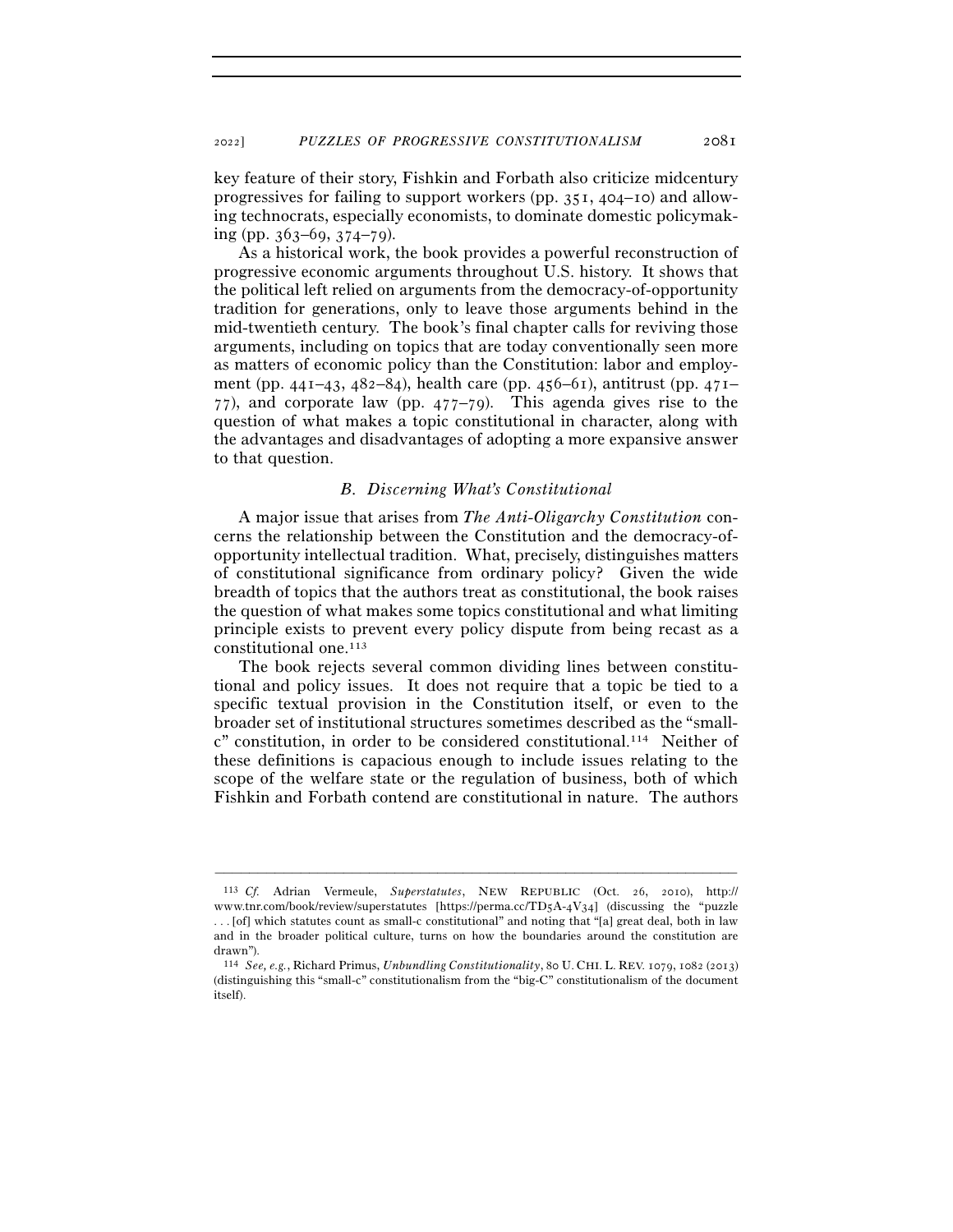key feature of their story, Fishkin and Forbath also criticize midcentury progressives for failing to support workers (pp. 351, 404–10) and allowing technocrats, especially economists, to dominate domestic policymaking (pp. 363–69, 374–79).

As a historical work, the book provides a powerful reconstruction of progressive economic arguments throughout U.S. history. It shows that the political left relied on arguments from the democracy-of-opportunity tradition for generations, only to leave those arguments behind in the mid-twentieth century. The book's final chapter calls for reviving those arguments, including on topics that are today conventionally seen more as matters of economic policy than the Constitution: labor and employment (pp. 441–43, 482–84), health care (pp. 456–61), antitrust (pp. 471–77), and corporate law (pp. 477–79). This agenda gives rise to the question of what makes a topic constitutional in character, along with the advantages and disadvantages of adopting a more expansive answer to that question.

### *B. Discerning What's Constitutional*

A major issue that arises from *The Anti-Oligarchy Constitution* concerns the relationship between the Constitution and the democracy-of-opportunity intellectual tradition. What, precisely, distinguishes matters of constitutional significance from ordinary policy? Given the wide breadth of topics that the authors treat as constitutional, the book raises the question of what makes some topics constitutional and what limiting principle exists to prevent every policy dispute from being recast as a constitutional one.[113]

The book rejects several common dividing lines between constitutional and policy issues. It does not require that a topic be tied to a specific textual provision in the Constitution itself, or even to the broader set of institutional structures sometimes described as the "small-c" constitution, in order to be considered constitutional.[114] Neither of these definitions is capacious enough to include issues relating to the scope of the welfare state or the regulation of business, both of which Fishkin and Forbath contend are constitutional in nature. The authors

---

[113] *Cf.* Adrian Vermeule, *Superstatutes*, NEW REPUBLIC (Oct. 26, 2010), http://www.tnr.com/book/review/superstatutes [https://perma.cc/TD5A-4V34] (discussing the "puzzle . . . [of] which statutes count as small-c constitutional" and noting that "[a] great deal, both in law and in the broader political culture, turns on how the boundaries around the constitution are drawn").

[114] *See, e.g.*, Richard Primus, *Unbundling Constitutionality*, 80 U. CHI. L. REV. 1079, 1082 (2013) (distinguishing this "small-c" constitutionalism from the "big-C" constitutionalism of the document itself).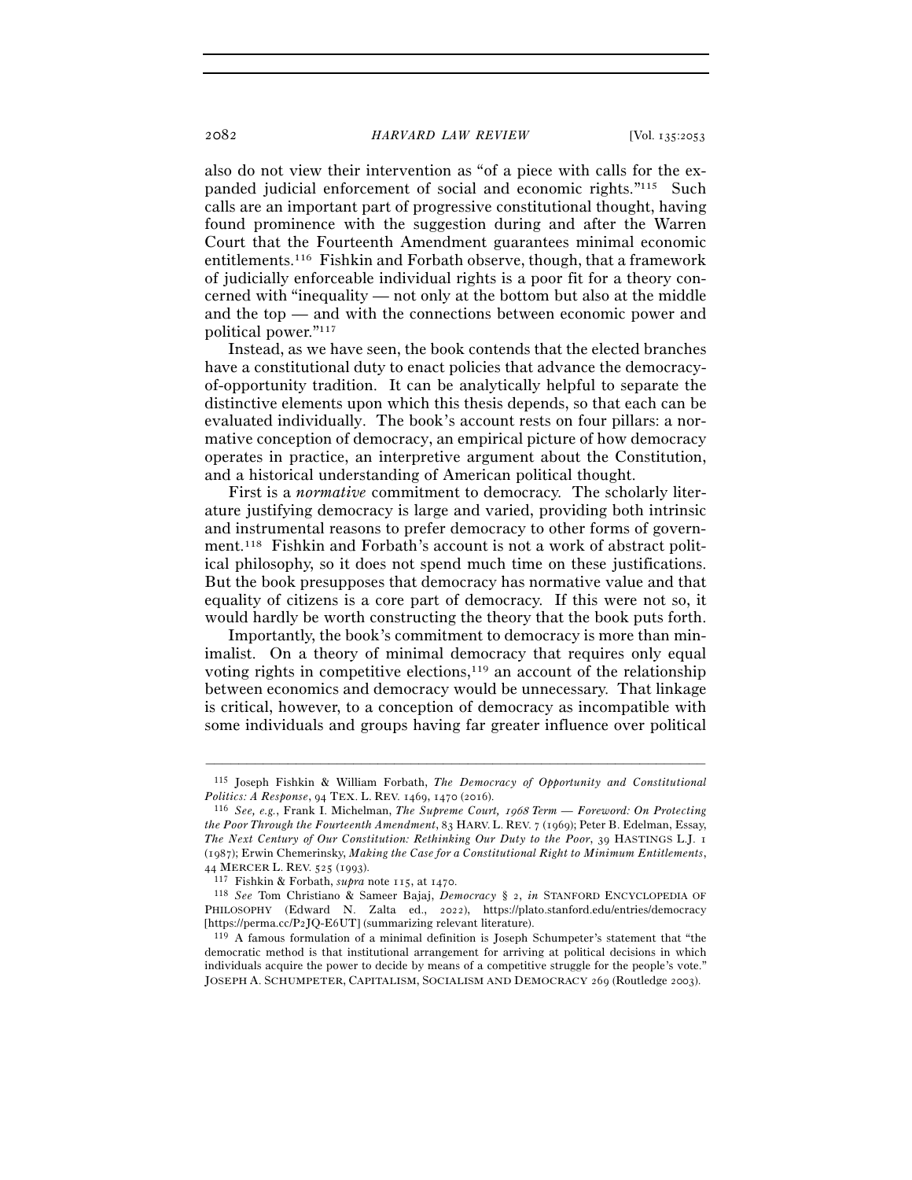also do not view their intervention as "of a piece with calls for the expanded judicial enforcement of social and economic rights."[115] Such calls are an important part of progressive constitutional thought, having found prominence with the suggestion during and after the Warren Court that the Fourteenth Amendment guarantees minimal economic entitlements.[116] Fishkin and Forbath observe, though, that a framework of judicially enforceable individual rights is a poor fit for a theory concerned with "inequality — not only at the bottom but also at the middle and the top — and with the connections between economic power and political power."[117]

Instead, as we have seen, the book contends that the elected branches have a constitutional duty to enact policies that advance the democracy-of-opportunity tradition. It can be analytically helpful to separate the distinctive elements upon which this thesis depends, so that each can be evaluated individually. The book's account rests on four pillars: a normative conception of democracy, an empirical picture of how democracy operates in practice, an interpretive argument about the Constitution, and a historical understanding of American political thought.

First is a *normative* commitment to democracy. The scholarly literature justifying democracy is large and varied, providing both intrinsic and instrumental reasons to prefer democracy to other forms of government.[118] Fishkin and Forbath's account is not a work of abstract political philosophy, so it does not spend much time on these justifications. But the book presupposes that democracy has normative value and that equality of citizens is a core part of democracy. If this were not so, it would hardly be worth constructing the theory that the book puts forth.

Importantly, the book's commitment to democracy is more than minimalist. On a theory of minimal democracy that requires only equal voting rights in competitive elections,[119] an account of the relationship between economics and democracy would be unnecessary. That linkage is critical, however, to a conception of democracy as incompatible with some individuals and groups having far greater influence over political

---

[115] Joseph Fishkin & William Forbath, *The Democracy of Opportunity and Constitutional Politics: A Response*, 94 TEX. L. REV. 1469, 1470 (2016).

[116] *See, e.g.*, Frank I. Michelman, *The Supreme Court, 1968 Term — Foreword: On Protecting the Poor Through the Fourteenth Amendment*, 83 HARV. L. REV. 7 (1969); Peter B. Edelman, Essay, *The Next Century of Our Constitution: Rethinking Our Duty to the Poor*, 39 HASTINGS L.J. 1 (1987); Erwin Chemerinsky, *Making the Case for a Constitutional Right to Minimum Entitlements*, 44 MERCER L. REV. 525 (1993).

[117] Fishkin & Forbath, *supra* note 115, at 1470.

[118] *See* Tom Christiano & Sameer Bajaj, *Democracy* § 2, *in* STANFORD ENCYCLOPEDIA OF PHILOSOPHY (Edward N. Zalta ed., 2022), https://plato.stanford.edu/entries/democracy [https://perma.cc/P2JQ-E6UT] (summarizing relevant literature).

[119] A famous formulation of a minimal definition is Joseph Schumpeter's statement that "the democratic method is that institutional arrangement for arriving at political decisions in which individuals acquire the power to decide by means of a competitive struggle for the people's vote." JOSEPH A. SCHUMPETER, CAPITALISM, SOCIALISM AND DEMOCRACY 269 (Routledge 2003).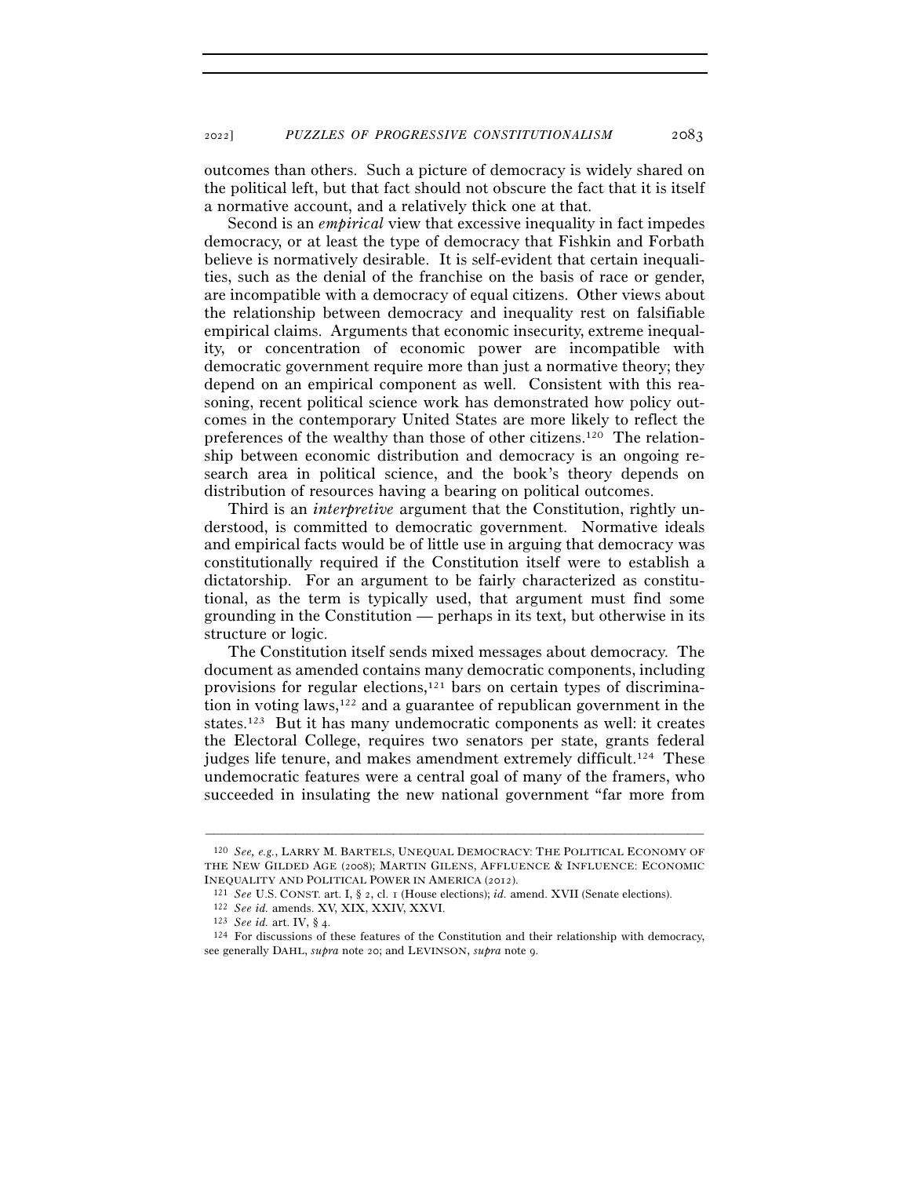outcomes than others. Such a picture of democracy is widely shared on the political left, but that fact should not obscure the fact that it is itself a normative account, and a relatively thick one at that.

Second is an *empirical* view that excessive inequality in fact impedes democracy, or at least the type of democracy that Fishkin and Forbath believe is normatively desirable. It is self-evident that certain inequalities, such as the denial of the franchise on the basis of race or gender, are incompatible with a democracy of equal citizens. Other views about the relationship between democracy and inequality rest on falsifiable empirical claims. Arguments that economic insecurity, extreme inequality, or concentration of economic power are incompatible with democratic government require more than just a normative theory; they depend on an empirical component as well. Consistent with this reasoning, recent political science work has demonstrated how policy outcomes in the contemporary United States are more likely to reflect the preferences of the wealthy than those of other citizens.[120] The relationship between economic distribution and democracy is an ongoing research area in political science, and the book's theory depends on distribution of resources having a bearing on political outcomes.

Third is an *interpretive* argument that the Constitution, rightly understood, is committed to democratic government. Normative ideals and empirical facts would be of little use in arguing that democracy was constitutionally required if the Constitution itself were to establish a dictatorship. For an argument to be fairly characterized as constitutional, as the term is typically used, that argument must find some grounding in the Constitution — perhaps in its text, but otherwise in its structure or logic.

The Constitution itself sends mixed messages about democracy. The document as amended contains many democratic components, including provisions for regular elections,[121] bars on certain types of discrimination in voting laws,[122] and a guarantee of republican government in the states.[123] But it has many undemocratic components as well: it creates the Electoral College, requires two senators per state, grants federal judges life tenure, and makes amendment extremely difficult.[124] These undemocratic features were a central goal of many of the framers, who succeeded in insulating the new national government "far more from

---

[120] *See, e.g.*, LARRY M. BARTELS, UNEQUAL DEMOCRACY: THE POLITICAL ECONOMY OF THE NEW GILDED AGE (2008); MARTIN GILENS, AFFLUENCE & INFLUENCE: ECONOMIC INEQUALITY AND POLITICAL POWER IN AMERICA (2012).

[121] *See* U.S. CONST. art. I, § 2, cl. 1 (House elections); *id.* amend. XVII (Senate elections).

[122] *See id.* amends. XV, XIX, XXIV, XXVI.

[123] *See id.* art. IV, § 4.

[124] For discussions of these features of the Constitution and their relationship with democracy, see generally DAHL, *supra* note 20; and LEVINSON, *supra* note 9.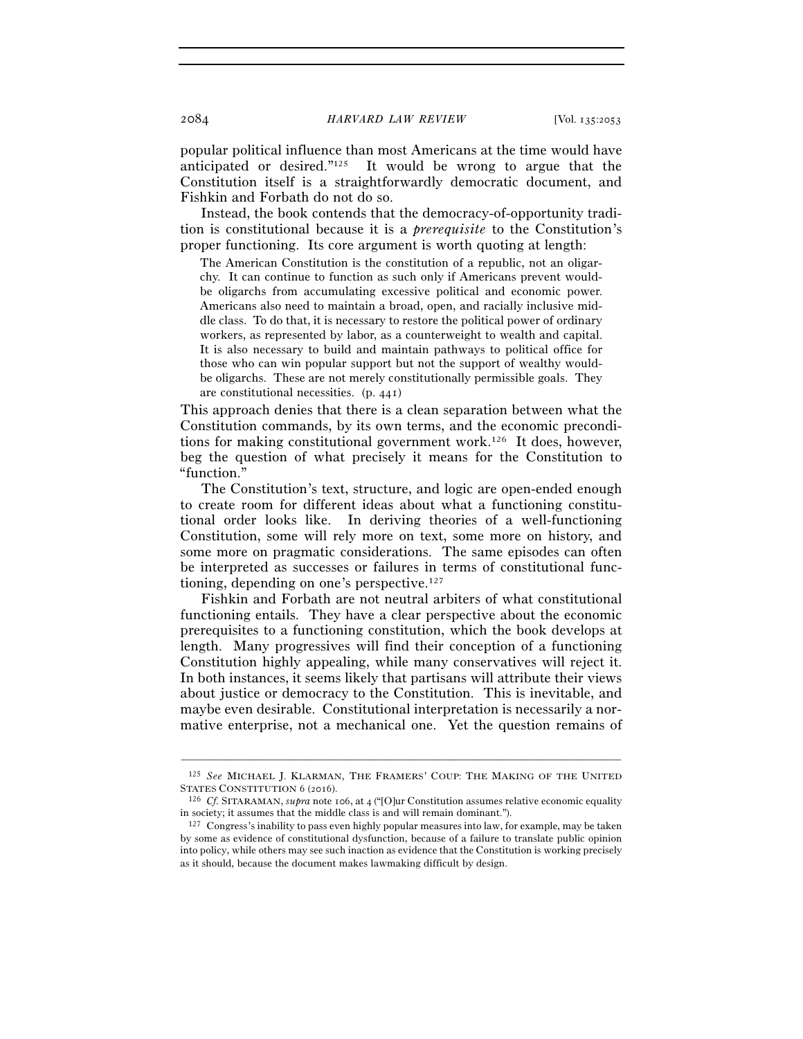popular political influence than most Americans at the time would have anticipated or desired."[125] It would be wrong to argue that the Constitution itself is a straightforwardly democratic document, and Fishkin and Forbath do not do so.

Instead, the book contends that the democracy-of-opportunity tradition is constitutional because it is a *prerequisite* to the Constitution's proper functioning. Its core argument is worth quoting at length:

> The American Constitution is the constitution of a republic, not an oligarchy. It can continue to function as such only if Americans prevent would-be oligarchs from accumulating excessive political and economic power. Americans also need to maintain a broad, open, and racially inclusive middle class. To do that, it is necessary to restore the political power of ordinary workers, as represented by labor, as a counterweight to wealth and capital. It is also necessary to build and maintain pathways to political office for those who can win popular support but not the support of wealthy would-be oligarchs. These are not merely constitutionally permissible goals. They are constitutional necessities. (p. 441)

This approach denies that there is a clean separation between what the Constitution commands, by its own terms, and the economic preconditions for making constitutional government work.[126] It does, however, beg the question of what precisely it means for the Constitution to "function."

The Constitution's text, structure, and logic are open-ended enough to create room for different ideas about what a functioning constitutional order looks like. In deriving theories of a well-functioning Constitution, some will rely more on text, some more on history, and some more on pragmatic considerations. The same episodes can often be interpreted as successes or failures in terms of constitutional functioning, depending on one's perspective.[127]

Fishkin and Forbath are not neutral arbiters of what constitutional functioning entails. They have a clear perspective about the economic prerequisites to a functioning constitution, which the book develops at length. Many progressives will find their conception of a functioning Constitution highly appealing, while many conservatives will reject it. In both instances, it seems likely that partisans will attribute their views about justice or democracy to the Constitution. This is inevitable, and maybe even desirable. Constitutional interpretation is necessarily a normative enterprise, not a mechanical one. Yet the question remains of

---

[125] *See* MICHAEL J. KLARMAN, THE FRAMERS' COUP: THE MAKING OF THE UNITED STATES CONSTITUTION 6 (2016).

[126] *Cf.* SITARAMAN, *supra* note 106, at 4 ("[O]ur Constitution assumes relative economic equality in society; it assumes that the middle class is and will remain dominant.").

[127] Congress's inability to pass even highly popular measures into law, for example, may be taken by some as evidence of constitutional dysfunction, because of a failure to translate public opinion into policy, while others may see such inaction as evidence that the Constitution is working precisely as it should, because the document makes lawmaking difficult by design.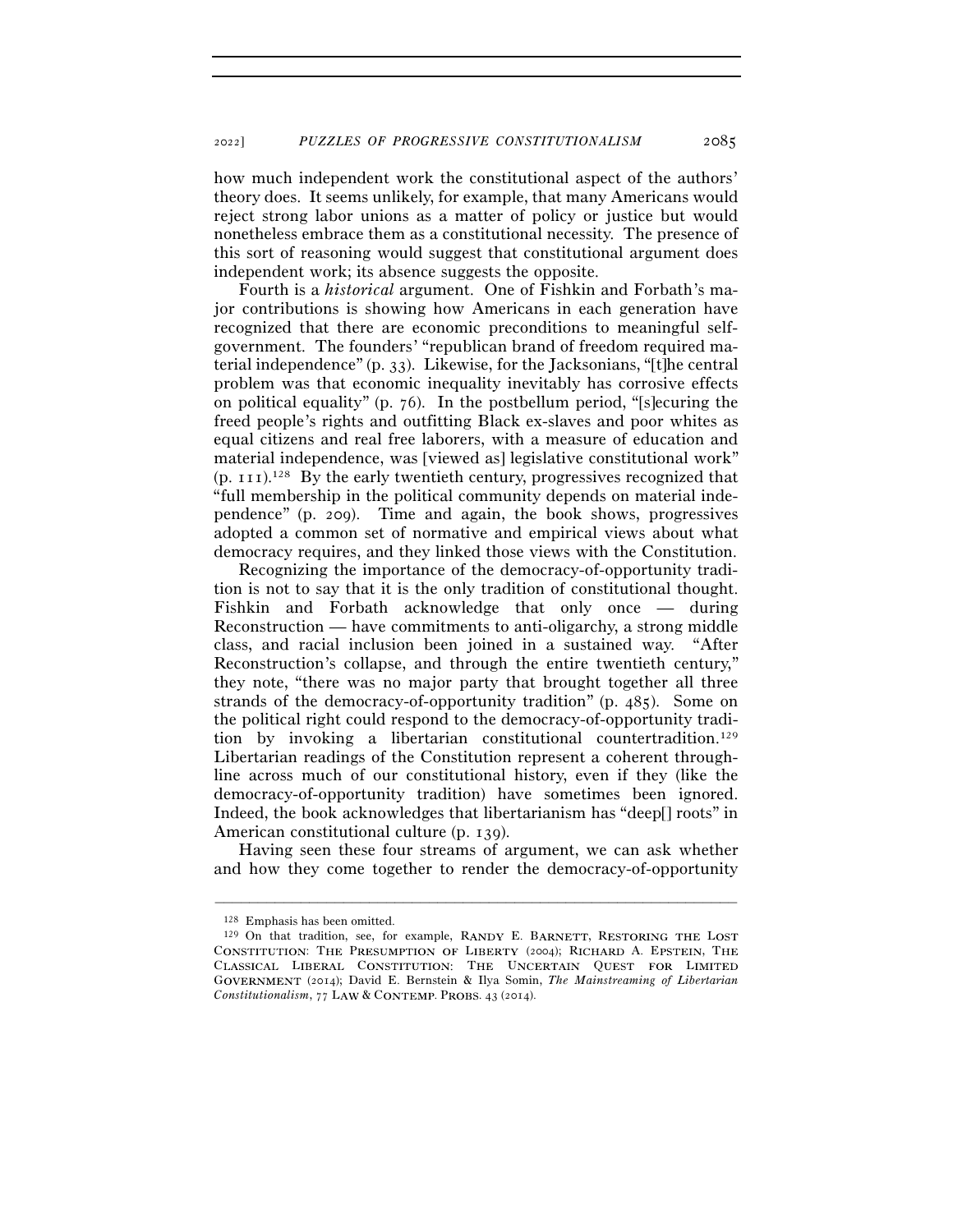how much independent work the constitutional aspect of the authors' theory does. It seems unlikely, for example, that many Americans would reject strong labor unions as a matter of policy or justice but would nonetheless embrace them as a constitutional necessity. The presence of this sort of reasoning would suggest that constitutional argument does independent work; its absence suggests the opposite.

Fourth is a *historical* argument. One of Fishkin and Forbath's major contributions is showing how Americans in each generation have recognized that there are economic preconditions to meaningful self-government. The founders' "republican brand of freedom required material independence" (p. 33). Likewise, for the Jacksonians, "[t]he central problem was that economic inequality inevitably has corrosive effects on political equality" (p. 76). In the postbellum period, "[s]ecuring the freed people's rights and outfitting Black ex-slaves and poor whites as equal citizens and real free laborers, with a measure of education and material independence, was [viewed as] legislative constitutional work" (p. 111).[128] By the early twentieth century, progressives recognized that "full membership in the political community depends on material independence" (p. 209). Time and again, the book shows, progressives adopted a common set of normative and empirical views about what democracy requires, and they linked those views with the Constitution.

Recognizing the importance of the democracy-of-opportunity tradition is not to say that it is the only tradition of constitutional thought. Fishkin and Forbath acknowledge that only once — during Reconstruction — have commitments to anti-oligarchy, a strong middle class, and racial inclusion been joined in a sustained way. "After Reconstruction's collapse, and through the entire twentieth century," they note, "there was no major party that brought together all three strands of the democracy-of-opportunity tradition" (p. 485). Some on the political right could respond to the democracy-of-opportunity tradition by invoking a libertarian constitutional countertradition.[129] Libertarian readings of the Constitution represent a coherent throughline across much of our constitutional history, even if they (like the democracy-of-opportunity tradition) have sometimes been ignored. Indeed, the book acknowledges that libertarianism has "deep[] roots" in American constitutional culture (p. 139).

Having seen these four streams of argument, we can ask whether and how they come together to render the democracy-of-opportunity

---

[128] Emphasis has been omitted.

[129] On that tradition, see, for example, RANDY E. BARNETT, RESTORING THE LOST CONSTITUTION: THE PRESUMPTION OF LIBERTY (2004); RICHARD A. EPSTEIN, THE CLASSICAL LIBERAL CONSTITUTION: THE UNCERTAIN QUEST FOR LIMITED GOVERNMENT (2014); David E. Bernstein & Ilya Somin, *The Mainstreaming of Libertarian Constitutionalism*, 77 LAW & CONTEMP. PROBS. 43 (2014).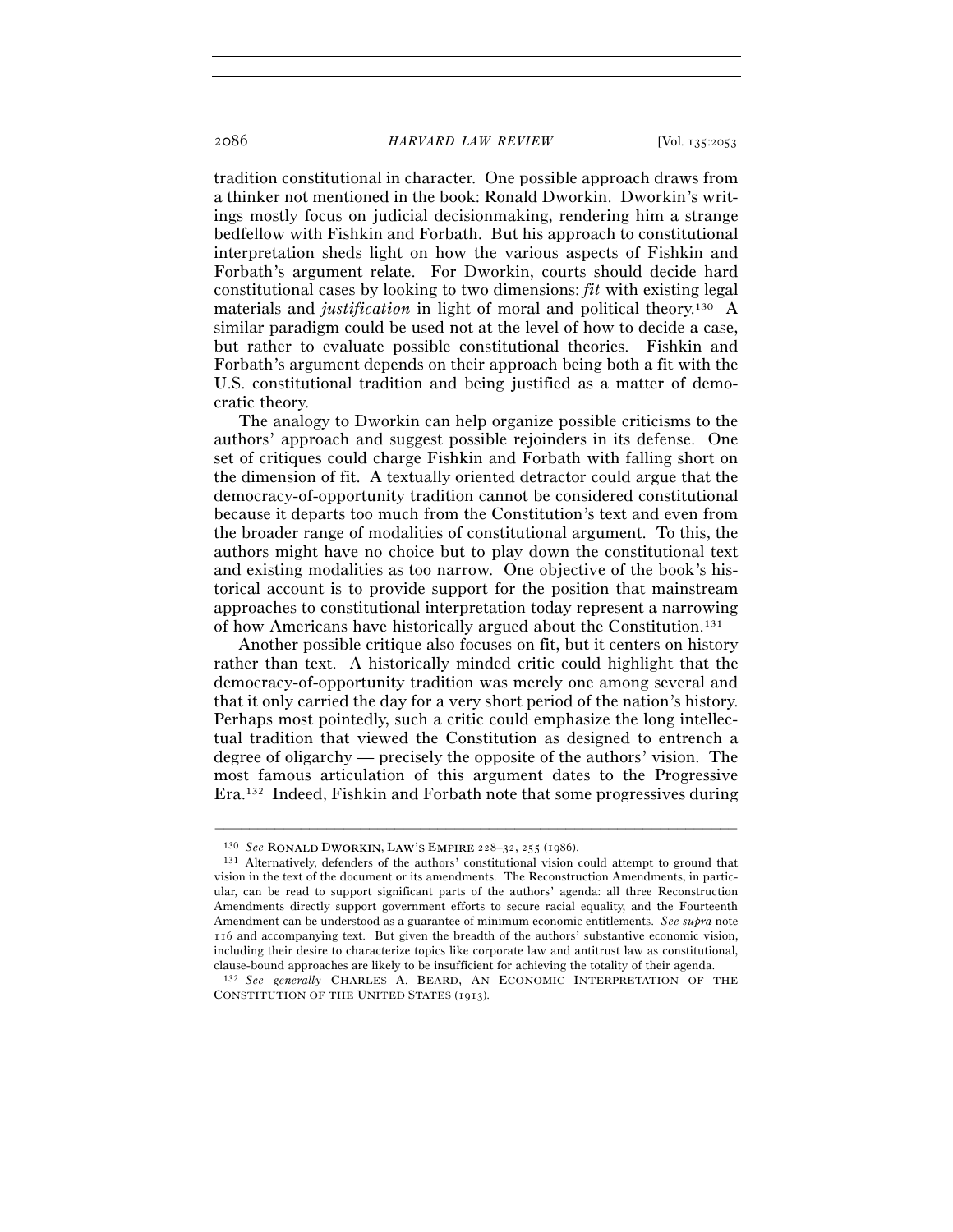tradition constitutional in character. One possible approach draws from a thinker not mentioned in the book: Ronald Dworkin. Dworkin's writings mostly focus on judicial decisionmaking, rendering him a strange bedfellow with Fishkin and Forbath. But his approach to constitutional interpretation sheds light on how the various aspects of Fishkin and Forbath's argument relate. For Dworkin, courts should decide hard constitutional cases by looking to two dimensions: *fit* with existing legal materials and *justification* in light of moral and political theory.[130] A similar paradigm could be used not at the level of how to decide a case, but rather to evaluate possible constitutional theories. Fishkin and Forbath's argument depends on their approach being both a fit with the U.S. constitutional tradition and being justified as a matter of democratic theory.

The analogy to Dworkin can help organize possible criticisms to the authors' approach and suggest possible rejoinders in its defense. One set of critiques could charge Fishkin and Forbath with falling short on the dimension of fit. A textually oriented detractor could argue that the democracy-of-opportunity tradition cannot be considered constitutional because it departs too much from the Constitution's text and even from the broader range of modalities of constitutional argument. To this, the authors might have no choice but to play down the constitutional text and existing modalities as too narrow. One objective of the book's historical account is to provide support for the position that mainstream approaches to constitutional interpretation today represent a narrowing of how Americans have historically argued about the Constitution.[131]

Another possible critique also focuses on fit, but it centers on history rather than text. A historically minded critic could highlight that the democracy-of-opportunity tradition was merely one among several and that it only carried the day for a very short period of the nation's history. Perhaps most pointedly, such a critic could emphasize the long intellectual tradition that viewed the Constitution as designed to entrench a degree of oligarchy — precisely the opposite of the authors' vision. The most famous articulation of this argument dates to the Progressive Era.[132] Indeed, Fishkin and Forbath note that some progressives during

---

[130] *See* RONALD DWORKIN, LAW'S EMPIRE 228–32, 255 (1986).

[131] Alternatively, defenders of the authors' constitutional vision could attempt to ground that vision in the text of the document or its amendments. The Reconstruction Amendments, in particular, can be read to support significant parts of the authors' agenda: all three Reconstruction Amendments directly support government efforts to secure racial equality, and the Fourteenth Amendment can be understood as a guarantee of minimum economic entitlements. *See supra* note 116 and accompanying text. But given the breadth of the authors' substantive economic vision, including their desire to characterize topics like corporate law and antitrust law as constitutional, clause-bound approaches are likely to be insufficient for achieving the totality of their agenda.

[132] *See generally* CHARLES A. BEARD, AN ECONOMIC INTERPRETATION OF THE CONSTITUTION OF THE UNITED STATES (1913).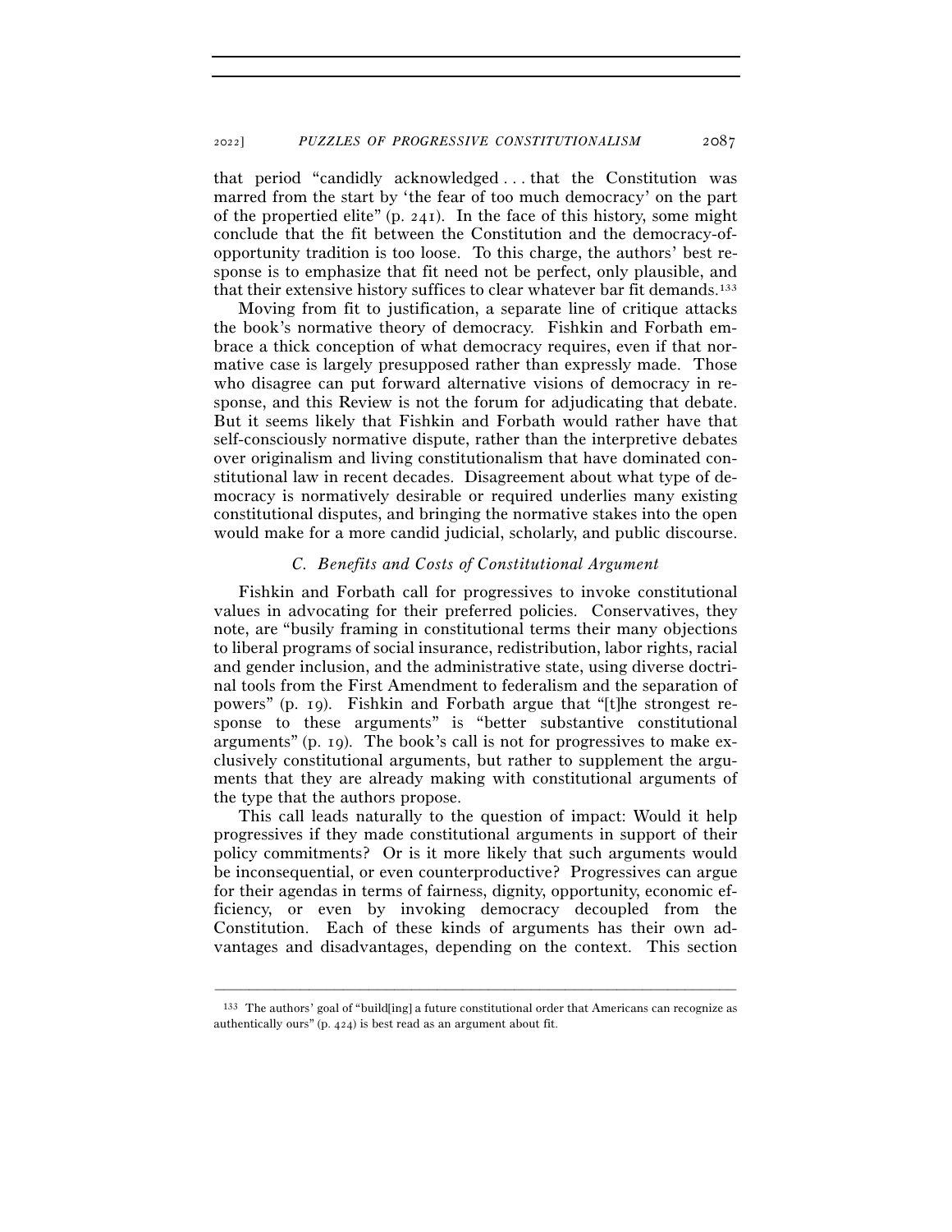that period "candidly acknowledged . . . that the Constitution was marred from the start by 'the fear of too much democracy' on the part of the propertied elite" (p. 241). In the face of this history, some might conclude that the fit between the Constitution and the democracy-of-opportunity tradition is too loose. To this charge, the authors' best response is to emphasize that fit need not be perfect, only plausible, and that their extensive history suffices to clear whatever bar fit demands.[133]

Moving from fit to justification, a separate line of critique attacks the book's normative theory of democracy. Fishkin and Forbath embrace a thick conception of what democracy requires, even if that normative case is largely presupposed rather than expressly made. Those who disagree can put forward alternative visions of democracy in response, and this Review is not the forum for adjudicating that debate. But it seems likely that Fishkin and Forbath would rather have that self-consciously normative dispute, rather than the interpretive debates over originalism and living constitutionalism that have dominated constitutional law in recent decades. Disagreement about what type of democracy is normatively desirable or required underlies many existing constitutional disputes, and bringing the normative stakes into the open would make for a more candid judicial, scholarly, and public discourse.

### *C. Benefits and Costs of Constitutional Argument*

Fishkin and Forbath call for progressives to invoke constitutional values in advocating for their preferred policies. Conservatives, they note, are "busily framing in constitutional terms their many objections to liberal programs of social insurance, redistribution, labor rights, racial and gender inclusion, and the administrative state, using diverse doctrinal tools from the First Amendment to federalism and the separation of powers" (p. 19). Fishkin and Forbath argue that "[t]he strongest response to these arguments" is "better substantive constitutional arguments" (p. 19). The book's call is not for progressives to make exclusively constitutional arguments, but rather to supplement the arguments that they are already making with constitutional arguments of the type that the authors propose.

This call leads naturally to the question of impact: Would it help progressives if they made constitutional arguments in support of their policy commitments? Or is it more likely that such arguments would be inconsequential, or even counterproductive? Progressives can argue for their agendas in terms of fairness, dignity, opportunity, economic efficiency, or even by invoking democracy decoupled from the Constitution. Each of these kinds of arguments has their own advantages and disadvantages, depending on the context. This section

---

[133] The authors' goal of "build[ing] a future constitutional order that Americans can recognize as authentically ours" (p. 424) is best read as an argument about fit.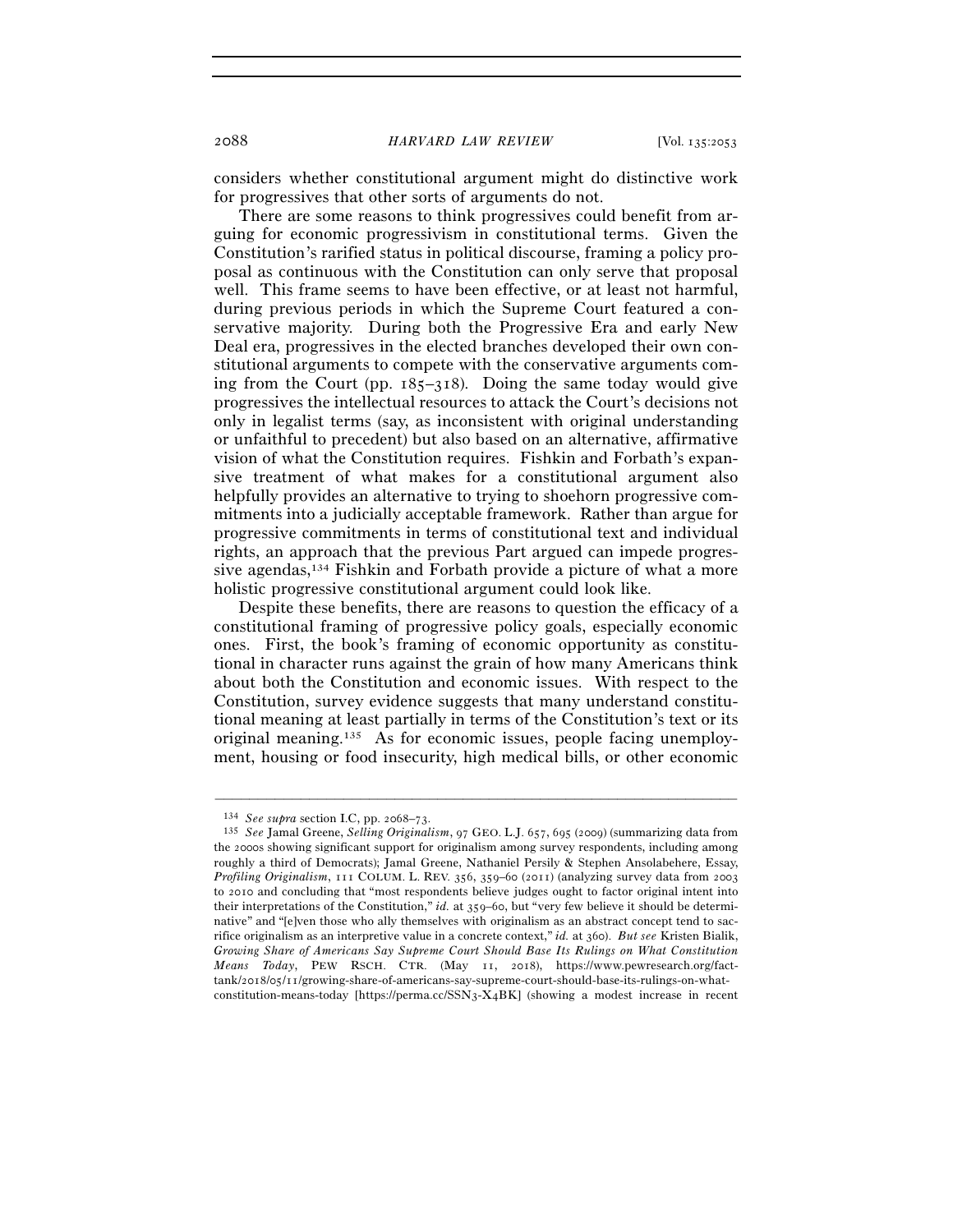considers whether constitutional argument might do distinctive work for progressives that other sorts of arguments do not.

There are some reasons to think progressives could benefit from arguing for economic progressivism in constitutional terms. Given the Constitution's rarified status in political discourse, framing a policy proposal as continuous with the Constitution can only serve that proposal well. This frame seems to have been effective, or at least not harmful, during previous periods in which the Supreme Court featured a conservative majority. During both the Progressive Era and early New Deal era, progressives in the elected branches developed their own constitutional arguments to compete with the conservative arguments coming from the Court (pp. 185–318). Doing the same today would give progressives the intellectual resources to attack the Court's decisions not only in legalist terms (say, as inconsistent with original understanding or unfaithful to precedent) but also based on an alternative, affirmative vision of what the Constitution requires. Fishkin and Forbath's expansive treatment of what makes for a constitutional argument also helpfully provides an alternative to trying to shoehorn progressive commitments into a judicially acceptable framework. Rather than argue for progressive commitments in terms of constitutional text and individual rights, an approach that the previous Part argued can impede progressive agendas,[134] Fishkin and Forbath provide a picture of what a more holistic progressive constitutional argument could look like.

Despite these benefits, there are reasons to question the efficacy of a constitutional framing of progressive policy goals, especially economic ones. First, the book's framing of economic opportunity as constitutional in character runs against the grain of how many Americans think about both the Constitution and economic issues. With respect to the Constitution, survey evidence suggests that many understand constitutional meaning at least partially in terms of the Constitution's text or its original meaning.[135] As for economic issues, people facing unemployment, housing or food insecurity, high medical bills, or other economic

---

[134] *See supra* section I.C, pp. 2068–73.

[135] *See* Jamal Greene, *Selling Originalism*, 97 GEO. L.J. 657, 695 (2009) (summarizing data from the 2000s showing significant support for originalism among survey respondents, including among roughly a third of Democrats); Jamal Greene, Nathaniel Persily & Stephen Ansolabehere, Essay, *Profiling Originalism*, 111 COLUM. L. REV. 356, 359–60 (2011) (analyzing survey data from 2003 to 2010 and concluding that "most respondents believe judges ought to factor original intent into their interpretations of the Constitution," *id.* at 359–60, but "very few believe it should be determinative" and "[e]ven those who ally themselves with originalism as an abstract concept tend to sacrifice originalism as an interpretive value in a concrete context," *id.* at 360). *But see* Kristen Bialik, *Growing Share of Americans Say Supreme Court Should Base Its Rulings on What Constitution Means Today*, PEW RSCH. CTR. (May 11, 2018), https://www.pewresearch.org/fact-tank/2018/05/11/growing-share-of-americans-say-supreme-court-should-base-its-rulings-on-what-constitution-means-today [https://perma.cc/SSN3-X4BK] (showing a modest increase in recent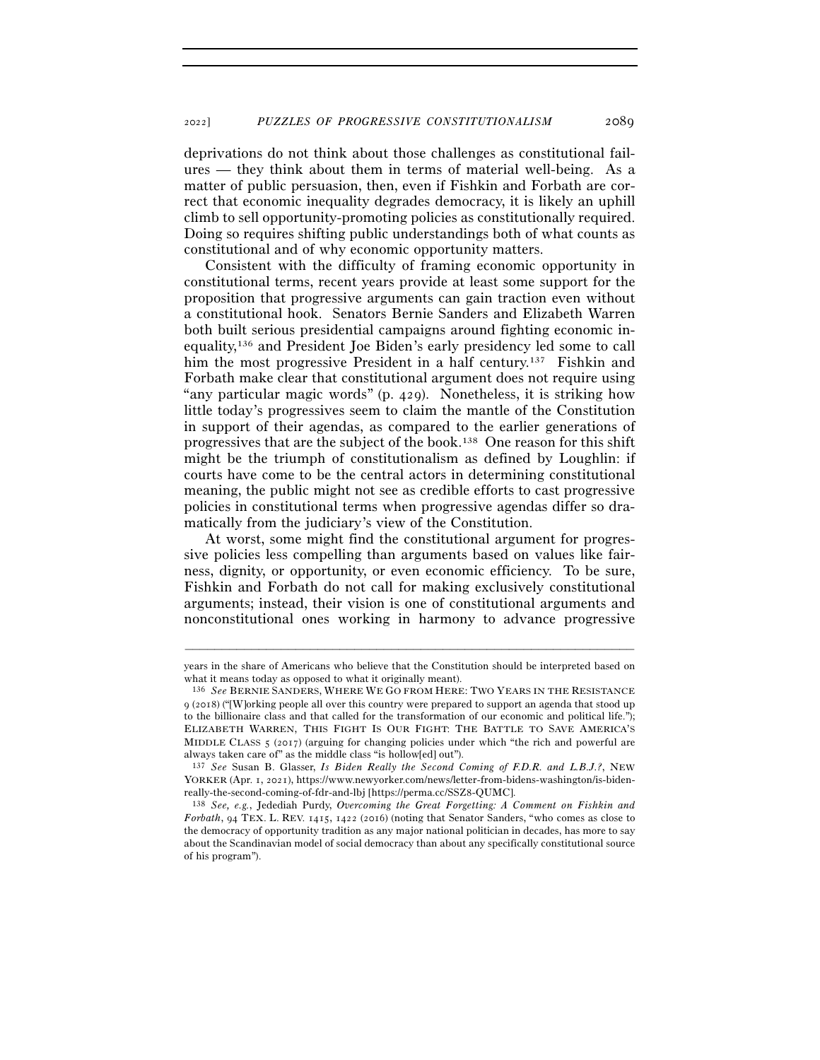deprivations do not think about those challenges as constitutional failures — they think about them in terms of material well-being. As a matter of public persuasion, then, even if Fishkin and Forbath are correct that economic inequality degrades democracy, it is likely an uphill climb to sell opportunity-promoting policies as constitutionally required. Doing so requires shifting public understandings both of what counts as constitutional and of why economic opportunity matters.

Consistent with the difficulty of framing economic opportunity in constitutional terms, recent years provide at least some support for the proposition that progressive arguments can gain traction even without a constitutional hook. Senators Bernie Sanders and Elizabeth Warren both built serious presidential campaigns around fighting economic inequality,[136] and President Joe Biden's early presidency led some to call him the most progressive President in a half century.[137] Fishkin and Forbath make clear that constitutional argument does not require using "any particular magic words" (p. 429). Nonetheless, it is striking how little today's progressives seem to claim the mantle of the Constitution in support of their agendas, as compared to the earlier generations of progressives that are the subject of the book.[138] One reason for this shift might be the triumph of constitutionalism as defined by Loughlin: if courts have come to be the central actors in determining constitutional meaning, the public might not see as credible efforts to cast progressive policies in constitutional terms when progressive agendas differ so dramatically from the judiciary's view of the Constitution.

At worst, some might find the constitutional argument for progressive policies less compelling than arguments based on values like fairness, dignity, or opportunity, or even economic efficiency. To be sure, Fishkin and Forbath do not call for making exclusively constitutional arguments; instead, their vision is one of constitutional arguments and nonconstitutional ones working in harmony to advance progressive

---

years in the share of Americans who believe that the Constitution should be interpreted based on what it means today as opposed to what it originally meant).

[136] *See* BERNIE SANDERS, WHERE WE GO FROM HERE: TWO YEARS IN THE RESISTANCE 9 (2018) ("[W]orking people all over this country were prepared to support an agenda that stood up to the billionaire class and that called for the transformation of our economic and political life."); ELIZABETH WARREN, THIS FIGHT IS OUR FIGHT: THE BATTLE TO SAVE AMERICA'S MIDDLE CLASS 5 (2017) (arguing for changing policies under which "the rich and powerful are always taken care of" as the middle class "is hollow[ed] out").

[137] *See* Susan B. Glasser, *Is Biden Really the Second Coming of F.D.R. and L.B.J.?*, NEW YORKER (Apr. 1, 2021), https://www.newyorker.com/news/letter-from-bidens-washington/is-biden-really-the-second-coming-of-fdr-and-lbj [https://perma.cc/SSZ8-QUMC].

[138] *See, e.g.*, Jedediah Purdy, *Overcoming the Great Forgetting: A Comment on Fishkin and Forbath*, 94 TEX. L. REV. 1415, 1422 (2016) (noting that Senator Sanders, "who comes as close to the democracy of opportunity tradition as any major national politician in decades, has more to say about the Scandinavian model of social democracy than about any specifically constitutional source of his program").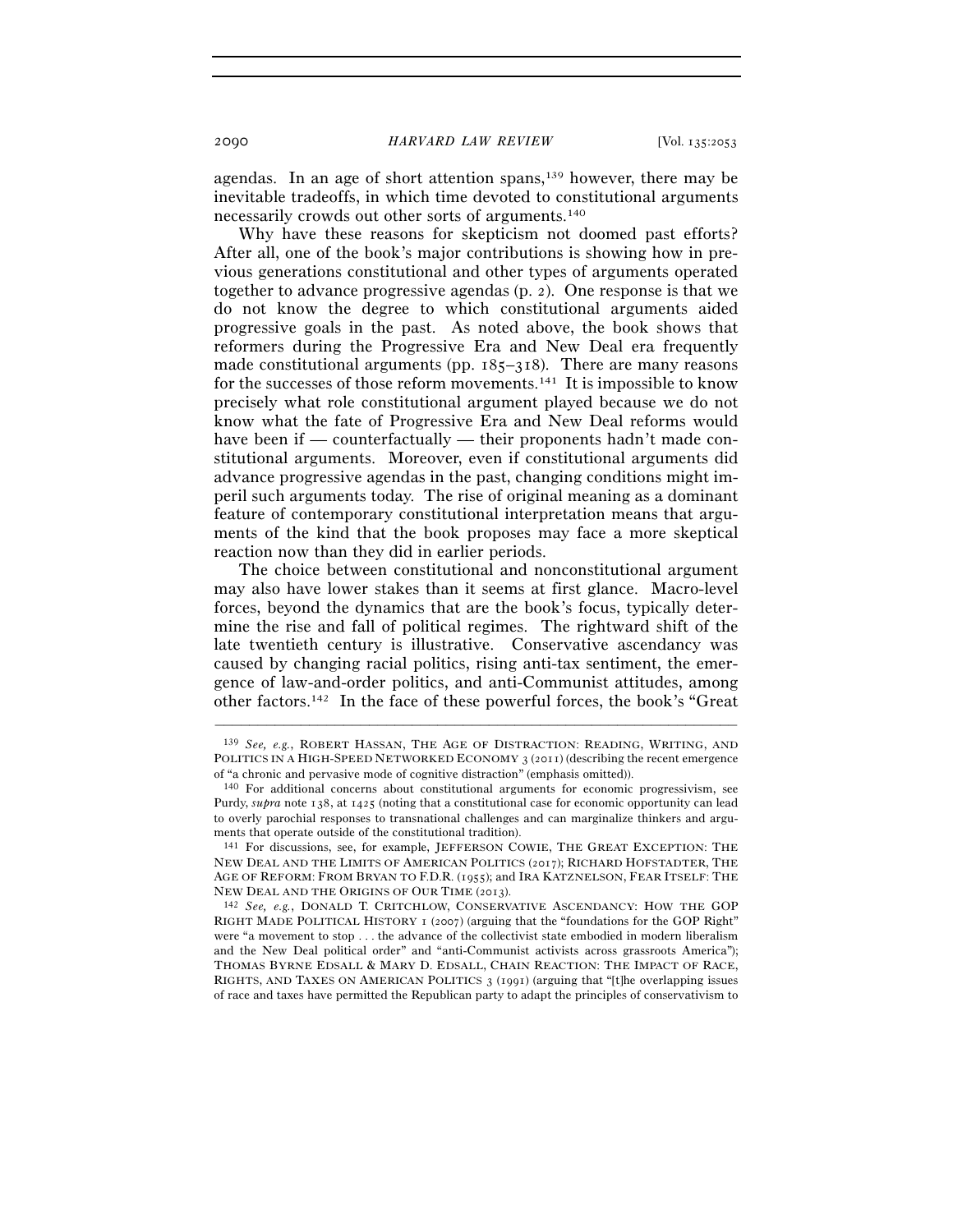agendas. In an age of short attention spans,[139] however, there may be inevitable tradeoffs, in which time devoted to constitutional arguments necessarily crowds out other sorts of arguments.[140]

Why have these reasons for skepticism not doomed past efforts? After all, one of the book's major contributions is showing how in previous generations constitutional and other types of arguments operated together to advance progressive agendas (p. 2). One response is that we do not know the degree to which constitutional arguments aided progressive goals in the past. As noted above, the book shows that reformers during the Progressive Era and New Deal era frequently made constitutional arguments (pp. 185–318). There are many reasons for the successes of those reform movements.[141] It is impossible to know precisely what role constitutional argument played because we do not know what the fate of Progressive Era and New Deal reforms would have been if — counterfactually — their proponents hadn't made constitutional arguments. Moreover, even if constitutional arguments did advance progressive agendas in the past, changing conditions might imperil such arguments today. The rise of original meaning as a dominant feature of contemporary constitutional interpretation means that arguments of the kind that the book proposes may face a more skeptical reaction now than they did in earlier periods.

The choice between constitutional and nonconstitutional argument may also have lower stakes than it seems at first glance. Macro-level forces, beyond the dynamics that are the book's focus, typically determine the rise and fall of political regimes. The rightward shift of the late twentieth century is illustrative. Conservative ascendancy was caused by changing racial politics, rising anti-tax sentiment, the emergence of law-and-order politics, and anti-Communist attitudes, among other factors.[142] In the face of these powerful forces, the book's "Great

---

[139] *See, e.g.*, ROBERT HASSAN, THE AGE OF DISTRACTION: READING, WRITING, AND POLITICS IN A HIGH-SPEED NETWORKED ECONOMY 3 (2011) (describing the recent emergence of "a chronic and pervasive mode of cognitive distraction" (emphasis omitted)).

[140] For additional concerns about constitutional arguments for economic progressivism, see Purdy, *supra* note 138, at 1425 (noting that a constitutional case for economic opportunity can lead to overly parochial responses to transnational challenges and can marginalize thinkers and arguments that operate outside of the constitutional tradition).

[141] For discussions, see, for example, JEFFERSON COWIE, THE GREAT EXCEPTION: THE NEW DEAL AND THE LIMITS OF AMERICAN POLITICS (2017); RICHARD HOFSTADTER, THE AGE OF REFORM: FROM BRYAN TO F.D.R. (1955); and IRA KATZNELSON, FEAR ITSELF: THE NEW DEAL AND THE ORIGINS OF OUR TIME (2013).

[142] *See, e.g.*, DONALD T. CRITCHLOW, CONSERVATIVE ASCENDANCY: HOW THE GOP RIGHT MADE POLITICAL HISTORY 1 (2007) (arguing that the "foundations for the GOP Right" were "a movement to stop . . . the advance of the collectivist state embodied in modern liberalism and the New Deal political order" and "anti-Communist activists across grassroots America"); THOMAS BYRNE EDSALL & MARY D. EDSALL, CHAIN REACTION: THE IMPACT OF RACE, RIGHTS, AND TAXES ON AMERICAN POLITICS 3 (1991) (arguing that "[t]he overlapping issues of race and taxes have permitted the Republican party to adapt the principles of conservativism to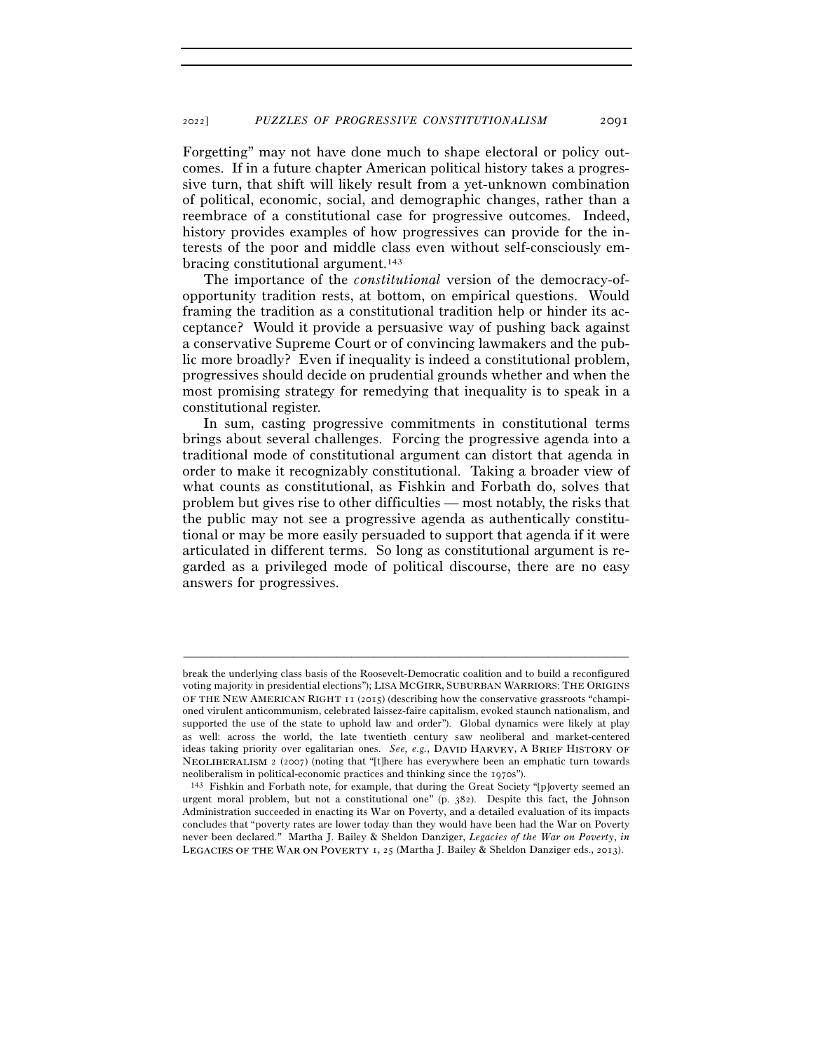Forgetting" may not have done much to shape electoral or policy outcomes. If in a future chapter American political history takes a progressive turn, that shift will likely result from a yet-unknown combination of political, economic, social, and demographic changes, rather than a reembrace of a constitutional case for progressive outcomes. Indeed, history provides examples of how progressives can provide for the interests of the poor and middle class even without self-consciously embracing constitutional argument.[143]

The importance of the *constitutional* version of the democracy-of-opportunity tradition rests, at bottom, on empirical questions. Would framing the tradition as a constitutional tradition help or hinder its acceptance? Would it provide a persuasive way of pushing back against a conservative Supreme Court or of convincing lawmakers and the public more broadly? Even if inequality is indeed a constitutional problem, progressives should decide on prudential grounds whether and when the most promising strategy for remedying that inequality is to speak in a constitutional register.

In sum, casting progressive commitments in constitutional terms brings about several challenges. Forcing the progressive agenda into a traditional mode of constitutional argument can distort that agenda in order to make it recognizably constitutional. Taking a broader view of what counts as constitutional, as Fishkin and Forbath do, solves that problem but gives rise to other difficulties — most notably, the risks that the public may not see a progressive agenda as authentically constitutional or may be more easily persuaded to support that agenda if it were articulated in different terms. So long as constitutional argument is regarded as a privileged mode of political discourse, there are no easy answers for progressives.

---

break the underlying class basis of the Roosevelt-Democratic coalition and to build a reconfigured voting majority in presidential elections"); LISA MCGIRR, SUBURBAN WARRIORS: THE ORIGINS OF THE NEW AMERICAN RIGHT 11 (2015) (describing how the conservative grassroots "championed virulent anticommunism, celebrated laissez-faire capitalism, evoked staunch nationalism, and supported the use of the state to uphold law and order"). Global dynamics were likely at play as well: across the world, the late twentieth century saw neoliberal and market-centered ideas taking priority over egalitarian ones. *See, e.g.*, DAVID HARVEY, A BRIEF HISTORY OF NEOLIBERALISM 2 (2007) (noting that "[t]here has everywhere been an emphatic turn towards neoliberalism in political-economic practices and thinking since the 1970s").

[143] Fishkin and Forbath note, for example, that during the Great Society "[p]overty seemed an urgent moral problem, but not a constitutional one" (p. 382). Despite this fact, the Johnson Administration succeeded in enacting its War on Poverty, and a detailed evaluation of its impacts concludes that "poverty rates are lower today than they would have been had the War on Poverty never been declared." Martha J. Bailey & Sheldon Danziger, *Legacies of the War on Poverty*, *in* LEGACIES OF THE WAR ON POVERTY 1, 25 (Martha J. Bailey & Sheldon Danziger eds., 2013).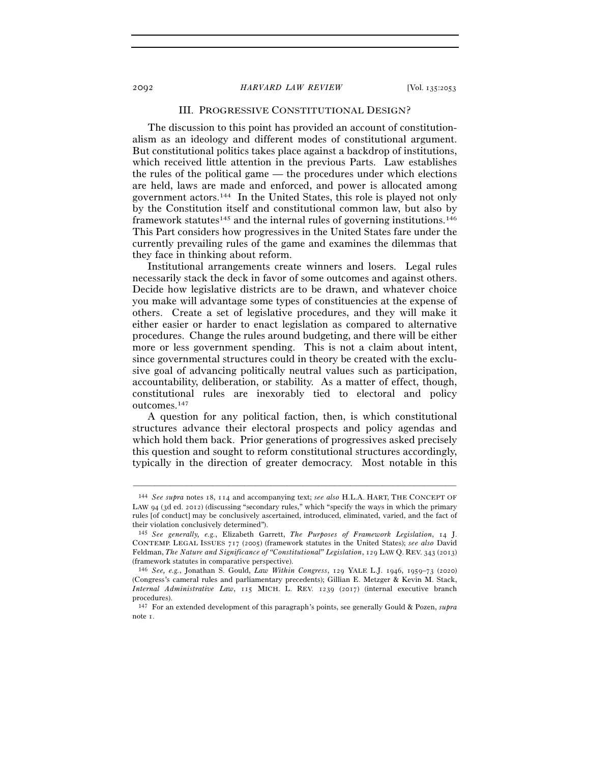## III. PROGRESSIVE CONSTITUTIONAL DESIGN?

The discussion to this point has provided an account of constitutionalism as an ideology and different modes of constitutional argument. But constitutional politics takes place against a backdrop of institutions, which received little attention in the previous Parts. Law establishes the rules of the political game — the procedures under which elections are held, laws are made and enforced, and power is allocated among government actors.[144] In the United States, this role is played not only by the Constitution itself and constitutional common law, but also by framework statutes[145] and the internal rules of governing institutions.[146] This Part considers how progressives in the United States fare under the currently prevailing rules of the game and examines the dilemmas that they face in thinking about reform.

Institutional arrangements create winners and losers. Legal rules necessarily stack the deck in favor of some outcomes and against others. Decide how legislative districts are to be drawn, and whatever choice you make will advantage some types of constituencies at the expense of others. Create a set of legislative procedures, and they will make it either easier or harder to enact legislation as compared to alternative procedures. Change the rules around budgeting, and there will be either more or less government spending. This is not a claim about intent, since governmental structures could in theory be created with the exclusive goal of advancing politically neutral values such as participation, accountability, deliberation, or stability. As a matter of effect, though, constitutional rules are inexorably tied to electoral and policy outcomes.[147]

A question for any political faction, then, is which constitutional structures advance their electoral prospects and policy agendas and which hold them back. Prior generations of progressives asked precisely this question and sought to reform constitutional structures accordingly, typically in the direction of greater democracy. Most notable in this

---

[144] *See supra* notes 18, 114 and accompanying text; *see also* H.L.A. HART, THE CONCEPT OF LAW 94 (3d ed. 2012) (discussing "secondary rules," which "specify the ways in which the primary rules [of conduct] may be conclusively ascertained, introduced, eliminated, varied, and the fact of their violation conclusively determined").

[145] *See generally, e.g.*, Elizabeth Garrett, *The Purposes of Framework Legislation*, 14 J. CONTEMP. LEGAL ISSUES 717 (2005) (framework statutes in the United States); *see also* David Feldman, *The Nature and Significance of "Constitutional" Legislation*, 129 LAW Q. REV. 343 (2013) (framework statutes in comparative perspective).

[146] *See, e.g.*, Jonathan S. Gould, *Law Within Congress*, 129 YALE L.J. 1946, 1959–73 (2020) (Congress's cameral rules and parliamentary precedents); Gillian E. Metzger & Kevin M. Stack, *Internal Administrative Law*, 115 MICH. L. REV. 1239 (2017) (internal executive branch procedures).

[147] For an extended development of this paragraph's points, see generally Gould & Pozen, *supra* note 1.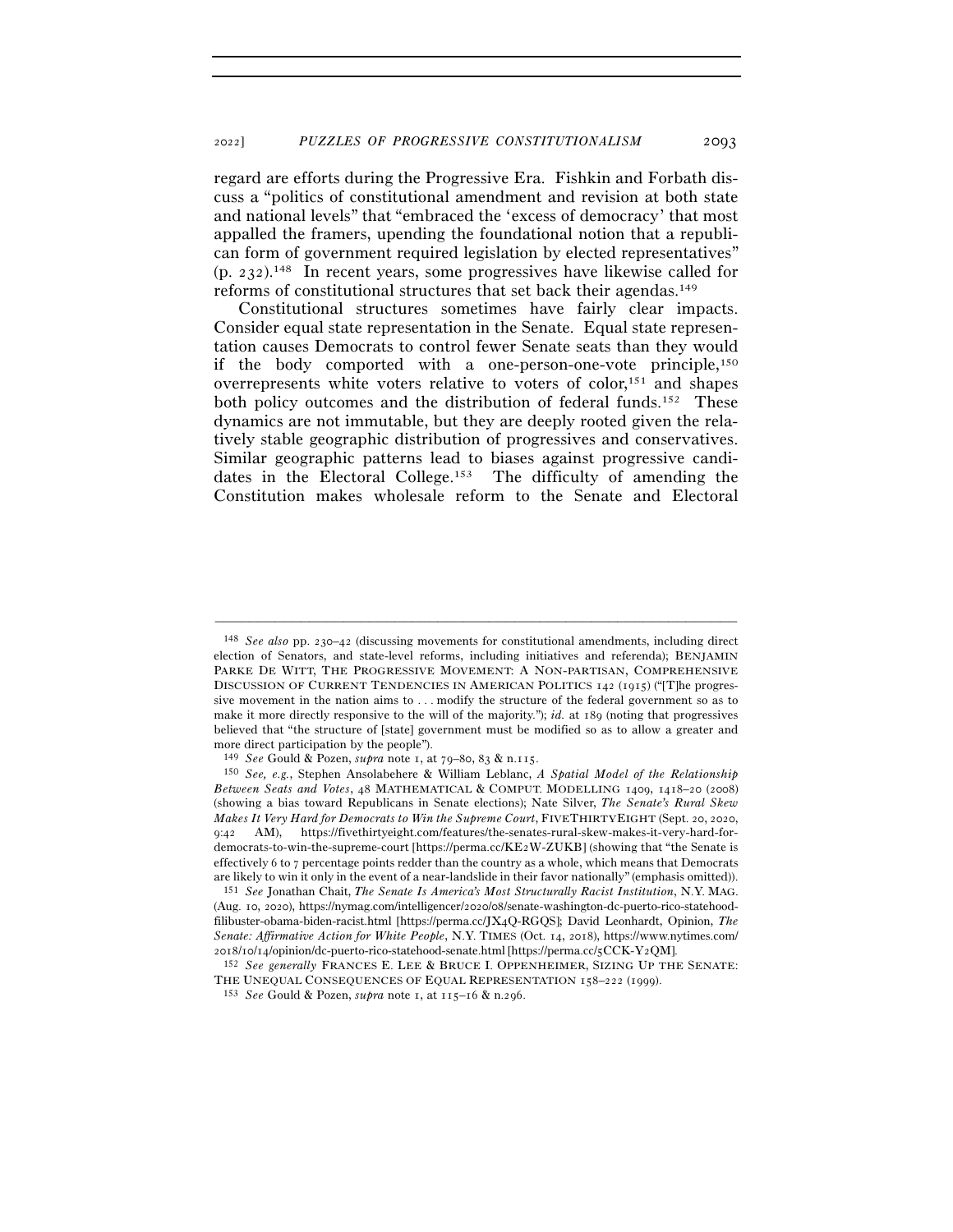regard are efforts during the Progressive Era. Fishkin and Forbath discuss a "politics of constitutional amendment and revision at both state and national levels" that "embraced the 'excess of democracy' that most appalled the framers, upending the foundational notion that a republican form of government required legislation by elected representatives" (p. 232).[148] In recent years, some progressives have likewise called for reforms of constitutional structures that set back their agendas.[149]

Constitutional structures sometimes have fairly clear impacts. Consider equal state representation in the Senate. Equal state representation causes Democrats to control fewer Senate seats than they would if the body comported with a one-person-one-vote principle,[150] overrepresents white voters relative to voters of color,[151] and shapes both policy outcomes and the distribution of federal funds.[152] These dynamics are not immutable, but they are deeply rooted given the relatively stable geographic distribution of progressives and conservatives. Similar geographic patterns lead to biases against progressive candidates in the Electoral College.[153] The difficulty of amending the Constitution makes wholesale reform to the Senate and Electoral

---

[148] *See also* pp. 230–42 (discussing movements for constitutional amendments, including direct election of Senators, and state-level reforms, including initiatives and referenda); BENJAMIN PARKE DE WITT, THE PROGRESSIVE MOVEMENT: A NON-PARTISAN, COMPREHENSIVE DISCUSSION OF CURRENT TENDENCIES IN AMERICAN POLITICS 142 (1915) ("[T]he progressive movement in the nation aims to . . . modify the structure of the federal government so as to make it more directly responsive to the will of the majority."); *id.* at 189 (noting that progressives believed that "the structure of [state] government must be modified so as to allow a greater and more direct participation by the people").

[149] *See* Gould & Pozen, *supra* note 1, at 79–80, 83 & n.115.

[150] *See, e.g.*, Stephen Ansolabehere & William Leblanc, *A Spatial Model of the Relationship Between Seats and Votes*, 48 MATHEMATICAL & COMPUT. MODELLING 1409, 1418–20 (2008) (showing a bias toward Republicans in Senate elections); Nate Silver, *The Senate's Rural Skew Makes It Very Hard for Democrats to Win the Supreme Court*, FIVETHIRTYEIGHT (Sept. 20, 2020, 9:42 AM), https://fivethirtyeight.com/features/the-senates-rural-skew-makes-it-very-hard-for-democrats-to-win-the-supreme-court [https://perma.cc/KE2W-ZUKB] (showing that "the Senate is effectively 6 to 7 percentage points redder than the country as a whole, which means that Democrats are likely to win it only in the event of a near-landslide in their favor nationally" (emphasis omitted)).

[151] *See* Jonathan Chait, *The Senate Is America's Most Structurally Racist Institution*, N.Y. MAG. (Aug. 10, 2020), https://nymag.com/intelligencer/2020/08/senate-washington-dc-puerto-rico-statehood-filibuster-obama-biden-racist.html [https://perma.cc/JX4Q-RGQS]; David Leonhardt, Opinion, *The Senate: Affirmative Action for White People*, N.Y. TIMES (Oct. 14, 2018), https://www.nytimes.com/2018/10/14/opinion/dc-puerto-rico-statehood-senate.html [https://perma.cc/5CCK-Y2QM].

[152] *See generally* FRANCES E. LEE & BRUCE I. OPPENHEIMER, SIZING UP THE SENATE: THE UNEQUAL CONSEQUENCES OF EQUAL REPRESENTATION 158–222 (1999).

[153] *See* Gould & Pozen, *supra* note 1, at 115–16 & n.296.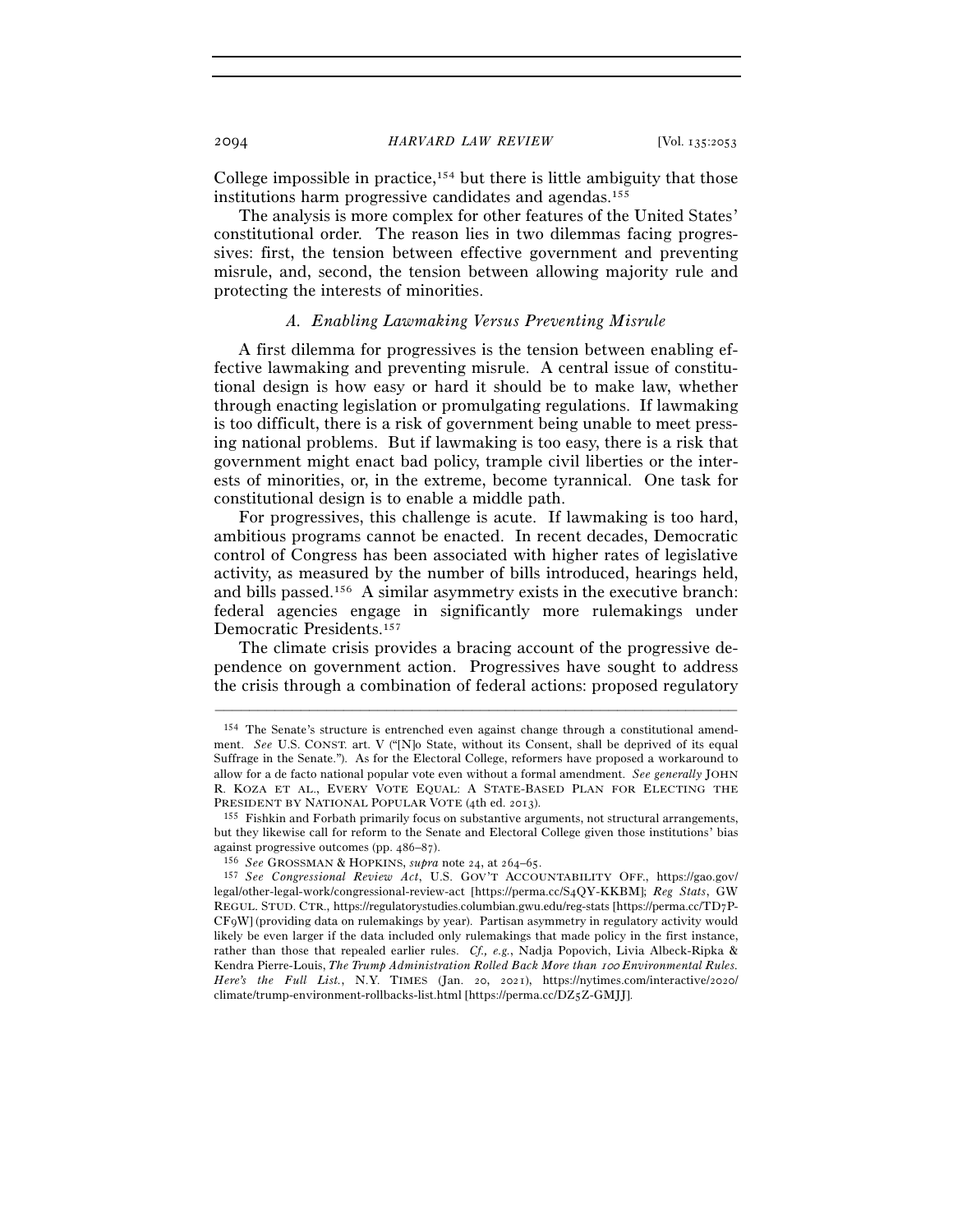College impossible in practice,[154] but there is little ambiguity that those institutions harm progressive candidates and agendas.[155]

The analysis is more complex for other features of the United States' constitutional order. The reason lies in two dilemmas facing progressives: first, the tension between effective government and preventing misrule, and, second, the tension between allowing majority rule and protecting the interests of minorities.

### *A. Enabling Lawmaking Versus Preventing Misrule*

A first dilemma for progressives is the tension between enabling effective lawmaking and preventing misrule. A central issue of constitutional design is how easy or hard it should be to make law, whether through enacting legislation or promulgating regulations. If lawmaking is too difficult, there is a risk of government being unable to meet pressing national problems. But if lawmaking is too easy, there is a risk that government might enact bad policy, trample civil liberties or the interests of minorities, or, in the extreme, become tyrannical. One task for constitutional design is to enable a middle path.

For progressives, this challenge is acute. If lawmaking is too hard, ambitious programs cannot be enacted. In recent decades, Democratic control of Congress has been associated with higher rates of legislative activity, as measured by the number of bills introduced, hearings held, and bills passed.[156] A similar asymmetry exists in the executive branch: federal agencies engage in significantly more rulemakings under Democratic Presidents.[157]

The climate crisis provides a bracing account of the progressive dependence on government action. Progressives have sought to address the crisis through a combination of federal actions: proposed regulatory

---

[154] The Senate's structure is entrenched even against change through a constitutional amendment. *See* U.S. CONST. art. V ("[N]o State, without its Consent, shall be deprived of its equal Suffrage in the Senate."). As for the Electoral College, reformers have proposed a workaround to allow for a de facto national popular vote even without a formal amendment. *See generally* JOHN R. KOZA ET AL., EVERY VOTE EQUAL: A STATE-BASED PLAN FOR ELECTING THE PRESIDENT BY NATIONAL POPULAR VOTE (4th ed. 2013).

[155] Fishkin and Forbath primarily focus on substantive arguments, not structural arrangements, but they likewise call for reform to the Senate and Electoral College given those institutions' bias against progressive outcomes (pp. 486–87).

[156] *See* GROSSMAN & HOPKINS, *supra* note 24, at 264–65.

[157] *See Congressional Review Act*, U.S. GOV'T ACCOUNTABILITY OFF., https://gao.gov/legal/other-legal-work/congressional-review-act [https://perma.cc/S4QY-KKBM]; *Reg Stats*, GW REGUL. STUD. CTR., https://regulatorystudies.columbian.gwu.edu/reg-stats [https://perma.cc/TD7P-CF9W] (providing data on rulemakings by year). Partisan asymmetry in regulatory activity would likely be even larger if the data included only rulemakings that made policy in the first instance, rather than those that repealed earlier rules. *Cf., e.g.*, Nadja Popovich, Livia Albeck-Ripka & Kendra Pierre-Louis, *The Trump Administration Rolled Back More than 100 Environmental Rules. Here's the Full List.*, N.Y. TIMES (Jan. 20, 2021), https://nytimes.com/interactive/2020/climate/trump-environment-rollbacks-list.html [https://perma.cc/DZ5Z-GMJJ].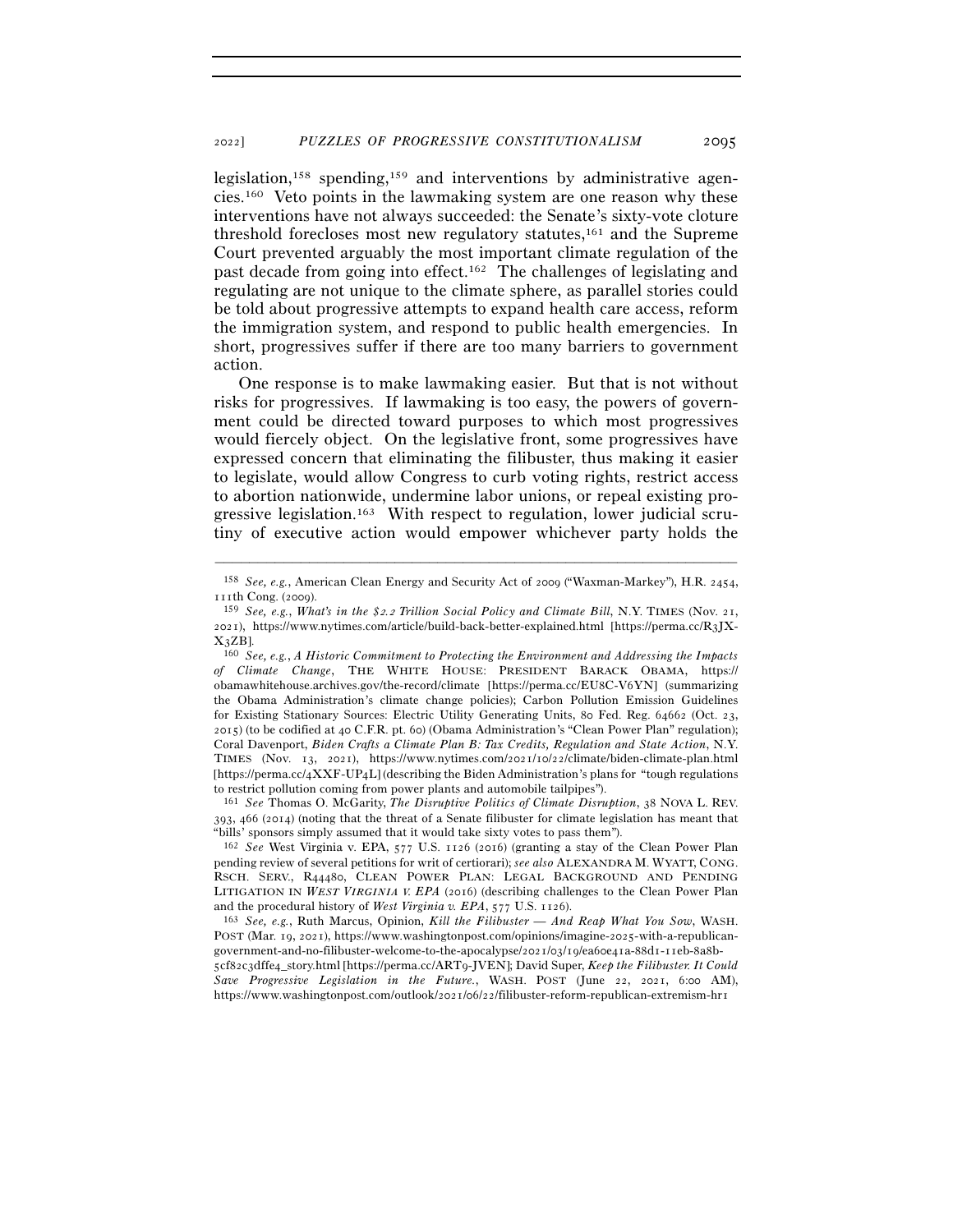legislation,[158] spending,[159] and interventions by administrative agencies.[160] Veto points in the lawmaking system are one reason why these interventions have not always succeeded: the Senate's sixty-vote cloture threshold forecloses most new regulatory statutes,[161] and the Supreme Court prevented arguably the most important climate regulation of the past decade from going into effect.[162] The challenges of legislating and regulating are not unique to the climate sphere, as parallel stories could be told about progressive attempts to expand health care access, reform the immigration system, and respond to public health emergencies. In short, progressives suffer if there are too many barriers to government action.

One response is to make lawmaking easier. But that is not without risks for progressives. If lawmaking is too easy, the powers of government could be directed toward purposes to which most progressives would fiercely object. On the legislative front, some progressives have expressed concern that eliminating the filibuster, thus making it easier to legislate, would allow Congress to curb voting rights, restrict access to abortion nationwide, undermine labor unions, or repeal existing progressive legislation.[163] With respect to regulation, lower judicial scrutiny of executive action would empower whichever party holds the

---

[158] *See, e.g.*, American Clean Energy and Security Act of 2009 ("Waxman-Markey"), H.R. 2454, 111th Cong. (2009).

[159] *See, e.g.*, *What's in the $2.2 Trillion Social Policy and Climate Bill*, N.Y. TIMES (Nov. 21, 2021), https://www.nytimes.com/article/build-back-better-explained.html [https://perma.cc/R3JX-X3ZB].

[160] *See, e.g.*, *A Historic Commitment to Protecting the Environment and Addressing the Impacts of Climate Change*, THE WHITE HOUSE: PRESIDENT BARACK OBAMA, https://obamawhitehouse.archives.gov/the-record/climate [https://perma.cc/EU8C-V6YN] (summarizing the Obama Administration's climate change policies); Carbon Pollution Emission Guidelines for Existing Stationary Sources: Electric Utility Generating Units, 80 Fed. Reg. 64662 (Oct. 23, 2015) (to be codified at 40 C.F.R. pt. 60) (Obama Administration's "Clean Power Plan" regulation); Coral Davenport, *Biden Crafts a Climate Plan B: Tax Credits, Regulation and State Action*, N.Y. TIMES (Nov. 13, 2021), https://www.nytimes.com/2021/10/22/climate/biden-climate-plan.html [https://perma.cc/4XXF-UP4L] (describing the Biden Administration's plans for "tough regulations to restrict pollution coming from power plants and automobile tailpipes").

[161] *See* Thomas O. McGarity, *The Disruptive Politics of Climate Disruption*, 38 NOVA L. REV. 393, 466 (2014) (noting that the threat of a Senate filibuster for climate legislation has meant that "bills' sponsors simply assumed that it would take sixty votes to pass them").

[162] *See* West Virginia v. EPA, 577 U.S. 1126 (2016) (granting a stay of the Clean Power Plan pending review of several petitions for writ of certiorari); *see also* ALEXANDRA M. WYATT, CONG. RSCH. SERV., R44480, CLEAN POWER PLAN: LEGAL BACKGROUND AND PENDING LITIGATION IN *WEST VIRGINIA V. EPA* (2016) (describing challenges to the Clean Power Plan and the procedural history of *West Virginia v. EPA*, 577 U.S. 1126).

[163] *See, e.g.*, Ruth Marcus, Opinion, *Kill the Filibuster — And Reap What You Sow*, WASH. POST (Mar. 19, 2021), https://www.washingtonpost.com/opinions/imagine-2025-with-a-republican-government-and-no-filibuster-welcome-to-the-apocalypse/2021/03/19/ea60e41a-88d1-11eb-8a8b-5cf82c3dffe4_story.html [https://perma.cc/ART9-JVEN]; David Super, *Keep the Filibuster. It Could Save Progressive Legislation in the Future.*, WASH. POST (June 22, 2021, 6:00 AM), https://www.washingtonpost.com/outlook/2021/06/22/filibuster-reform-republican-extremism-hr1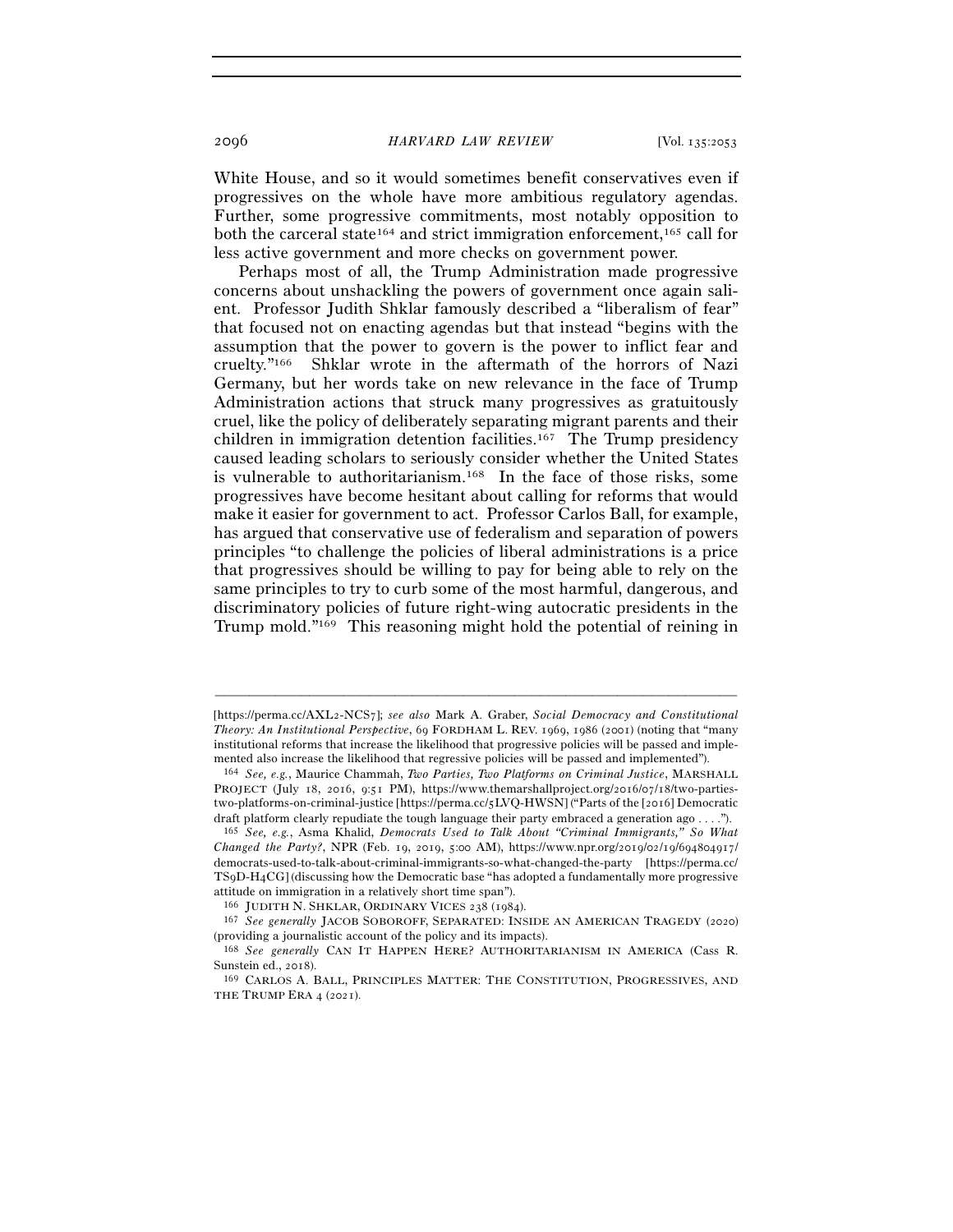White House, and so it would sometimes benefit conservatives even if progressives on the whole have more ambitious regulatory agendas. Further, some progressive commitments, most notably opposition to both the carceral state[164] and strict immigration enforcement,[165] call for less active government and more checks on government power.

Perhaps most of all, the Trump Administration made progressive concerns about unshackling the powers of government once again salient. Professor Judith Shklar famously described a "liberalism of fear" that focused not on enacting agendas but that instead "begins with the assumption that the power to govern is the power to inflict fear and cruelty."[166] Shklar wrote in the aftermath of the horrors of Nazi Germany, but her words take on new relevance in the face of Trump Administration actions that struck many progressives as gratuitously cruel, like the policy of deliberately separating migrant parents and their children in immigration detention facilities.[167] The Trump presidency caused leading scholars to seriously consider whether the United States is vulnerable to authoritarianism.[168] In the face of those risks, some progressives have become hesitant about calling for reforms that would make it easier for government to act. Professor Carlos Ball, for example, has argued that conservative use of federalism and separation of powers principles "to challenge the policies of liberal administrations is a price that progressives should be willing to pay for being able to rely on the same principles to try to curb some of the most harmful, dangerous, and discriminatory policies of future right-wing autocratic presidents in the Trump mold."[169] This reasoning might hold the potential of reining in

---

[https://perma.cc/AXL2-NCS7]; *see also* Mark A. Graber, *Social Democracy and Constitutional Theory: An Institutional Perspective*, 69 FORDHAM L. REV. 1969, 1986 (2001) (noting that "many institutional reforms that increase the likelihood that progressive policies will be passed and implemented also increase the likelihood that regressive policies will be passed and implemented").

[164] *See, e.g.*, Maurice Chammah, *Two Parties, Two Platforms on Criminal Justice*, MARSHALL PROJECT (July 18, 2016, 9:51 PM), https://www.themarshallproject.org/2016/07/18/two-parties-two-platforms-on-criminal-justice [https://perma.cc/5LVQ-HWSN] ("Parts of the [2016] Democratic draft platform clearly repudiate the tough language their party embraced a generation ago . . . .").

[165] *See, e.g.*, Asma Khalid, *Democrats Used to Talk About "Criminal Immigrants," So What Changed the Party?*, NPR (Feb. 19, 2019, 5:00 AM), https://www.npr.org/2019/02/19/694804917/democrats-used-to-talk-about-criminal-immigrants-so-what-changed-the-party [https://perma.cc/TS9D-H4CG] (discussing how the Democratic base "has adopted a fundamentally more progressive attitude on immigration in a relatively short time span").

[166] JUDITH N. SHKLAR, ORDINARY VICES 238 (1984).

[167] *See generally* JACOB SOBOROFF, SEPARATED: INSIDE AN AMERICAN TRAGEDY (2020) (providing a journalistic account of the policy and its impacts).

[168] *See generally* CAN IT HAPPEN HERE? AUTHORITARIANISM IN AMERICA (Cass R. Sunstein ed., 2018).

[169] CARLOS A. BALL, PRINCIPLES MATTER: THE CONSTITUTION, PROGRESSIVES, AND THE TRUMP ERA 4 (2021).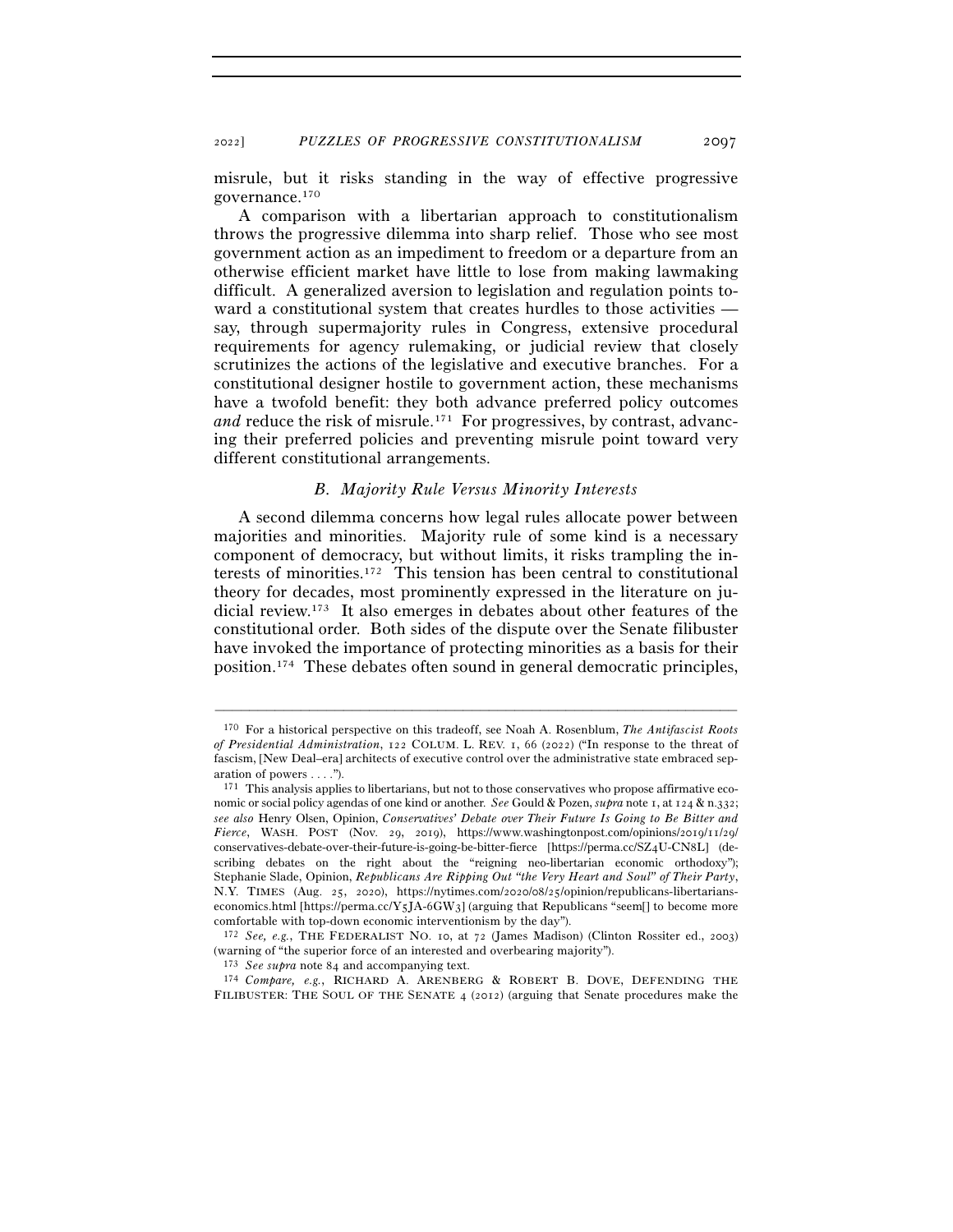misrule, but it risks standing in the way of effective progressive governance.[170]

A comparison with a libertarian approach to constitutionalism throws the progressive dilemma into sharp relief. Those who see most government action as an impediment to freedom or a departure from an otherwise efficient market have little to lose from making lawmaking difficult. A generalized aversion to legislation and regulation points toward a constitutional system that creates hurdles to those activities — say, through supermajority rules in Congress, extensive procedural requirements for agency rulemaking, or judicial review that closely scrutinizes the actions of the legislative and executive branches. For a constitutional designer hostile to government action, these mechanisms have a twofold benefit: they both advance preferred policy outcomes *and* reduce the risk of misrule.[171] For progressives, by contrast, advancing their preferred policies and preventing misrule point toward very different constitutional arrangements.

### *B. Majority Rule Versus Minority Interests*

A second dilemma concerns how legal rules allocate power between majorities and minorities. Majority rule of some kind is a necessary component of democracy, but without limits, it risks trampling the interests of minorities.[172] This tension has been central to constitutional theory for decades, most prominently expressed in the literature on judicial review.[173] It also emerges in debates about other features of the constitutional order. Both sides of the dispute over the Senate filibuster have invoked the importance of protecting minorities as a basis for their position.[174] These debates often sound in general democratic principles,

---

[170] For a historical perspective on this tradeoff, see Noah A. Rosenblum, *The Antifascist Roots of Presidential Administration*, 122 COLUM. L. REV. 1, 66 (2022) ("In response to the threat of fascism, [New Deal–era] architects of executive control over the administrative state embraced separation of powers . . . .").

[171] This analysis applies to libertarians, but not to those conservatives who propose affirmative economic or social policy agendas of one kind or another. *See* Gould & Pozen, *supra* note 1, at 124 & n.332; *see also* Henry Olsen, Opinion, *Conservatives' Debate over Their Future Is Going to Be Bitter and Fierce*, WASH. POST (Nov. 29, 2019), https://www.washingtonpost.com/opinions/2019/11/29/conservatives-debate-over-their-future-is-going-be-bitter-fierce [https://perma.cc/SZ4U-CN8L] (describing debates on the right about the "reigning neo-libertarian economic orthodoxy"); Stephanie Slade, Opinion, *Republicans Are Ripping Out "the Very Heart and Soul" of Their Party*, N.Y. TIMES (Aug. 25, 2020), https://nytimes.com/2020/08/25/opinion/republicans-libertarians-economics.html [https://perma.cc/Y5JA-6GW3] (arguing that Republicans "seem[] to become more comfortable with top-down economic interventionism by the day").

[172] *See, e.g.*, THE FEDERALIST NO. 10, at 72 (James Madison) (Clinton Rossiter ed., 2003) (warning of "the superior force of an interested and overbearing majority").

[173] *See supra* note 84 and accompanying text.

[174] *Compare, e.g.*, RICHARD A. ARENBERG & ROBERT B. DOVE, DEFENDING THE FILIBUSTER: THE SOUL OF THE SENATE 4 (2012) (arguing that Senate procedures make the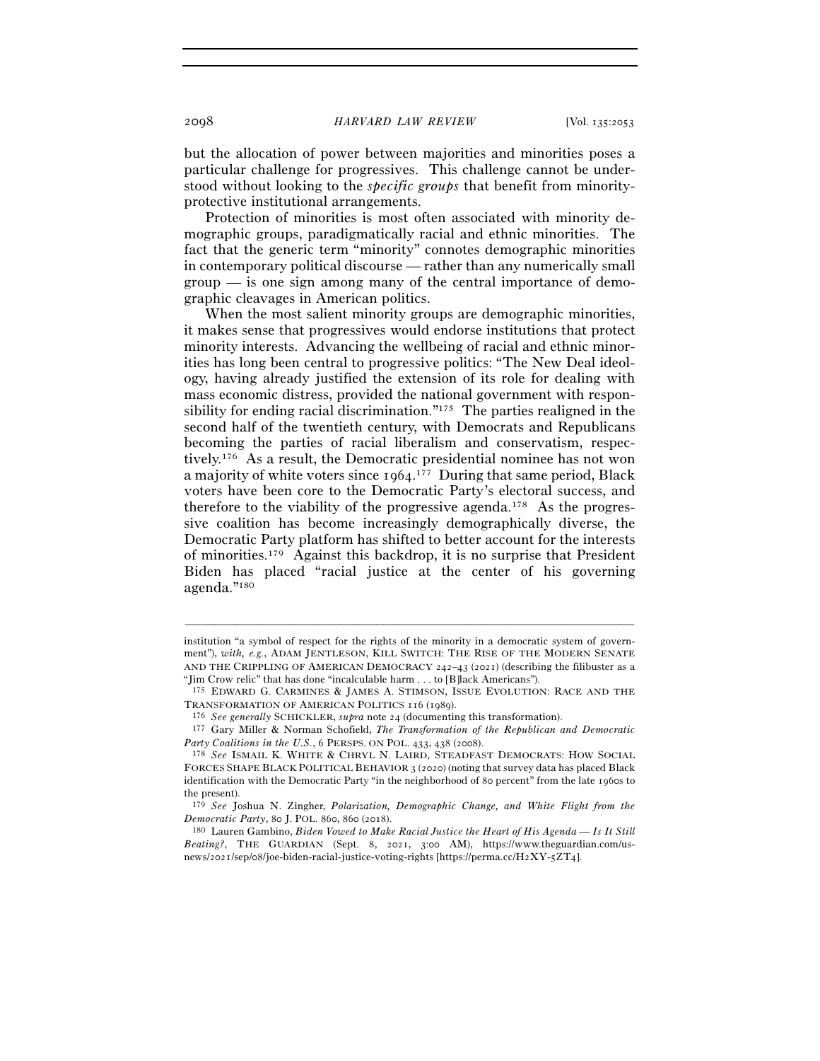but the allocation of power between majorities and minorities poses a particular challenge for progressives. This challenge cannot be understood without looking to the *specific groups* that benefit from minority-protective institutional arrangements.

Protection of minorities is most often associated with minority demographic groups, paradigmatically racial and ethnic minorities. The fact that the generic term "minority" connotes demographic minorities in contemporary political discourse — rather than any numerically small group — is one sign among many of the central importance of demographic cleavages in American politics.

When the most salient minority groups are demographic minorities, it makes sense that progressives would endorse institutions that protect minority interests. Advancing the wellbeing of racial and ethnic minorities has long been central to progressive politics: "The New Deal ideology, having already justified the extension of its role for dealing with mass economic distress, provided the national government with responsibility for ending racial discrimination."[175] The parties realigned in the second half of the twentieth century, with Democrats and Republicans becoming the parties of racial liberalism and conservatism, respectively.[176] As a result, the Democratic presidential nominee has not won a majority of white voters since 1964.[177] During that same period, Black voters have been core to the Democratic Party's electoral success, and therefore to the viability of the progressive agenda.[178] As the progressive coalition has become increasingly demographically diverse, the Democratic Party platform has shifted to better account for the interests of minorities.[179] Against this backdrop, it is no surprise that President Biden has placed "racial justice at the center of his governing agenda."[180]

---

institution "a symbol of respect for the rights of the minority in a democratic system of government"), *with, e.g.*, ADAM JENTLESON, KILL SWITCH: THE RISE OF THE MODERN SENATE AND THE CRIPPLING OF AMERICAN DEMOCRACY 242–43 (2021) (describing the filibuster as a "Jim Crow relic" that has done "incalculable harm . . . to [B]lack Americans").

[175] EDWARD G. CARMINES & JAMES A. STIMSON, ISSUE EVOLUTION: RACE AND THE TRANSFORMATION OF AMERICAN POLITICS 116 (1989).

[176] *See generally* SCHICKLER, *supra* note 24 (documenting this transformation).

[177] Gary Miller & Norman Schofield, *The Transformation of the Republican and Democratic Party Coalitions in the U.S.*, 6 PERSPS. ON POL. 433, 438 (2008).

[178] *See* ISMAIL K. WHITE & CHRYL N. LAIRD, STEADFAST DEMOCRATS: HOW SOCIAL FORCES SHAPE BLACK POLITICAL BEHAVIOR 3 (2020) (noting that survey data has placed Black identification with the Democratic Party "in the neighborhood of 80 percent" from the late 1960s to the present).

[179] *See* Joshua N. Zingher, *Polarization, Demographic Change, and White Flight from the Democratic Party*, 80 J. POL. 860, 860 (2018).

[180] Lauren Gambino, *Biden Vowed to Make Racial Justice the Heart of His Agenda — Is It Still Beating?*, THE GUARDIAN (Sept. 8, 2021, 3:00 AM), https://www.theguardian.com/us-news/2021/sep/08/joe-biden-racial-justice-voting-rights [https://perma.cc/H2XY-5ZT4].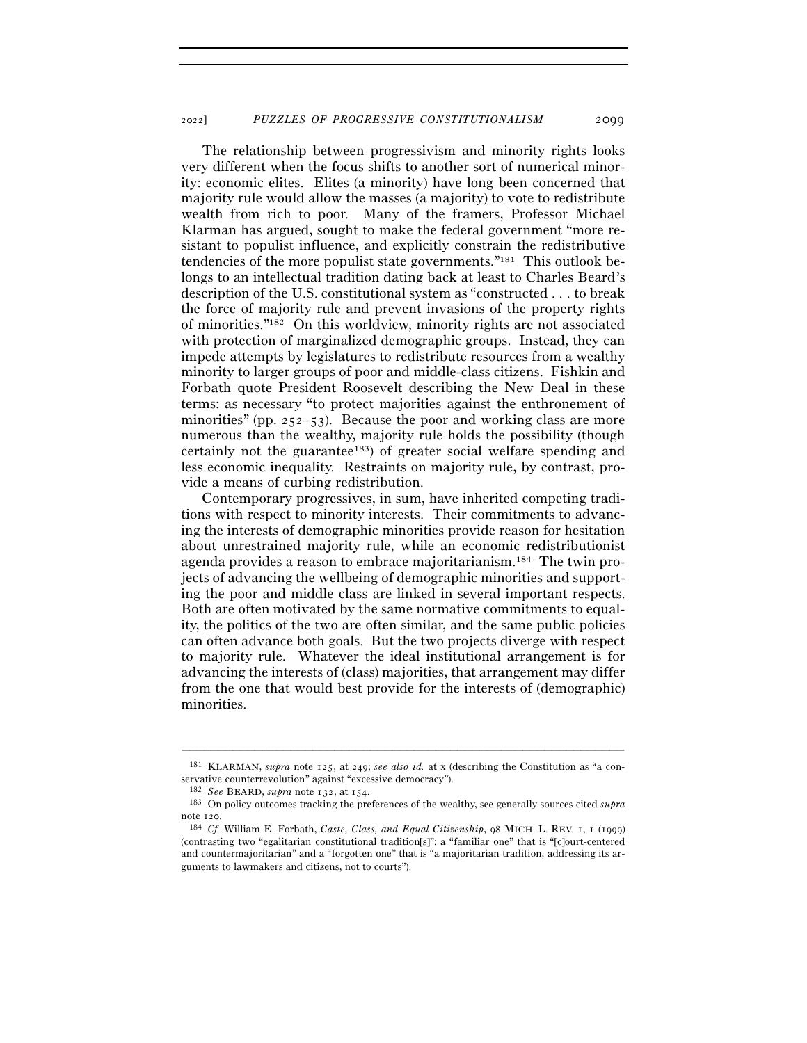The relationship between progressivism and minority rights looks very different when the focus shifts to another sort of numerical minority: economic elites. Elites (a minority) have long been concerned that majority rule would allow the masses (a majority) to vote to redistribute wealth from rich to poor. Many of the framers, Professor Michael Klarman has argued, sought to make the federal government "more resistant to populist influence, and explicitly constrain the redistributive tendencies of the more populist state governments."[181] This outlook belongs to an intellectual tradition dating back at least to Charles Beard's description of the U.S. constitutional system as "constructed . . . to break the force of majority rule and prevent invasions of the property rights of minorities."[182] On this worldview, minority rights are not associated with protection of marginalized demographic groups. Instead, they can impede attempts by legislatures to redistribute resources from a wealthy minority to larger groups of poor and middle-class citizens. Fishkin and Forbath quote President Roosevelt describing the New Deal in these terms: as necessary "to protect majorities against the enthronement of minorities" (pp. 252–53). Because the poor and working class are more numerous than the wealthy, majority rule holds the possibility (though certainly not the guarantee[183]) of greater social welfare spending and less economic inequality. Restraints on majority rule, by contrast, provide a means of curbing redistribution.

Contemporary progressives, in sum, have inherited competing traditions with respect to minority interests. Their commitments to advancing the interests of demographic minorities provide reason for hesitation about unrestrained majority rule, while an economic redistributionist agenda provides a reason to embrace majoritarianism.[184] The twin projects of advancing the wellbeing of demographic minorities and supporting the poor and middle class are linked in several important respects. Both are often motivated by the same normative commitments to equality, the politics of the two are often similar, and the same public policies can often advance both goals. But the two projects diverge with respect to majority rule. Whatever the ideal institutional arrangement is for advancing the interests of (class) majorities, that arrangement may differ from the one that would best provide for the interests of (demographic) minorities.

---

[181] KLARMAN, *supra* note 125, at 249; *see also id.* at x (describing the Constitution as "a conservative counterrevolution" against "excessive democracy").

[182] *See* BEARD, *supra* note 132, at 154.

[183] On policy outcomes tracking the preferences of the wealthy, see generally sources cited *supra* note 120.

[184] *Cf.* William E. Forbath, *Caste, Class, and Equal Citizenship*, 98 MICH. L. REV. 1 (1999) (contrasting two "egalitarian constitutional tradition[s]": a "familiar one" that is "[c]ourt-centered and countermajoritarian" and a "forgotten one" that is "a majoritarian tradition, addressing its arguments to lawmakers and citizens, not to courts").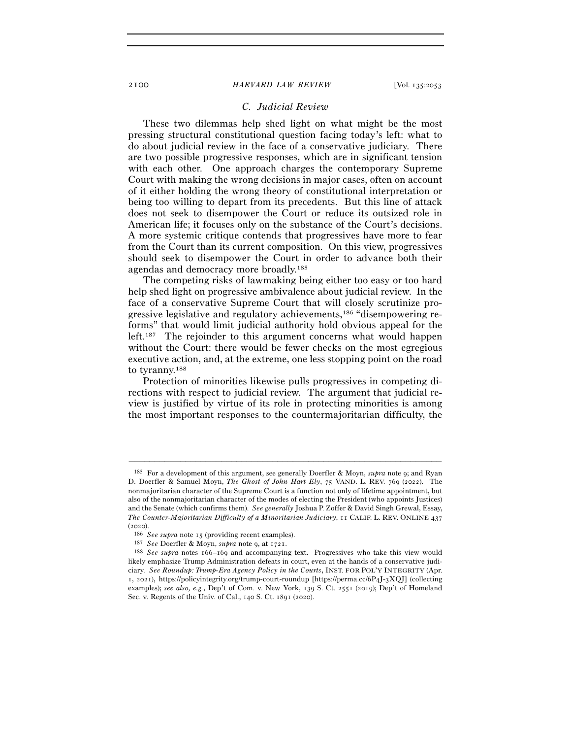### *C. Judicial Review*

These two dilemmas help shed light on what might be the most pressing structural constitutional question facing today's left: what to do about judicial review in the face of a conservative judiciary. There are two possible progressive responses, which are in significant tension with each other. One approach charges the contemporary Supreme Court with making the wrong decisions in major cases, often on account of it either holding the wrong theory of constitutional interpretation or being too willing to depart from its precedents. But this line of attack does not seek to disempower the Court or reduce its outsized role in American life; it focuses only on the substance of the Court's decisions. A more systemic critique contends that progressives have more to fear from the Court than its current composition. On this view, progressives should seek to disempower the Court in order to advance both their agendas and democracy more broadly.[185]

The competing risks of lawmaking being either too easy or too hard help shed light on progressive ambivalence about judicial review. In the face of a conservative Supreme Court that will closely scrutinize progressive legislative and regulatory achievements,[186] "disempowering reforms" that would limit judicial authority hold obvious appeal for the left.[187] The rejoinder to this argument concerns what would happen without the Court: there would be fewer checks on the most egregious executive action, and, at the extreme, one less stopping point on the road to tyranny.[188]

Protection of minorities likewise pulls progressives in competing directions with respect to judicial review. The argument that judicial review is justified by virtue of its role in protecting minorities is among the most important responses to the countermajoritarian difficulty, the

---

[185] For a development of this argument, see generally Doerfler & Moyn, *supra* note 9; and Ryan D. Doerfler & Samuel Moyn, *The Ghost of John Hart Ely*, 75 VAND. L. REV. 769 (2022). The nonmajoritarian character of the Supreme Court is a function not only of lifetime appointment, but also of the nonmajoritarian character of the modes of electing the President (who appoints Justices) and the Senate (which confirms them). *See generally* Joshua P. Zoffer & David Singh Grewal, Essay, *The Counter-Majoritarian Difficulty of a Minoritarian Judiciary*, 11 CALIF. L. REV. ONLINE 437 (2020).

[186] *See supra* note 15 (providing recent examples).

[187] *See* Doerfler & Moyn, *supra* note 9, at 1721.

[188] *See supra* notes 166–169 and accompanying text. Progressives who take this view would likely emphasize Trump Administration defeats in court, even at the hands of a conservative judiciary. *See Roundup: Trump-Era Agency Policy in the Courts*, INST. FOR POL'Y INTEGRITY (Apr. 1, 2021), https://policyintegrity.org/trump-court-roundup [https://perma.cc/6P4J-3XQJ] (collecting examples); *see also, e.g.*, Dep't of Com. v. New York, 139 S. Ct. 2551 (2019); Dep't of Homeland Sec. v. Regents of the Univ. of Cal., 140 S. Ct. 1891 (2020).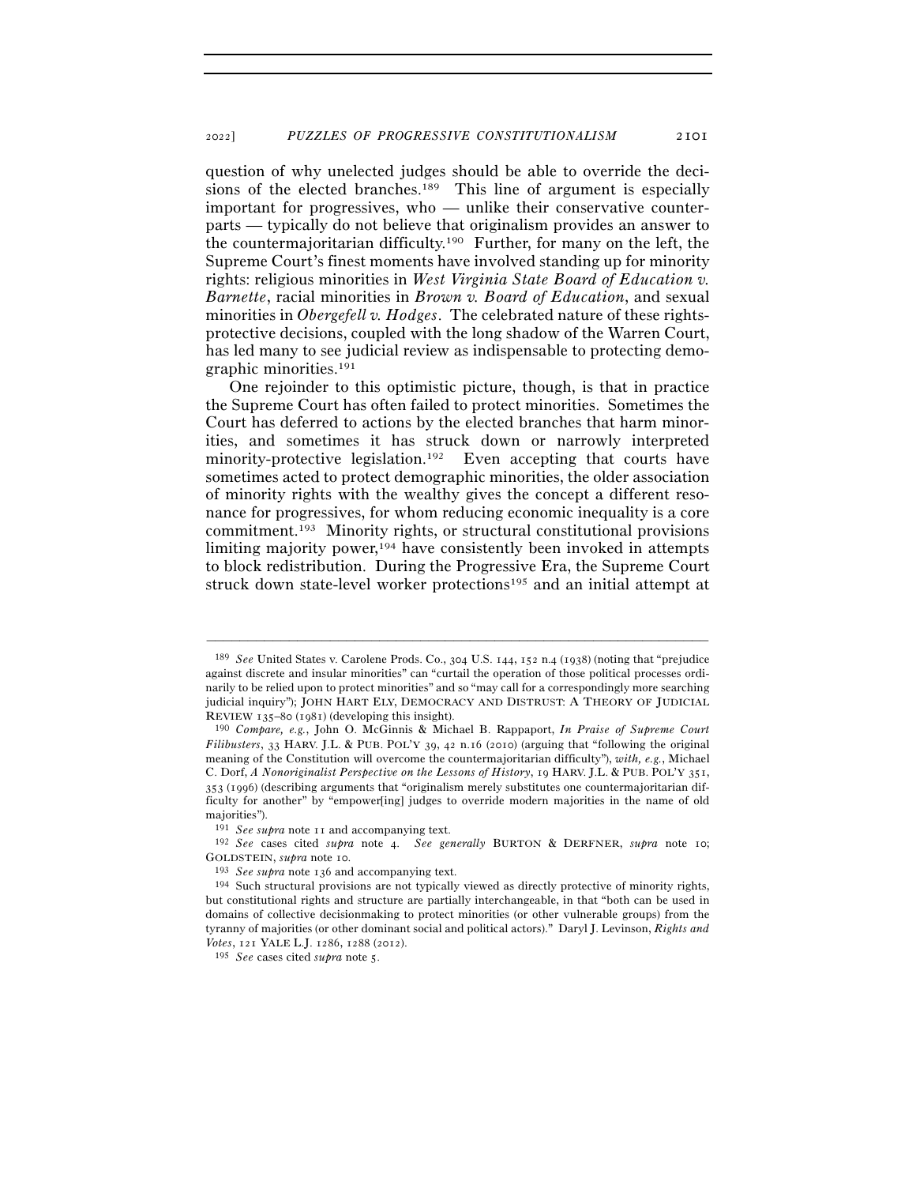question of why unelected judges should be able to override the decisions of the elected branches.[189] This line of argument is especially important for progressives, who — unlike their conservative counterparts — typically do not believe that originalism provides an answer to the countermajoritarian difficulty.[190] Further, for many on the left, the Supreme Court's finest moments have involved standing up for minority rights: religious minorities in *West Virginia State Board of Education v. Barnette*, racial minorities in *Brown v. Board of Education*, and sexual minorities in *Obergefell v. Hodges*. The celebrated nature of these rights-protective decisions, coupled with the long shadow of the Warren Court, has led many to see judicial review as indispensable to protecting demographic minorities.[191]

One rejoinder to this optimistic picture, though, is that in practice the Supreme Court has often failed to protect minorities. Sometimes the Court has deferred to actions by the elected branches that harm minorities, and sometimes it has struck down or narrowly interpreted minority-protective legislation.[192] Even accepting that courts have sometimes acted to protect demographic minorities, the older association of minority rights with the wealthy gives the concept a different resonance for progressives, for whom reducing economic inequality is a core commitment.[193] Minority rights, or structural constitutional provisions limiting majority power,[194] have consistently been invoked in attempts to block redistribution. During the Progressive Era, the Supreme Court struck down state-level worker protections[195] and an initial attempt at

---

[189] *See* United States v. Carolene Prods. Co., 304 U.S. 144, 152 n.4 (1938) (noting that "prejudice against discrete and insular minorities" can "curtail the operation of those political processes ordinarily to be relied upon to protect minorities" and so "may call for a correspondingly more searching judicial inquiry"); JOHN HART ELY, DEMOCRACY AND DISTRUST: A THEORY OF JUDICIAL REVIEW 135–80 (1981) (developing this insight).

[190] *Compare, e.g.*, John O. McGinnis & Michael B. Rappaport, *In Praise of Supreme Court Filibusters*, 33 HARV. J.L. & PUB. POL'Y 39, 42 n.16 (2010) (arguing that "following the original meaning of the Constitution will overcome the countermajoritarian difficulty"), *with, e.g.*, Michael C. Dorf, *A Nonoriginalist Perspective on the Lessons of History*, 19 HARV. J.L. & PUB. POL'Y 351, 353 (1996) (describing arguments that "originalism merely substitutes one countermajoritarian difficulty for another" by "empower[ing] judges to override modern majorities in the name of old majorities").

[191] *See supra* note 11 and accompanying text.

[192] *See* cases cited *supra* note 4. *See generally* BURTON & DERFNER, *supra* note 10; GOLDSTEIN, *supra* note 10.

[193] *See supra* note 136 and accompanying text.

[194] Such structural provisions are not typically viewed as directly protective of minority rights, but constitutional rights and structure are partially interchangeable, in that "both can be used in domains of collective decisionmaking to protect minorities (or other vulnerable groups) from the tyranny of majorities (or other dominant social and political actors)." Daryl J. Levinson, *Rights and Votes*, 121 YALE L.J. 1286, 1288 (2012).

[195] *See* cases cited *supra* note 5.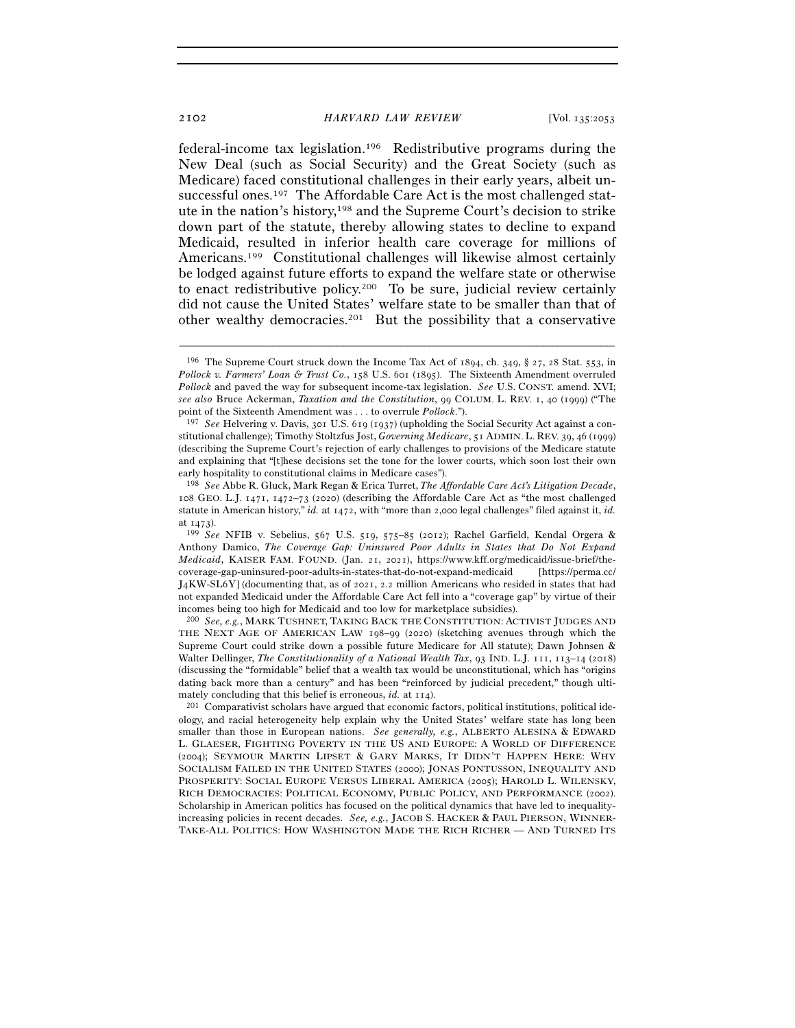federal-income tax legislation.[196] Redistributive programs during the New Deal (such as Social Security) and the Great Society (such as Medicare) faced constitutional challenges in their early years, albeit unsuccessful ones.[197] The Affordable Care Act is the most challenged statute in the nation's history,[198] and the Supreme Court's decision to strike down part of the statute, thereby allowing states to decline to expand Medicaid, resulted in inferior health care coverage for millions of Americans.[199] Constitutional challenges will likewise almost certainly be lodged against future efforts to expand the welfare state or otherwise to enact redistributive policy.[200] To be sure, judicial review certainly did not cause the United States' welfare state to be smaller than that of other wealthy democracies.[201] But the possibility that a conservative

---

[196] The Supreme Court struck down the Income Tax Act of 1894, ch. 349, § 27, 28 Stat. 553, in *Pollock v. Farmers' Loan & Trust Co.*, 158 U.S. 601 (1895). The Sixteenth Amendment overruled *Pollock* and paved the way for subsequent income-tax legislation. *See* U.S. CONST. amend. XVI; *see also* Bruce Ackerman, *Taxation and the Constitution*, 99 COLUM. L. REV. 1, 40 (1999) ("The point of the Sixteenth Amendment was . . . to overrule *Pollock*.").

[197] *See* Helvering v. Davis, 301 U.S. 619 (1937) (upholding the Social Security Act against a constitutional challenge); Timothy Stoltzfus Jost, *Governing Medicare*, 51 ADMIN. L. REV. 39, 46 (1999) (describing the Supreme Court's rejection of early challenges to provisions of the Medicare statute and explaining that "[t]hese decisions set the tone for the lower courts, which soon lost their own early hospitality to constitutional claims in Medicare cases").

[198] *See* Abbe R. Gluck, Mark Regan & Erica Turret, *The Affordable Care Act's Litigation Decade*, 108 GEO. L.J. 1471, 1472–73 (2020) (describing the Affordable Care Act as "the most challenged statute in American history," *id.* at 1472, with "more than 2,000 legal challenges" filed against it, *id.* at 1473).

[199] *See* NFIB v. Sebelius, 567 U.S. 519, 575–85 (2012); Rachel Garfield, Kendal Orgera & Anthony Damico, *The Coverage Gap: Uninsured Poor Adults in States that Do Not Expand Medicaid*, KAISER FAM. FOUND. (Jan. 21, 2021), https://www.kff.org/medicaid/issue-brief/the-coverage-gap-uninsured-poor-adults-in-states-that-do-not-expand-medicaid [https://perma.cc/J4KW-SL6Y] (documenting that, as of 2021, 2.2 million Americans who resided in states that had not expanded Medicaid under the Affordable Care Act fell into a "coverage gap" by virtue of their incomes being too high for Medicaid and too low for marketplace subsidies).

[200] *See, e.g.*, MARK TUSHNET, TAKING BACK THE CONSTITUTION: ACTIVIST JUDGES AND THE NEXT AGE OF AMERICAN LAW 198–99 (2020) (sketching avenues through which the Supreme Court could strike down a possible future Medicare for All statute); Dawn Johnsen & Walter Dellinger, *The Constitutionality of a National Wealth Tax*, 93 IND. L.J. 111, 113–14 (2018) (discussing the "formidable" belief that a wealth tax would be unconstitutional, which has "origins dating back more than a century" and has been "reinforced by judicial precedent," though ultimately concluding that this belief is erroneous, *id.* at 114).

[201] Comparativist scholars have argued that economic factors, political institutions, political ideology, and racial heterogeneity help explain why the United States' welfare state has long been smaller than those in European nations. *See generally, e.g.*, ALBERTO ALESINA & EDWARD L. GLAESER, FIGHTING POVERTY IN THE US AND EUROPE: A WORLD OF DIFFERENCE (2004); SEYMOUR MARTIN LIPSET & GARY MARKS, IT DIDN'T HAPPEN HERE: WHY SOCIALISM FAILED IN THE UNITED STATES (2000); JONAS PONTUSSON, INEQUALITY AND PROSPERITY: SOCIAL EUROPE VERSUS LIBERAL AMERICA (2005); HAROLD L. WILENSKY, RICH DEMOCRACIES: POLITICAL ECONOMY, PUBLIC POLICY, AND PERFORMANCE (2002). Scholarship in American politics has focused on the political dynamics that have led to inequality-increasing policies in recent decades. *See, e.g.*, JACOB S. HACKER & PAUL PIERSON, WINNER-TAKE-ALL POLITICS: HOW WASHINGTON MADE THE RICH RICHER — AND TURNED ITS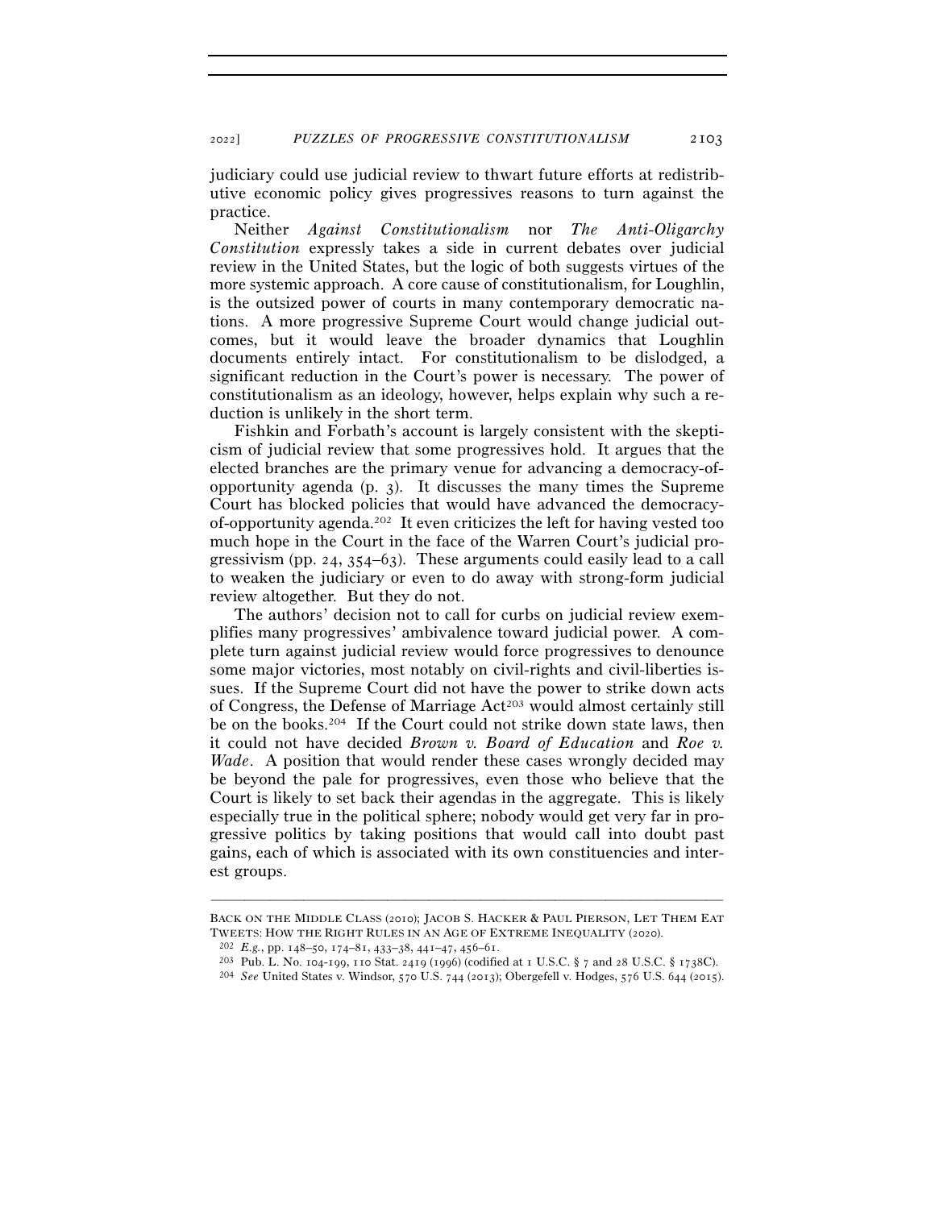judiciary could use judicial review to thwart future efforts at redistributive economic policy gives progressives reasons to turn against the practice.

Neither *Against Constitutionalism* nor *The Anti-Oligarchy Constitution* expressly takes a side in current debates over judicial review in the United States, but the logic of both suggests virtues of the more systemic approach. A core cause of constitutionalism, for Loughlin, is the outsized power of courts in many contemporary democratic nations. A more progressive Supreme Court would change judicial outcomes, but it would leave the broader dynamics that Loughlin documents entirely intact. For constitutionalism to be dislodged, a significant reduction in the Court's power is necessary. The power of constitutionalism as an ideology, however, helps explain why such a reduction is unlikely in the short term.

Fishkin and Forbath's account is largely consistent with the skepticism of judicial review that some progressives hold. It argues that the elected branches are the primary venue for advancing a democracy-of-opportunity agenda (p. 3). It discusses the many times the Supreme Court has blocked policies that would have advanced the democracy-of-opportunity agenda.[202] It even criticizes the left for having vested too much hope in the Court in the face of the Warren Court's judicial progressivism (pp. 24, 354–63). These arguments could easily lead to a call to weaken the judiciary or even to do away with strong-form judicial review altogether. But they do not.

The authors' decision not to call for curbs on judicial review exemplifies many progressives' ambivalence toward judicial power. A complete turn against judicial review would force progressives to denounce some major victories, most notably on civil-rights and civil-liberties issues. If the Supreme Court did not have the power to strike down acts of Congress, the Defense of Marriage Act[203] would almost certainly still be on the books.[204] If the Court could not strike down state laws, then it could not have decided *Brown v. Board of Education* and *Roe v. Wade*. A position that would render these cases wrongly decided may be beyond the pale for progressives, even those who believe that the Court is likely to set back their agendas in the aggregate. This is likely especially true in the political sphere; nobody would get very far in progressive politics by taking positions that would call into doubt past gains, each of which is associated with its own constituencies and interest groups.

---

BACK ON THE MIDDLE CLASS (2010); JACOB S. HACKER & PAUL PIERSON, LET THEM EAT TWEETS: HOW THE RIGHT RULES IN AN AGE OF EXTREME INEQUALITY (2020).

[202] *E.g.*, pp. 148–50, 174–81, 433–38, 441–47, 456–61.

[203] Pub. L. No. 104-199, 110 Stat. 2419 (1996) (codified at 1 U.S.C. § 7 and 28 U.S.C. § 1738C).

[204] *See* United States v. Windsor, 570 U.S. 744 (2013); Obergefell v. Hodges, 576 U.S. 644 (2015).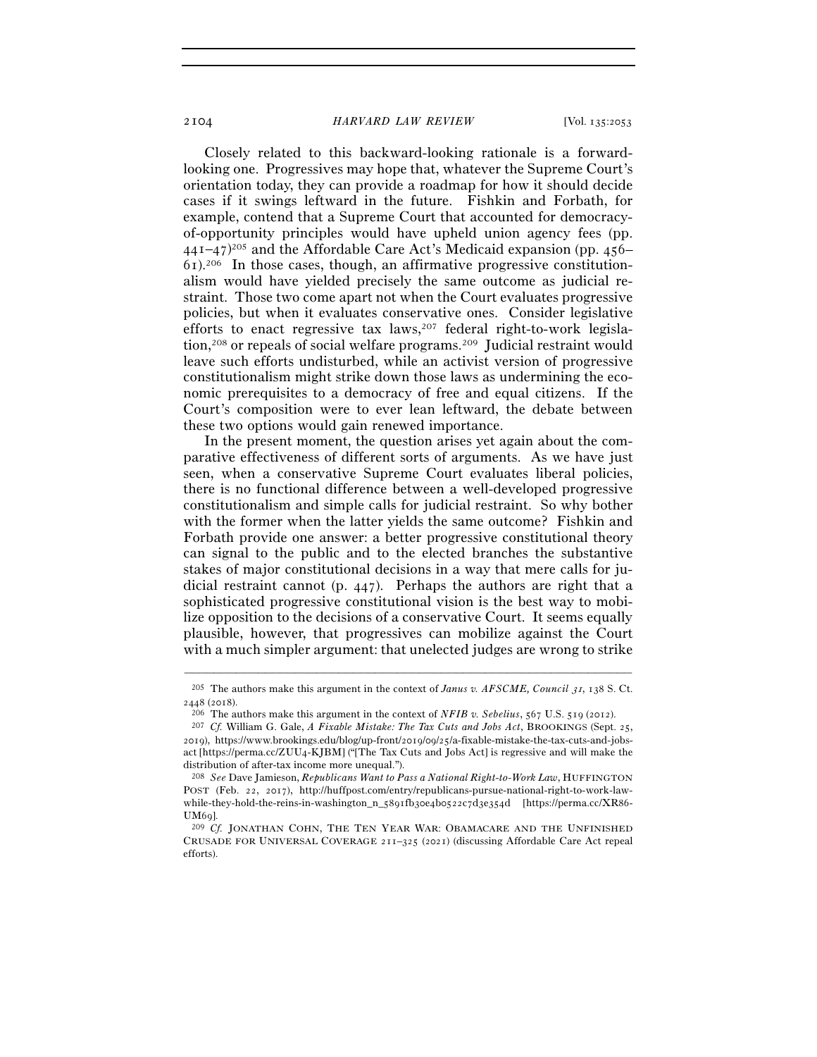Closely related to this backward-looking rationale is a forward-looking one. Progressives may hope that, whatever the Supreme Court's orientation today, they can provide a roadmap for how it should decide cases if it swings leftward in the future. Fishkin and Forbath, for example, contend that a Supreme Court that accounted for democracy-of-opportunity principles would have upheld union agency fees (pp. 441–47)[205] and the Affordable Care Act's Medicaid expansion (pp. 456–61).[206] In those cases, though, an affirmative progressive constitutionalism would have yielded precisely the same outcome as judicial restraint. Those two come apart not when the Court evaluates progressive policies, but when it evaluates conservative ones. Consider legislative efforts to enact regressive tax laws,[207] federal right-to-work legislation,[208] or repeals of social welfare programs.[209] Judicial restraint would leave such efforts undisturbed, while an activist version of progressive constitutionalism might strike down those laws as undermining the economic prerequisites to a democracy of free and equal citizens. If the Court's composition were to ever lean leftward, the debate between these two options would gain renewed importance.

In the present moment, the question arises yet again about the comparative effectiveness of different sorts of arguments. As we have just seen, when a conservative Supreme Court evaluates liberal policies, there is no functional difference between a well-developed progressive constitutionalism and simple calls for judicial restraint. So why bother with the former when the latter yields the same outcome? Fishkin and Forbath provide one answer: a better progressive constitutional theory can signal to the public and to the elected branches the substantive stakes of major constitutional decisions in a way that mere calls for judicial restraint cannot (p. 447). Perhaps the authors are right that a sophisticated progressive constitutional vision is the best way to mobilize opposition to the decisions of a conservative Court. It seems equally plausible, however, that progressives can mobilize against the Court with a much simpler argument: that unelected judges are wrong to strike

---

[205] The authors make this argument in the context of *Janus v. AFSCME, Council 31*, 138 S. Ct. 2448 (2018).

[206] The authors make this argument in the context of *NFIB v. Sebelius*, 567 U.S. 519 (2012).

[207] *Cf.* William G. Gale, *A Fixable Mistake: The Tax Cuts and Jobs Act*, BROOKINGS (Sept. 25, 2019), https://www.brookings.edu/blog/up-front/2019/09/25/a-fixable-mistake-the-tax-cuts-and-jobs-act [https://perma.cc/ZUU4-KJBM] ("[The Tax Cuts and Jobs Act] is regressive and will make the distribution of after-tax income more unequal.").

[208] *See* Dave Jamieson, *Republicans Want to Pass a National Right-to-Work Law*, HUFFINGTON POST (Feb. 22, 2017), http://huffpost.com/entry/republicans-pursue-national-right-to-work-law-while-they-hold-the-reins-in-washington_n_5891fb30e4b0522c7d3e354d [https://perma.cc/XR86-UM69].

[209] *Cf.* JONATHAN COHN, THE TEN YEAR WAR: OBAMACARE AND THE UNFINISHED CRUSADE FOR UNIVERSAL COVERAGE 211–325 (2021) (discussing Affordable Care Act repeal efforts).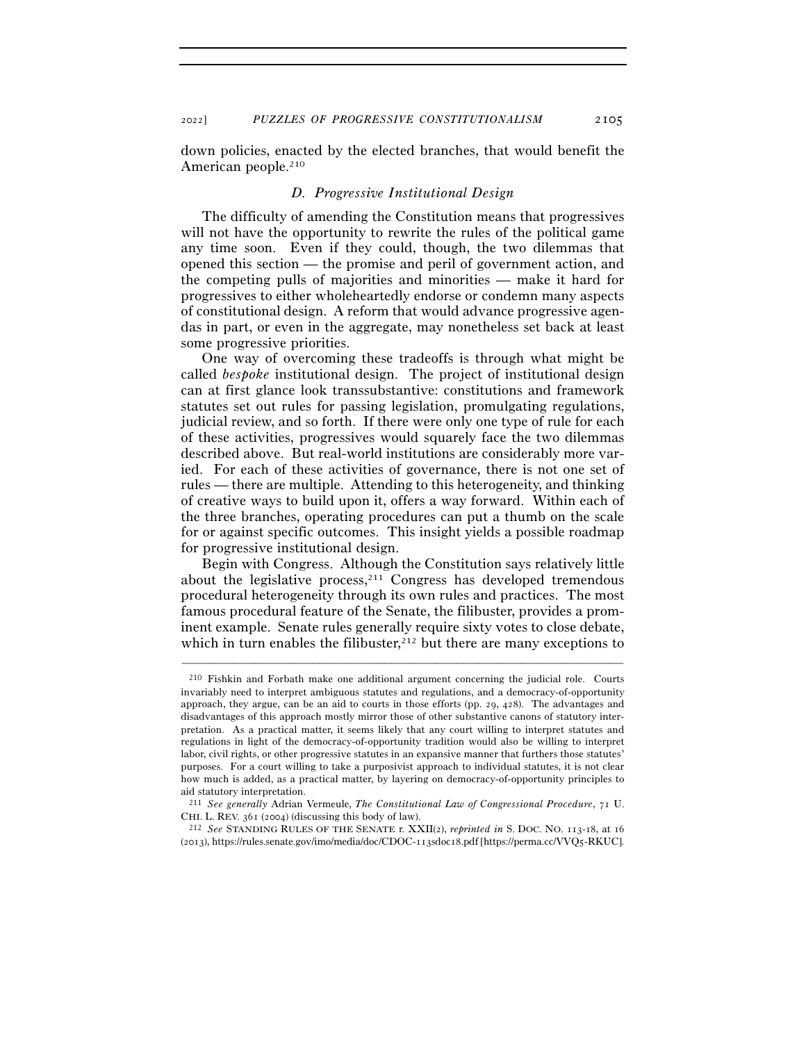down policies, enacted by the elected branches, that would benefit the American people.[210]

### *D. Progressive Institutional Design*

The difficulty of amending the Constitution means that progressives will not have the opportunity to rewrite the rules of the political game any time soon. Even if they could, though, the two dilemmas that opened this section — the promise and peril of government action, and the competing pulls of majorities and minorities — make it hard for progressives to either wholeheartedly endorse or condemn many aspects of constitutional design. A reform that would advance progressive agendas in part, or even in the aggregate, may nonetheless set back at least some progressive priorities.

One way of overcoming these tradeoffs is through what might be called *bespoke* institutional design. The project of institutional design can at first glance look transsubstantive: constitutions and framework statutes set out rules for passing legislation, promulgating regulations, judicial review, and so forth. If there were only one type of rule for each of these activities, progressives would squarely face the two dilemmas described above. But real-world institutions are considerably more varied. For each of these activities of governance, there is not one set of rules — there are multiple. Attending to this heterogeneity, and thinking of creative ways to build upon it, offers a way forward. Within each of the three branches, operating procedures can put a thumb on the scale for or against specific outcomes. This insight yields a possible roadmap for progressive institutional design.

Begin with Congress. Although the Constitution says relatively little about the legislative process,[211] Congress has developed tremendous procedural heterogeneity through its own rules and practices. The most famous procedural feature of the Senate, the filibuster, provides a prominent example. Senate rules generally require sixty votes to close debate, which in turn enables the filibuster,[212] but there are many exceptions to

---

[210] Fishkin and Forbath make one additional argument concerning the judicial role. Courts invariably need to interpret ambiguous statutes and regulations, and a democracy-of-opportunity approach, they argue, can be an aid to courts in those efforts (pp. 29, 428). The advantages and disadvantages of this approach mostly mirror those of other substantive canons of statutory interpretation. As a practical matter, it seems likely that any court willing to interpret statutes and regulations in light of the democracy-of-opportunity tradition would also be willing to interpret labor, civil rights, or other progressive statutes in an expansive manner that furthers those statutes' purposes. For a court willing to take a purposivist approach to individual statutes, it is not clear how much is added, as a practical matter, by layering on democracy-of-opportunity principles to aid statutory interpretation.

[211] *See generally* Adrian Vermeule, *The Constitutional Law of Congressional Procedure*, 71 U. CHI. L. REV. 361 (2004) (discussing this body of law).

[212] *See* STANDING RULES OF THE SENATE r. XXII(2), *reprinted in* S. DOC. NO. 113-18, at 16 (2013), https://rules.senate.gov/imo/media/doc/CDOC-113sdoc18.pdf [https://perma.cc/VVQ5-RKUC].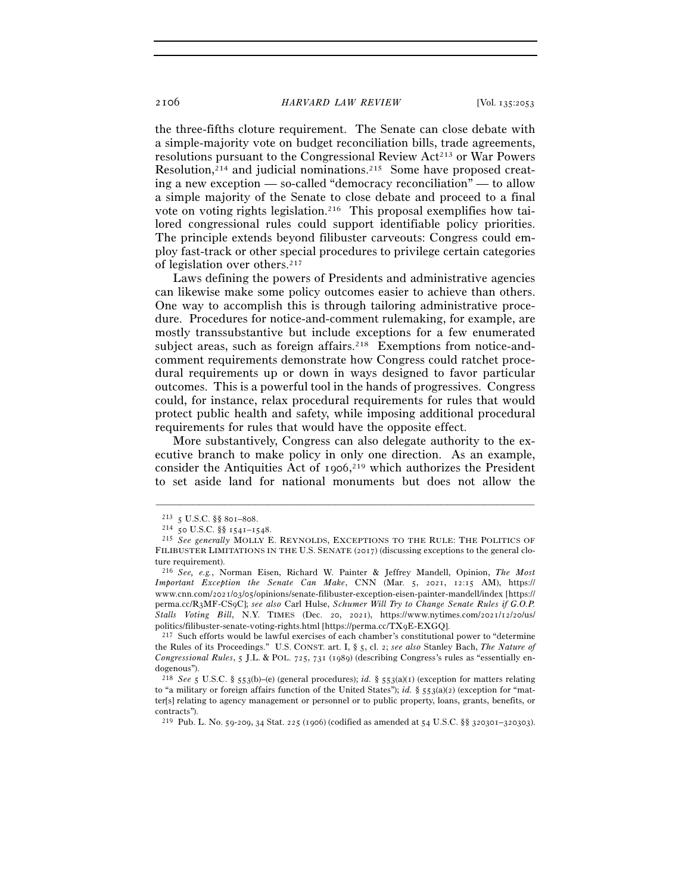the three-fifths cloture requirement. The Senate can close debate with a simple-majority vote on budget reconciliation bills, trade agreements, resolutions pursuant to the Congressional Review Act[213] or War Powers Resolution,[214] and judicial nominations.[215] Some have proposed creating a new exception — so-called "democracy reconciliation" — to allow a simple majority of the Senate to close debate and proceed to a final vote on voting rights legislation.[216] This proposal exemplifies how tailored congressional rules could support identifiable policy priorities. The principle extends beyond filibuster carveouts: Congress could employ fast-track or other special procedures to privilege certain categories of legislation over others.[217]

Laws defining the powers of Presidents and administrative agencies can likewise make some policy outcomes easier to achieve than others. One way to accomplish this is through tailoring administrative procedure. Procedures for notice-and-comment rulemaking, for example, are mostly transsubstantive but include exceptions for a few enumerated subject areas, such as foreign affairs.[218] Exemptions from notice-and-comment requirements demonstrate how Congress could ratchet procedural requirements up or down in ways designed to favor particular outcomes. This is a powerful tool in the hands of progressives. Congress could, for instance, relax procedural requirements for rules that would protect public health and safety, while imposing additional procedural requirements for rules that would have the opposite effect.

More substantively, Congress can also delegate authority to the executive branch to make policy in only one direction. As an example, consider the Antiquities Act of 1906,[219] which authorizes the President to set aside land for national monuments but does not allow the

---

[213] 5 U.S.C. §§ 801–808.

[214] 50 U.S.C. §§ 1541–1548.

[215] *See generally* MOLLY E. REYNOLDS, EXCEPTIONS TO THE RULE: THE POLITICS OF FILIBUSTER LIMITATIONS IN THE U.S. SENATE (2017) (discussing exceptions to the general cloture requirement).

[216] *See, e.g.*, Norman Eisen, Richard W. Painter & Jeffrey Mandell, Opinion, *The Most Important Exception the Senate Can Make*, CNN (Mar. 5, 2021, 12:15 AM), https://www.cnn.com/2021/03/05/opinions/senate-filibuster-exception-eisen-painter-mandell/index [https://perma.cc/R3MF-CS9C]; *see also* Carl Hulse, *Schumer Will Try to Change Senate Rules if G.O.P. Stalls Voting Bill*, N.Y. TIMES (Dec. 20, 2021), https://www.nytimes.com/2021/12/20/us/politics/filibuster-senate-voting-rights.html [https://perma.cc/TX9E-EXGQ].

[217] Such efforts would be lawful exercises of each chamber's constitutional power to "determine the Rules of its Proceedings." U.S. CONST. art. I, § 5, cl. 2; *see also* Stanley Bach, *The Nature of Congressional Rules*, 5 J.L. & POL. 725, 731 (1989) (describing Congress's rules as "essentially endogenous").

[218] *See* 5 U.S.C. § 553(b)–(e) (general procedures); *id.* § 553(a)(1) (exception for matters relating to "a military or foreign affairs function of the United States"); *id.* § 553(a)(2) (exception for "matter[s] relating to agency management or personnel or to public property, loans, grants, benefits, or contracts").

[219] Pub. L. No. 59-209, 34 Stat. 225 (1906) (codified as amended at 54 U.S.C. §§ 320301–320303).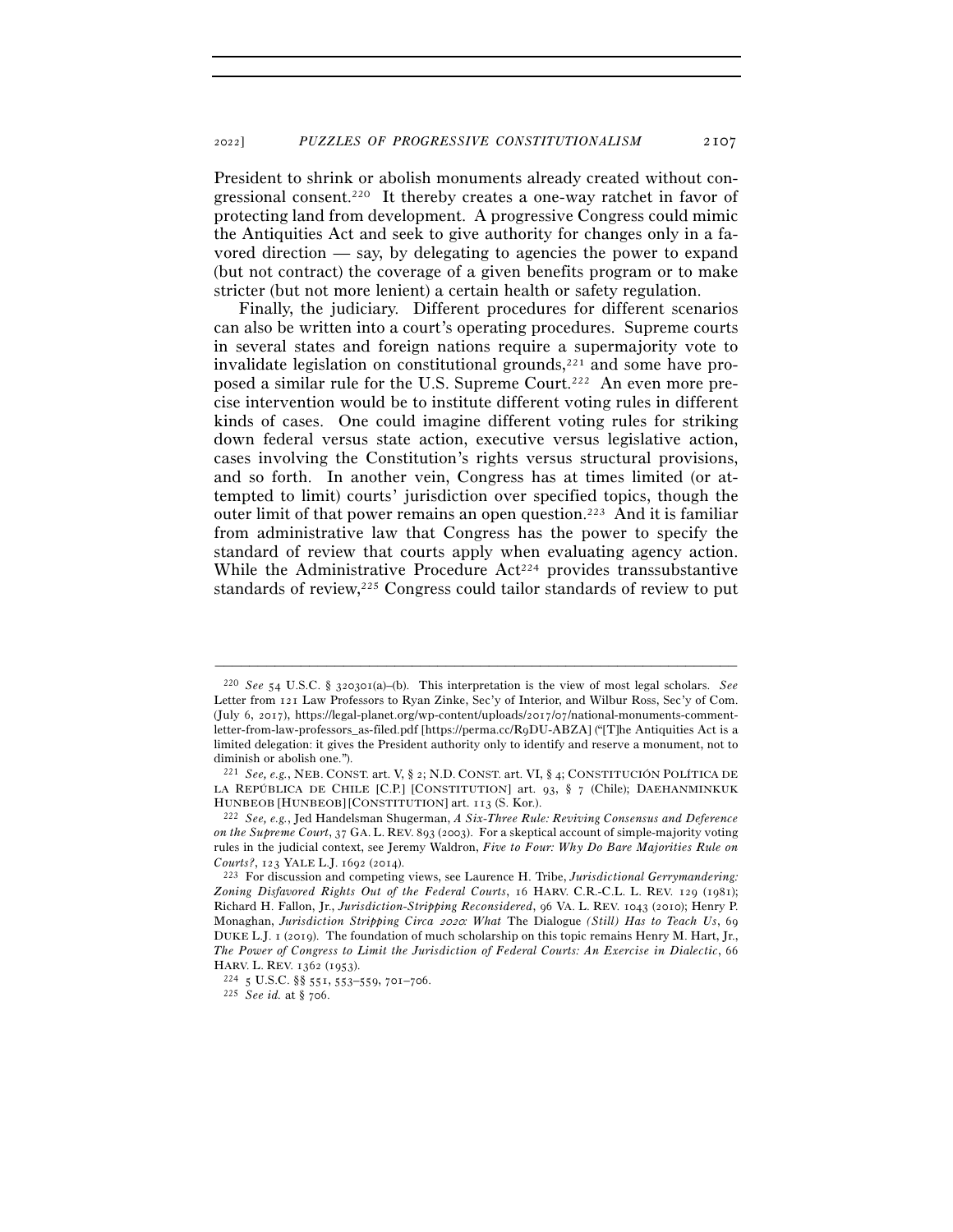President to shrink or abolish monuments already created without congressional consent.[220] It thereby creates a one-way ratchet in favor of protecting land from development. A progressive Congress could mimic the Antiquities Act and seek to give authority for changes only in a favored direction — say, by delegating to agencies the power to expand (but not contract) the coverage of a given benefits program or to make stricter (but not more lenient) a certain health or safety regulation.

Finally, the judiciary. Different procedures for different scenarios can also be written into a court's operating procedures. Supreme courts in several states and foreign nations require a supermajority vote to invalidate legislation on constitutional grounds,[221] and some have proposed a similar rule for the U.S. Supreme Court.[222] An even more precise intervention would be to institute different voting rules in different kinds of cases. One could imagine different voting rules for striking down federal versus state action, executive versus legislative action, cases involving the Constitution's rights versus structural provisions, and so forth. In another vein, Congress has at times limited (or attempted to limit) courts' jurisdiction over specified topics, though the outer limit of that power remains an open question.[223] And it is familiar from administrative law that Congress has the power to specify the standard of review that courts apply when evaluating agency action. While the Administrative Procedure Act[224] provides transsubstantive standards of review,[225] Congress could tailor standards of review to put

---

[220] *See* 54 U.S.C. § 320301(a)–(b). This interpretation is the view of most legal scholars. *See* Letter from 121 Law Professors to Ryan Zinke, Sec'y of Interior, and Wilbur Ross, Sec'y of Com. (July 6, 2017), https://legal-planet.org/wp-content/uploads/2017/07/national-monuments-comment-letter-from-law-professors_as-filed.pdf [https://perma.cc/R9DU-ABZA] ("[T]he Antiquities Act is a limited delegation: it gives the President authority only to identify and reserve a monument, not to diminish or abolish one.").

[221] *See, e.g.*, NEB. CONST. art. V, § 2; N.D. CONST. art. VI, § 4; CONSTITUCIÓN POLÍTICA DE LA REPÚBLICA DE CHILE [C.P.] [CONSTITUTION] art. 93, § 7 (Chile); DAEHANMINKUK HUNBEOB [HUNBEOB] [CONSTITUTION] art. 113 (S. Kor.).

[222] *See, e.g.*, Jed Handelsman Shugerman, *A Six-Three Rule: Reviving Consensus and Deference on the Supreme Court*, 37 GA. L. REV. 893 (2003). For a skeptical account of simple-majority voting rules in the judicial context, see Jeremy Waldron, *Five to Four: Why Do Bare Majorities Rule on Courts?*, 123 YALE L.J. 1692 (2014).

[223] For discussion and competing views, see Laurence H. Tribe, *Jurisdictional Gerrymandering: Zoning Disfavored Rights Out of the Federal Courts*, 16 HARV. C.R.-C.L. L. REV. 129 (1981); Richard H. Fallon, Jr., *Jurisdiction-Stripping Reconsidered*, 96 VA. L. REV. 1043 (2010); Henry P. Monaghan, *Jurisdiction Stripping Circa 2020: What* The Dialogue *(Still) Has to Teach Us*, 69 DUKE L.J. 1 (2019). The foundation of much scholarship on this topic remains Henry M. Hart, Jr., *The Power of Congress to Limit the Jurisdiction of Federal Courts: An Exercise in Dialectic*, 66 HARV. L. REV. 1362 (1953).

[224] 5 U.S.C. §§ 551, 553–559, 701–706.

[225] *See id.* at § 706.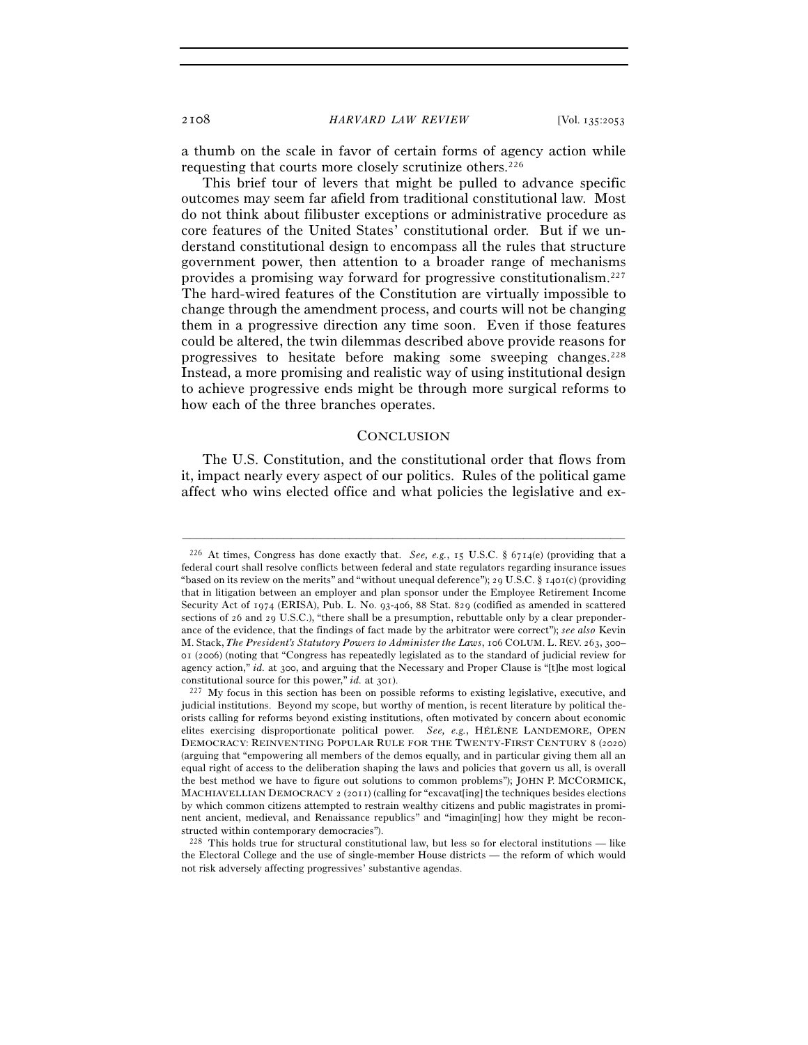a thumb on the scale in favor of certain forms of agency action while requesting that courts more closely scrutinize others.[226]

This brief tour of levers that might be pulled to advance specific outcomes may seem far afield from traditional constitutional law. Most do not think about filibuster exceptions or administrative procedure as core features of the United States' constitutional order. But if we understand constitutional design to encompass all the rules that structure government power, then attention to a broader range of mechanisms provides a promising way forward for progressive constitutionalism.[227] The hard-wired features of the Constitution are virtually impossible to change through the amendment process, and courts will not be changing them in a progressive direction any time soon. Even if those features could be altered, the twin dilemmas described above provide reasons for progressives to hesitate before making some sweeping changes.[228] Instead, a more promising and realistic way of using institutional design to achieve progressive ends might be through more surgical reforms to how each of the three branches operates.

## CONCLUSION

The U.S. Constitution, and the constitutional order that flows from it, impact nearly every aspect of our politics. Rules of the political game affect who wins elected office and what policies the legislative and ex-

---

[226] At times, Congress has done exactly that. *See, e.g.*, 15 U.S.C. § 6714(e) (providing that a federal court shall resolve conflicts between federal and state regulators regarding insurance issues "based on its review on the merits" and "without unequal deference"); 29 U.S.C. § 1401(c) (providing that in litigation between an employer and plan sponsor under the Employee Retirement Income Security Act of 1974 (ERISA), Pub. L. No. 93-406, 88 Stat. 829 (codified as amended in scattered sections of 26 and 29 U.S.C.), "there shall be a presumption, rebuttable only by a clear preponderance of the evidence, that the findings of fact made by the arbitrator were correct"); *see also* Kevin M. Stack, *The President's Statutory Powers to Administer the Laws*, 106 COLUM. L. REV. 263, 300–01 (2006) (noting that "Congress has repeatedly legislated as to the standard of judicial review for agency action," *id.* at 300, and arguing that the Necessary and Proper Clause is "[t]he most logical constitutional source for this power," *id.* at 301).

[227] My focus in this section has been on possible reforms to existing legislative, executive, and judicial institutions. Beyond my scope, but worthy of mention, is recent literature by political theorists calling for reforms beyond existing institutions, often motivated by concern about economic elites exercising disproportionate political power. *See, e.g.*, HÉLÈNE LANDEMORE, OPEN DEMOCRACY: REINVENTING POPULAR RULE FOR THE TWENTY-FIRST CENTURY 8 (2020) (arguing that "empowering all members of the demos equally, and in particular giving them all an equal right of access to the deliberation shaping the laws and policies that govern us all, is overall the best method we have to figure out solutions to common problems"); JOHN P. MCCORMICK, MACHIAVELLIAN DEMOCRACY 2 (2011) (calling for "excavat[ing] the techniques besides elections by which common citizens attempted to restrain wealthy citizens and public magistrates in prominent ancient, medieval, and Renaissance republics" and "imagin[ing] how they might be reconstructed within contemporary democracies").

[228] This holds true for structural constitutional law, but less so for electoral institutions — like the Electoral College and the use of single-member House districts — the reform of which would not risk adversely affecting progressives' substantive agendas.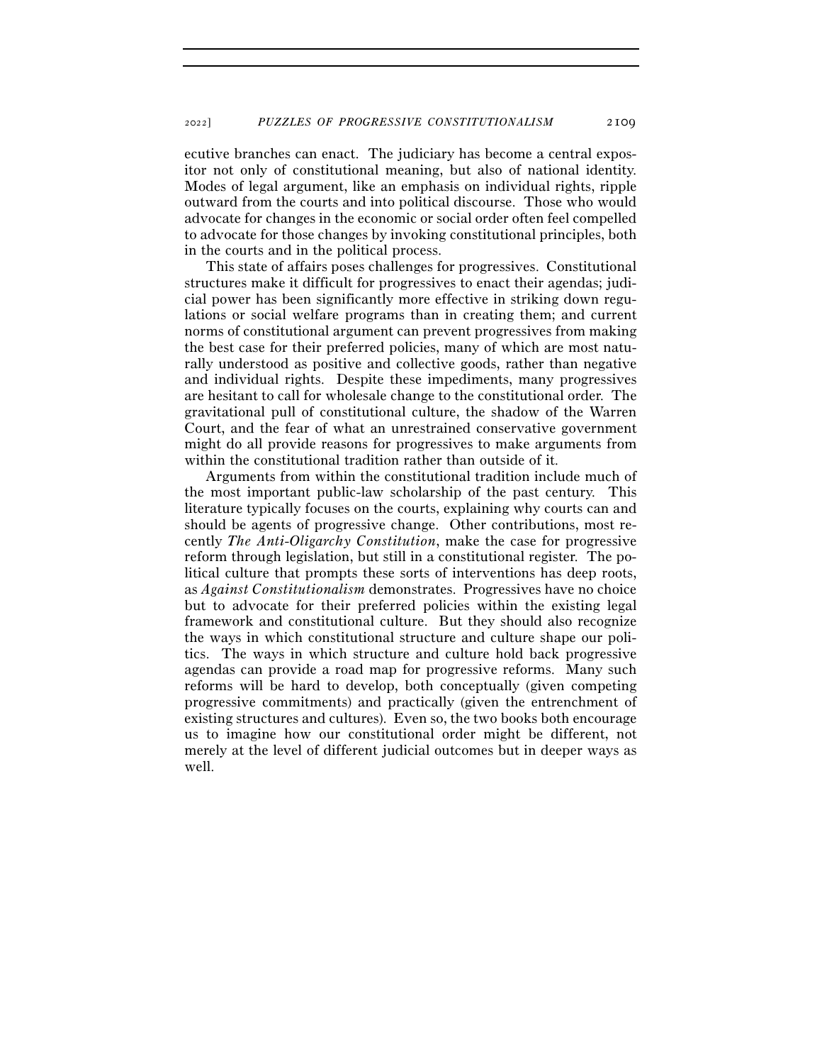ecutive branches can enact. The judiciary has become a central expositor not only of constitutional meaning, but also of national identity. Modes of legal argument, like an emphasis on individual rights, ripple outward from the courts and into political discourse. Those who would advocate for changes in the economic or social order often feel compelled to advocate for those changes by invoking constitutional principles, both in the courts and in the political process.

This state of affairs poses challenges for progressives. Constitutional structures make it difficult for progressives to enact their agendas; judicial power has been significantly more effective in striking down regulations or social welfare programs than in creating them; and current norms of constitutional argument can prevent progressives from making the best case for their preferred policies, many of which are most naturally understood as positive and collective goods, rather than negative and individual rights. Despite these impediments, many progressives are hesitant to call for wholesale change to the constitutional order. The gravitational pull of constitutional culture, the shadow of the Warren Court, and the fear of what an unrestrained conservative government might do all provide reasons for progressives to make arguments from within the constitutional tradition rather than outside of it.

Arguments from within the constitutional tradition include much of the most important public-law scholarship of the past century. This literature typically focuses on the courts, explaining why courts can and should be agents of progressive change. Other contributions, most recently *The Anti-Oligarchy Constitution*, make the case for progressive reform through legislation, but still in a constitutional register. The political culture that prompts these sorts of interventions has deep roots, as *Against Constitutionalism* demonstrates. Progressives have no choice but to advocate for their preferred policies within the existing legal framework and constitutional culture. But they should also recognize the ways in which constitutional structure and culture shape our politics. The ways in which structure and culture hold back progressive agendas can provide a road map for progressive reforms. Many such reforms will be hard to develop, both conceptually (given competing progressive commitments) and practically (given the entrenchment of existing structures and cultures). Even so, the two books both encourage us to imagine how our constitutional order might be different, not merely at the level of different judicial outcomes but in deeper ways as well.